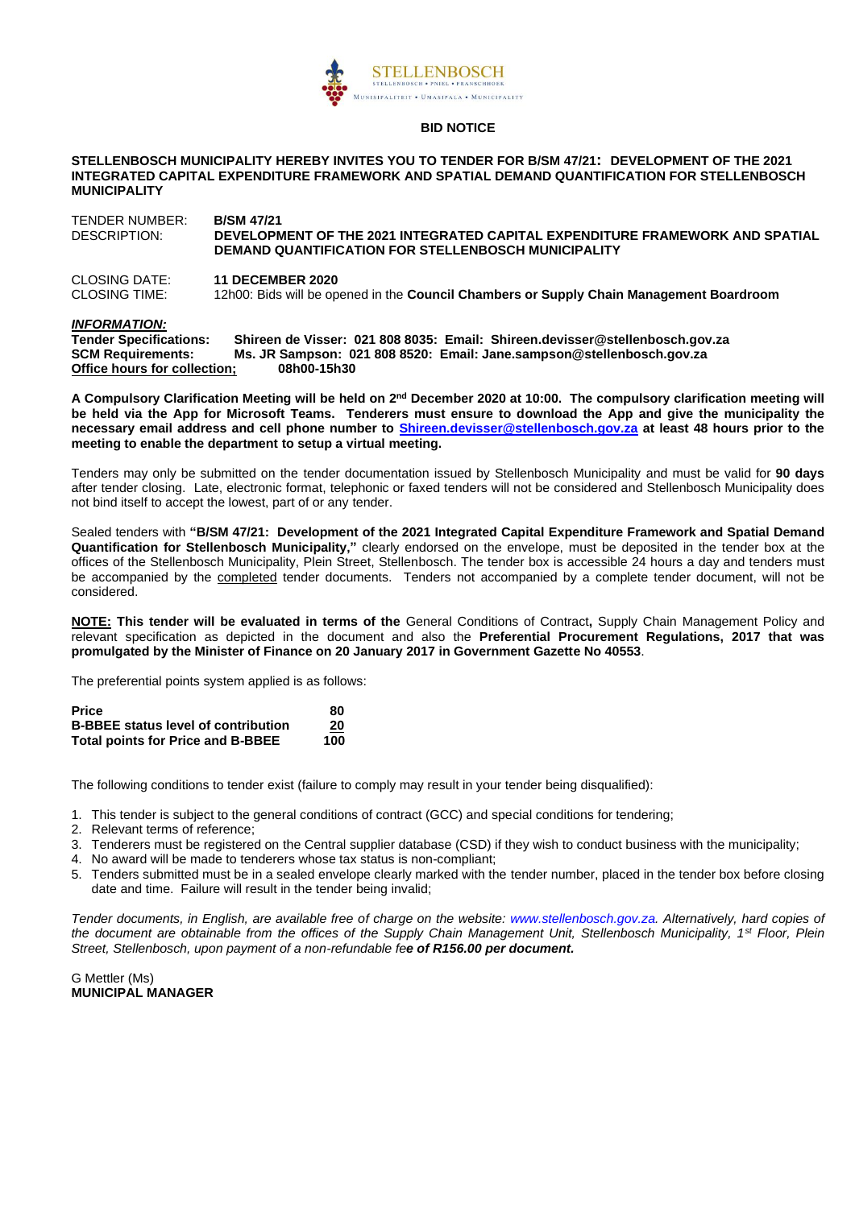STELLENBOSCH
STELLENBOSCH • PNIEL • FRANSCHHOEK
MUNISIPALITEIT • UMASIPALA • MUNICIPALITY

**BID NOTICE**

**STELLENBOSCH MUNICIPALITY HEREBY INVITES YOU TO TENDER FOR B/SM 47/21: DEVELOPMENT OF THE 2021 INTEGRATED CAPITAL EXPENDITURE FRAMEWORK AND SPATIAL DEMAND QUANTIFICATION FOR STELLENBOSCH MUNICIPALITY**

TENDER NUMBER: **B/SM 47/21**
DESCRIPTION: **DEVELOPMENT OF THE 2021 INTEGRATED CAPITAL EXPENDITURE FRAMEWORK AND SPATIAL DEMAND QUANTIFICATION FOR STELLENBOSCH MUNICIPALITY**

CLOSING DATE: **11 DECEMBER 2020**
CLOSING TIME: 12h00: Bids will be opened in the **Council Chambers or Supply Chain Management Boardroom**

***INFORMATION:***
**Tender Specifications: Shireen de Visser: 021 808 8035: Email: Shireen.devisser@stellenbosch.gov.za**
**SCM Requirements: Ms. JR Sampson: 021 808 8520: Email: Jane.sampson@stellenbosch.gov.za**
**Office hours for collection; 08h00-15h30**

**A Compulsory Clarification Meeting will be held on 2nd December 2020 at 10:00. The compulsory clarification meeting will be held via the App for Microsoft Teams. Tenderers must ensure to download the App and give the municipality the necessary email address and cell phone number to Shireen.devisser@stellenbosch.gov.za at least 48 hours prior to the meeting to enable the department to setup a virtual meeting.**

Tenders may only be submitted on the tender documentation issued by Stellenbosch Municipality and must be valid for **90 days** after tender closing. Late, electronic format, telephonic or faxed tenders will not be considered and Stellenbosch Municipality does not bind itself to accept the lowest, part of or any tender.

Sealed tenders with **"B/SM 47/21: Development of the 2021 Integrated Capital Expenditure Framework and Spatial Demand Quantification for Stellenbosch Municipality,"** clearly endorsed on the envelope, must be deposited in the tender box at the offices of the Stellenbosch Municipality, Plein Street, Stellenbosch. The tender box is accessible 24 hours a day and tenders must be accompanied by the completed tender documents. Tenders not accompanied by a complete tender document, will not be considered.

**NOTE: This tender will be evaluated in terms of the** General Conditions of Contract**,** Supply Chain Management Policy and relevant specification as depicted in the document and also the **Preferential Procurement Regulations, 2017 that was promulgated by the Minister of Finance on 20 January 2017 in Government Gazette No 40553**.

The preferential points system applied is as follows:

| | |
|---|---|
| **Price** | **80** |
| **B-BBEE status level of contribution** | **20** |
| **Total points for Price and B-BBEE** | **100** |

The following conditions to tender exist (failure to comply may result in your tender being disqualified):

1. This tender is subject to the general conditions of contract (GCC) and special conditions for tendering;
2. Relevant terms of reference;
3. Tenderers must be registered on the Central supplier database (CSD) if they wish to conduct business with the municipality;
4. No award will be made to tenderers whose tax status is non-compliant;
5. Tenders submitted must be in a sealed envelope clearly marked with the tender number, placed in the tender box before closing date and time. Failure will result in the tender being invalid;

*Tender documents, in English, are available free of charge on the website: www.stellenbosch.gov.za. Alternatively, hard copies of the document are obtainable from the offices of the Supply Chain Management Unit, Stellenbosch Municipality, 1st Floor, Plein Street, Stellenbosch, upon payment of a non-refundable fe**e of R156.00 per document.***

G Mettler (Ms)
**MUNICIPAL MANAGER**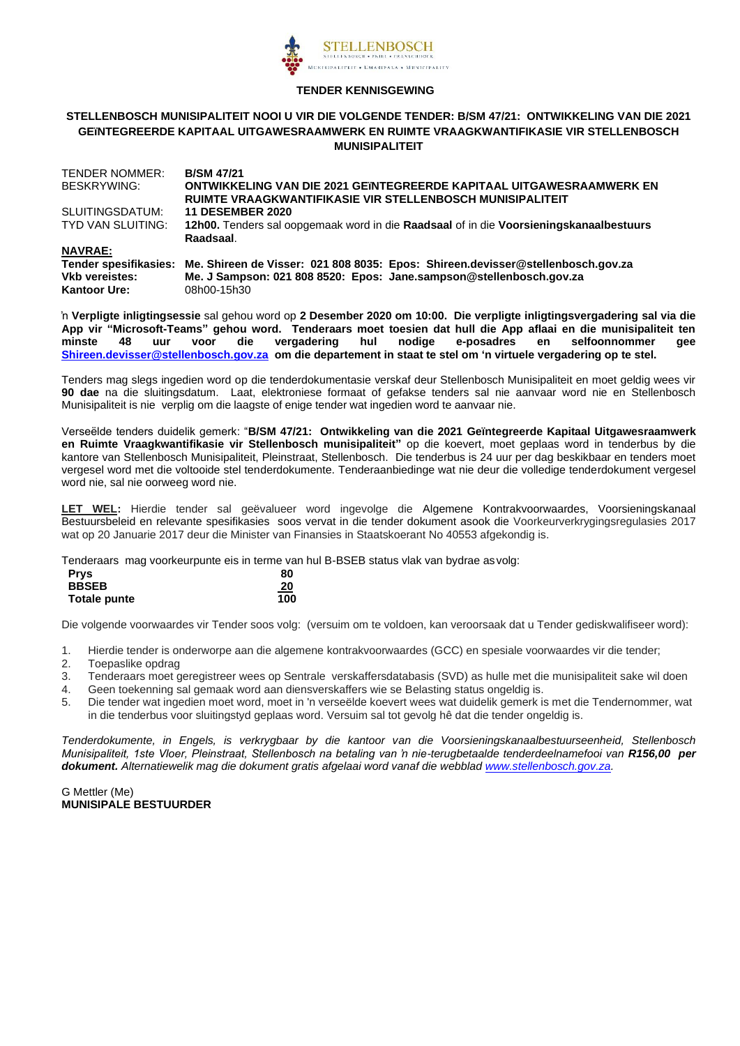**TENDER KENNISGEWING**

**STELLENBOSCH MUNISIPALITEIT NOOI U VIR DIE VOLGENDE TENDER: B/SM 47/21: ONTWIKKELING VAN DIE 2021 GEÏNTEGREERDE KAPITAAL UITGAWESRAAMWERK EN RUIMTE VRAAGKWANTIFIKASIE VIR STELLENBOSCH MUNISIPALITEIT**

| | |
|---|---|
| TENDER NOMMER: | **B/SM 47/21** |
| BESKRYWING: | **ONTWIKKELING VAN DIE 2021 GEÏNTEGREERDE KAPITAAL UITGAWESRAAMWERK EN RUIMTE VRAAGKWANTIFIKASIE VIR STELLENBOSCH MUNISIPALITEIT** |
| SLUITINGSDATUM: | **11 DESEMBER 2020** |
| TYD VAN SLUITING: | **12h00.** Tenders sal oopgemaak word in die **Raadsaal** of in die **Voorsieningskanaalbestuurs Raadsaal**. |
| **NAVRAE:** | |
| **Tender spesifikasies:** | **Me. Shireen de Visser: 021 808 8035: Epos: Shireen.devisser@stellenbosch.gov.za** |
| **Vkb vereistes:** | **Me. J Sampson: 021 808 8520: Epos: Jane.sampson@stellenbosch.gov.za** |
| **Kantoor Ure:** | 08h00-15h30 |

'n **Verpligte inligtingsessie** sal gehou word op **2 Desember 2020 om 10:00. Die verpligte inligtingsvergadering sal via die App vir "Microsoft-Teams" gehou word. Tenderaars moet toesien dat hull die App aflaai en die munisipaliteit ten minste 48 uur voor die vergadering hul nodige e-posadres en selfoonnommer gee Shireen.devisser@stellenbosch.gov.za om die departement in staat te stel om 'n virtuele vergadering op te stel.**

Tenders mag slegs ingedien word op die tenderdokumentasie verskaf deur Stellenbosch Munisipaliteit en moet geldig wees vir **90 dae** na die sluitingsdatum. Laat, elektroniese formaat of gefakse tenders sal nie aanvaar word nie en Stellenbosch Munisipaliteit is nie verplig om die laagste of enige tender wat ingedien word te aanvaar nie.

Verseëlde tenders duidelik gemerk: "**B/SM 47/21: Ontwikkeling van die 2021 Geïntegreerde Kapitaal Uitgawesraamwerk en Ruimte Vraagkwantifikasie vir Stellenbosch munisipaliteit"** op die koevert, moet geplaas word in tenderbus by die kantore van Stellenbosch Munisipaliteit, Pleinstraat, Stellenbosch. Die tenderbus is 24 uur per dag beskikbaar en tenders moet vergesel word met die voltooide stel tenderdokumente. Tenderaanbiedinge wat nie deur die volledige tenderdokument vergesel word nie, sal nie oorweeg word nie.

**LET WEL:** Hierdie tender sal geëvalueer word ingevolge die Algemene Kontrakvoorwaardes, Voorsieningskanaal Bestuursbeleid en relevante spesifikasies soos vervat in die tender dokument asook die Voorkeurverkrygingsregulasies 2017 wat op 20 Januarie 2017 deur die Minister van Finansies in Staatskoerant No 40553 afgekondig is.

Tenderaars mag voorkeurpunte eis in terme van hul B-BSEB status vlak van bydrae as volg:

| | |
|---|---|
| **Prys** | **80** |
| **BBSEB** | **20** |
| **Totale punte** | **100** |

Die volgende voorwaardes vir Tender soos volg: (versuim om te voldoen, kan veroorsaak dat u Tender gediskwalifiseer word):

1. Hierdie tender is onderworpe aan die algemene kontrakvoorwaardes (GCC) en spesiale voorwaardes vir die tender;
2. Toepaslike opdrag
3. Tenderaars moet geregistreer wees op Sentrale verskaffersdatabasis (SVD) as hulle met die munisipaliteit sake wil doen
4. Geen toekenning sal gemaak word aan diensverskaffers wie se Belasting status ongeldig is.
5. Die tender wat ingedien moet word, moet in 'n verseëlde koevert wees wat duidelik gemerk is met die Tendernommer, wat in die tenderbus voor sluitingstyd geplaas word. Versuim sal tot gevolg hê dat die tender ongeldig is.

*Tenderdokumente, in Engels, is verkrygbaar by die kantoor van die Voorsieningskanaalbestuurseenheid, Stellenbosch Munisipaliteit, 1ste Vloer, Pleinstraat, Stellenbosch na betaling van 'n nie-terugbetaalde tenderdeelnamefooi van **R156,00 per dokument.** Alternatiewelik mag die dokument gratis afgelaai word vanaf die webblad www.stellenbosch.gov.za.*

G Mettler (Me)
**MUNISIPALE BESTUURDER**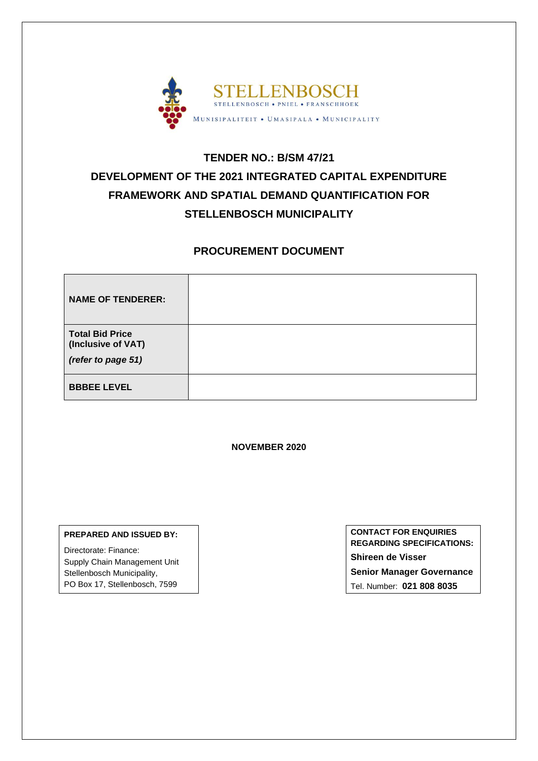STELLENBOSCH

STELLENBOSCH • PNIEL • FRANSCHHOEK

MUNISIPALITEIT • UMASIPALA • MUNICIPALITY

# TENDER NO.: B/SM 47/21

# DEVELOPMENT OF THE 2021 INTEGRATED CAPITAL EXPENDITURE FRAMEWORK AND SPATIAL DEMAND QUANTIFICATION FOR STELLENBOSCH MUNICIPALITY

## PROCUREMENT DOCUMENT

| | |
|---|---|
| **NAME OF TENDERER:** | |
| **Total Bid Price (Inclusive of VAT)** *(refer to page 51)* | |
| **BBBEE LEVEL** | |

**NOVEMBER 2020**

**PREPARED AND ISSUED BY:**

Directorate: Finance:
Supply Chain Management Unit
Stellenbosch Municipality,
PO Box 17, Stellenbosch, 7599

**CONTACT FOR ENQUIRIES REGARDING SPECIFICATIONS:**

**Shireen de Visser**

**Senior Manager Governance**

Tel. Number: **021 808 8035**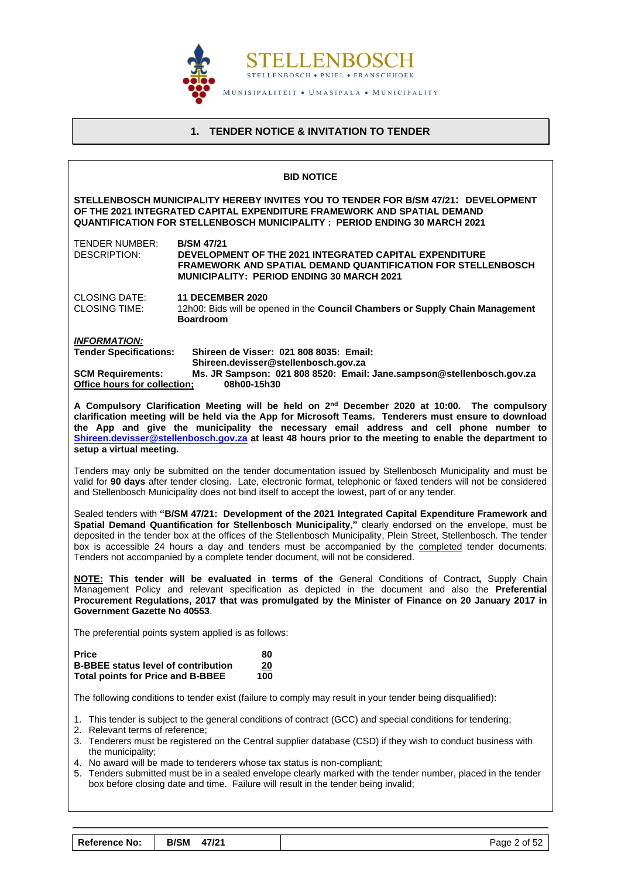STELLENBOSCH

STELLENBOSCH • PNIEL • FRANSCHHOEK

MUNISIPALITEIT • UMASIPALA • MUNICIPALITY

# 1. TENDER NOTICE & INVITATION TO TENDER

**BID NOTICE**

**STELLENBOSCH MUNICIPALITY HEREBY INVITES YOU TO TENDER FOR B/SM 47/21: DEVELOPMENT OF THE 2021 INTEGRATED CAPITAL EXPENDITURE FRAMEWORK AND SPATIAL DEMAND QUANTIFICATION FOR STELLENBOSCH MUNICIPALITY : PERIOD ENDING 30 MARCH 2021**

| | |
|---|---|
| TENDER NUMBER: | **B/SM 47/21** |
| DESCRIPTION: | **DEVELOPMENT OF THE 2021 INTEGRATED CAPITAL EXPENDITURE FRAMEWORK AND SPATIAL DEMAND QUANTIFICATION FOR STELLENBOSCH MUNICIPALITY: PERIOD ENDING 30 MARCH 2021** |
| CLOSING DATE: | **11 DECEMBER 2020** |
| CLOSING TIME: | 12h00: Bids will be opened in the **Council Chambers or Supply Chain Management Boardroom** |

***INFORMATION:***

| | |
|---|---|
| **Tender Specifications:** | **Shireen de Visser: 021 808 8035: Email: Shireen.devisser@stellenbosch.gov.za** |
| **SCM Requirements:** | **Ms. JR Sampson: 021 808 8520: Email: Jane.sampson@stellenbosch.gov.za** |
| **Office hours for collection;** | **08h00-15h30** |

**A Compulsory Clarification Meeting will be held on 2nd December 2020 at 10:00. The compulsory clarification meeting will be held via the App for Microsoft Teams. Tenderers must ensure to download the App and give the municipality the necessary email address and cell phone number to Shireen.devisser@stellenbosch.gov.za at least 48 hours prior to the meeting to enable the department to setup a virtual meeting.**

Tenders may only be submitted on the tender documentation issued by Stellenbosch Municipality and must be valid for **90 days** after tender closing. Late, electronic format, telephonic or faxed tenders will not be considered and Stellenbosch Municipality does not bind itself to accept the lowest, part of or any tender.

Sealed tenders with **"B/SM 47/21: Development of the 2021 Integrated Capital Expenditure Framework and Spatial Demand Quantification for Stellenbosch Municipality,"** clearly endorsed on the envelope, must be deposited in the tender box at the offices of the Stellenbosch Municipality, Plein Street, Stellenbosch. The tender box is accessible 24 hours a day and tenders must be accompanied by the completed tender documents. Tenders not accompanied by a complete tender document, will not be considered.

**NOTE: This tender will be evaluated in terms of the** General Conditions of Contract**,** Supply Chain Management Policy and relevant specification as depicted in the document and also the **Preferential Procurement Regulations, 2017 that was promulgated by the Minister of Finance on 20 January 2017 in Government Gazette No 40553**.

The preferential points system applied is as follows:

| | |
|---|---|
| **Price** | **80** |
| **B-BBEE status level of contribution** | **20** |
| **Total points for Price and B-BBEE** | **100** |

The following conditions to tender exist (failure to comply may result in your tender being disqualified):

1. This tender is subject to the general conditions of contract (GCC) and special conditions for tendering;
2. Relevant terms of reference;
3. Tenderers must be registered on the Central supplier database (CSD) if they wish to conduct business with the municipality;
4. No award will be made to tenderers whose tax status is non-compliant;
5. Tenders submitted must be in a sealed envelope clearly marked with the tender number, placed in the tender box before closing date and time. Failure will result in the tender being invalid;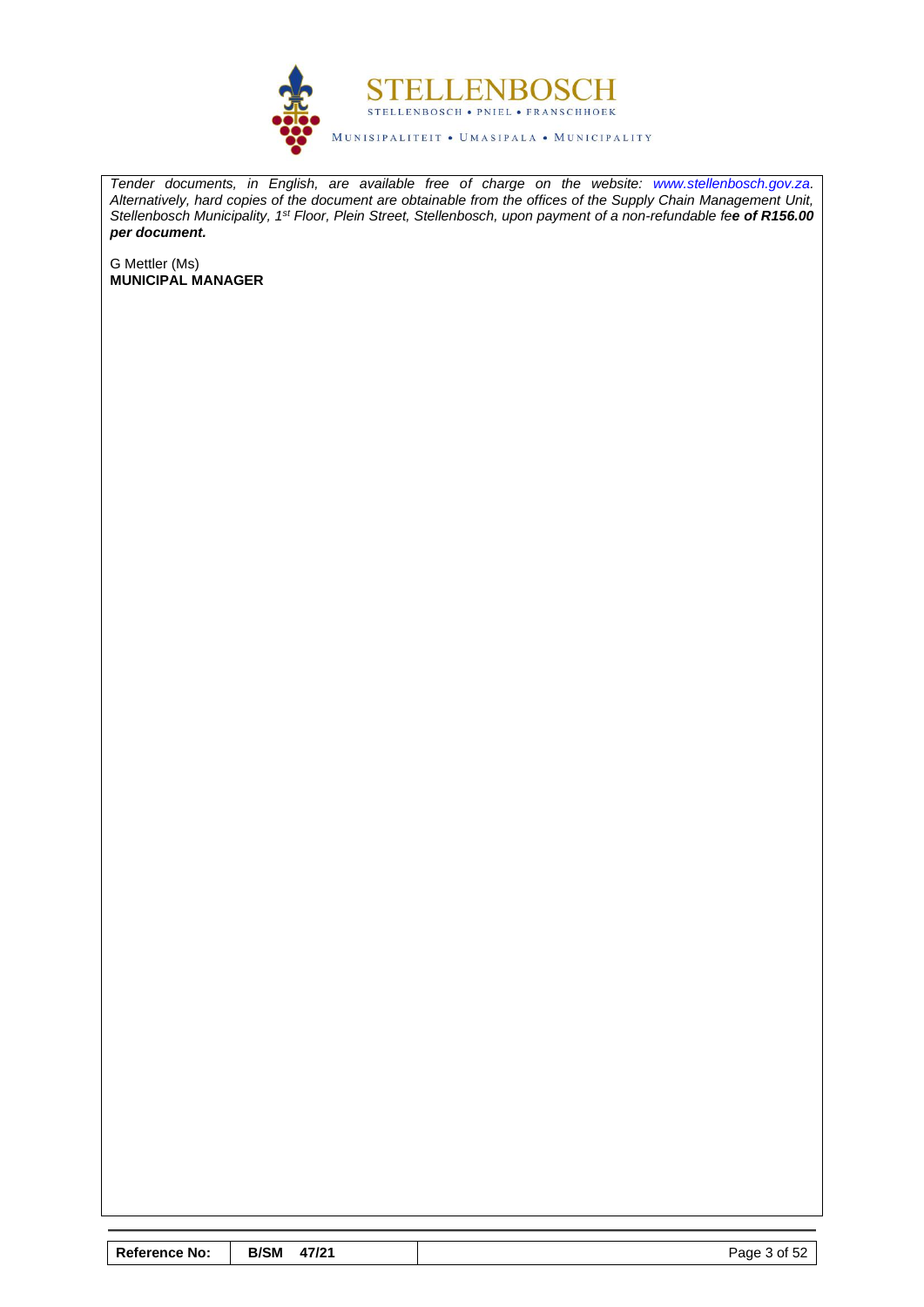*Tender documents, in English, are available free of charge on the website: www.stellenbosch.gov.za. Alternatively, hard copies of the document are obtainable from the offices of the Supply Chain Management Unit, Stellenbosch Municipality, 1st Floor, Plein Street, Stellenbosch, upon payment of a non-refundable fe**e of R156.00 per document.***

G Mettler (Ms)
**MUNICIPAL MANAGER**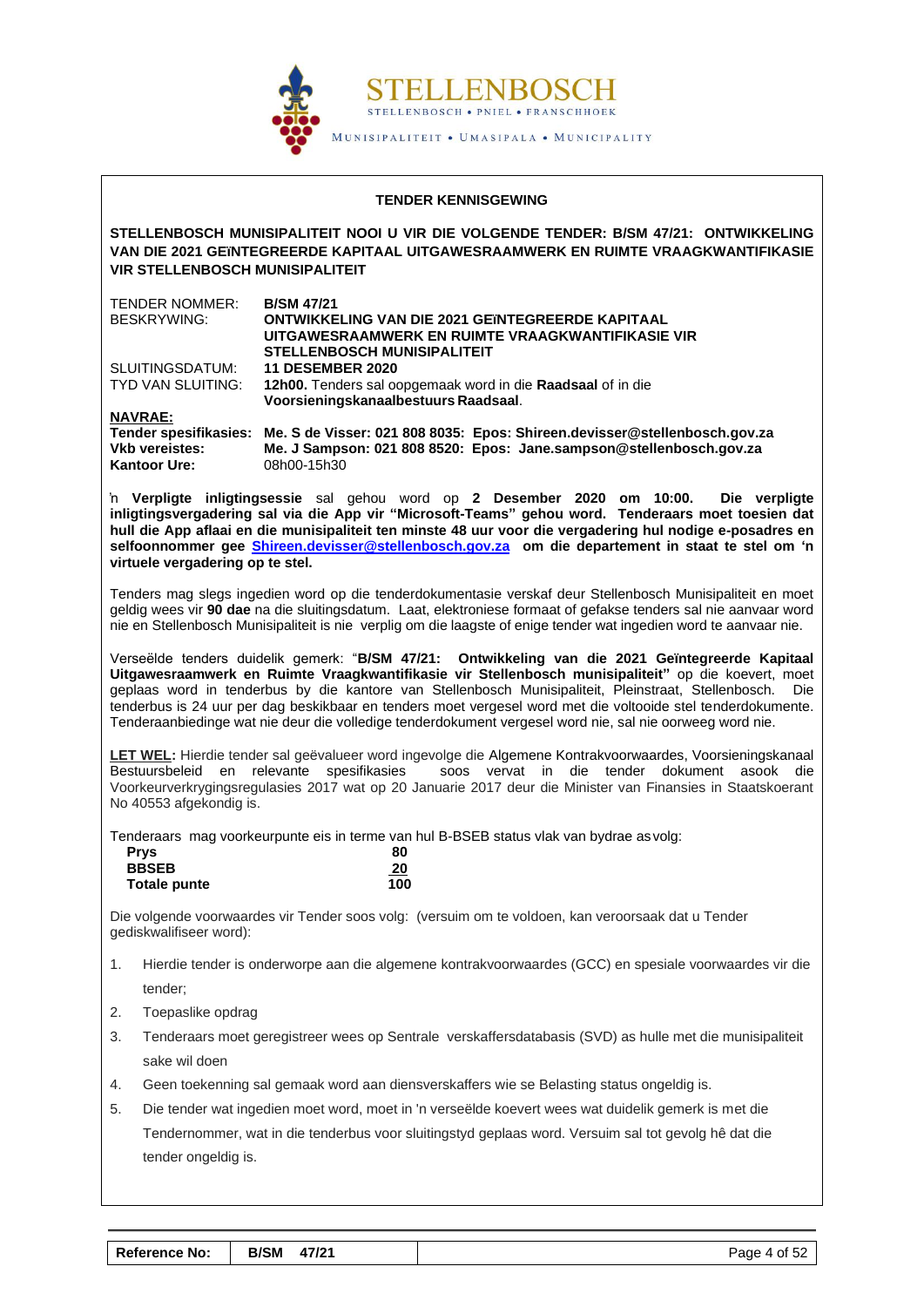**STELLENBOSCH**

STELLENBOSCH • PNIEL • FRANSCHHOEK

MUNISIPALITEIT • UMASIPALA • MUNICIPALITY

**TENDER KENNISGEWING**

**STELLENBOSCH MUNISIPALITEIT NOOI U VIR DIE VOLGENDE TENDER: B/SM 47/21: ONTWIKKELING VAN DIE 2021 GEÏNTEGREERDE KAPITAAL UITGAWESRAAMWERK EN RUIMTE VRAAGKWANTIFIKASIE VIR STELLENBOSCH MUNISIPALITEIT**

| | |
|---|---|
| TENDER NOMMER: | **B/SM 47/21** |
| BESKRYWING: | **ONTWIKKELING VAN DIE 2021 GEÏNTEGREERDE KAPITAAL UITGAWESRAAMWERK EN RUIMTE VRAAGKWANTIFIKASIE VIR STELLENBOSCH MUNISIPALITEIT** |
| SLUITINGSDATUM: | **11 DESEMBER 2020** |
| TYD VAN SLUITING: | **12h00.** Tenders sal oopgemaak word in die **Raadsaal** of in die **Voorsieningskanaalbestuurs Raadsaal**. |

**NAVRAE:**

| | |
|---|---|
| **Tender spesifikasies:** | **Me. S de Visser: 021 808 8035: Epos: Shireen.devisser@stellenbosch.gov.za** |
| **Vkb vereistes:** | **Me. J Sampson: 021 808 8520: Epos: Jane.sampson@stellenbosch.gov.za** |
| **Kantoor Ure:** | 08h00-15h30 |

'n **Verpligte inligtingsessie** sal gehou word op **2 Desember 2020 om 10:00. Die verpligte inligtingsvergadering sal via die App vir "Microsoft-Teams" gehou word. Tenderaars moet toesien dat hull die App aflaai en die munisipaliteit ten minste 48 uur voor die vergadering hul nodige e-posadres en selfoonnommer gee Shireen.devisser@stellenbosch.gov.za om die departement in staat te stel om 'n virtuele vergadering op te stel.**

Tenders mag slegs ingedien word op die tenderdokumentasie verskaf deur Stellenbosch Munisipaliteit en moet geldig wees vir **90 dae** na die sluitingsdatum. Laat, elektroniese formaat of gefakse tenders sal nie aanvaar word nie en Stellenbosch Munisipaliteit is nie verplig om die laagste of enige tender wat ingedien word te aanvaar nie.

Verseëlde tenders duidelik gemerk: "**B/SM 47/21: Ontwikkeling van die 2021 Geïntegreerde Kapitaal Uitgawesraamwerk en Ruimte Vraagkwantifikasie vir Stellenbosch munisipaliteit"** op die koevert, moet geplaas word in tenderbus by die kantore van Stellenbosch Munisipaliteit, Pleinstraat, Stellenbosch. Die tenderbus is 24 uur per dag beskikbaar en tenders moet vergesel word met die voltooide stel tenderdokumente. Tenderaanbiedinge wat nie deur die volledige tenderdokument vergesel word nie, sal nie oorweeg word nie.

**LET WEL:** Hierdie tender sal geëvalueer word ingevolge die Algemene Kontrakvoorwaardes, Voorsieningskanaal Bestuursbeleid en relevante spesifikasies soos vervat in die tender dokument asook die Voorkeurverkrygingsregulasies 2017 wat op 20 Januarie 2017 deur die Minister van Finansies in Staatskoerant No 40553 afgekondig is.

Tenderaars mag voorkeurpunte eis in terme van hul B-BSEB status vlak van bydrae as volg:

| | |
|---|---|
| **Prys** | **80** |
| **BBSEB** | **20** |
| **Totale punte** | **100** |

Die volgende voorwaardes vir Tender soos volg: (versuim om te voldoen, kan veroorsaak dat u Tender gediskwalifiseer word):

1. Hierdie tender is onderworpe aan die algemene kontrakvoorwaardes (GCC) en spesiale voorwaardes vir die tender;
2. Toepaslike opdrag
3. Tenderaars moet geregistreer wees op Sentrale verskaffersdatabasis (SVD) as hulle met die munisipaliteit sake wil doen
4. Geen toekenning sal gemaak word aan diensverskaffers wie se Belasting status ongeldig is.
5. Die tender wat ingedien moet word, moet in 'n verseëlde koevert wees wat duidelik gemerk is met die Tendernommer, wat in die tenderbus voor sluitingstyd geplaas word. Versuim sal tot gevolg hê dat die tender ongeldig is.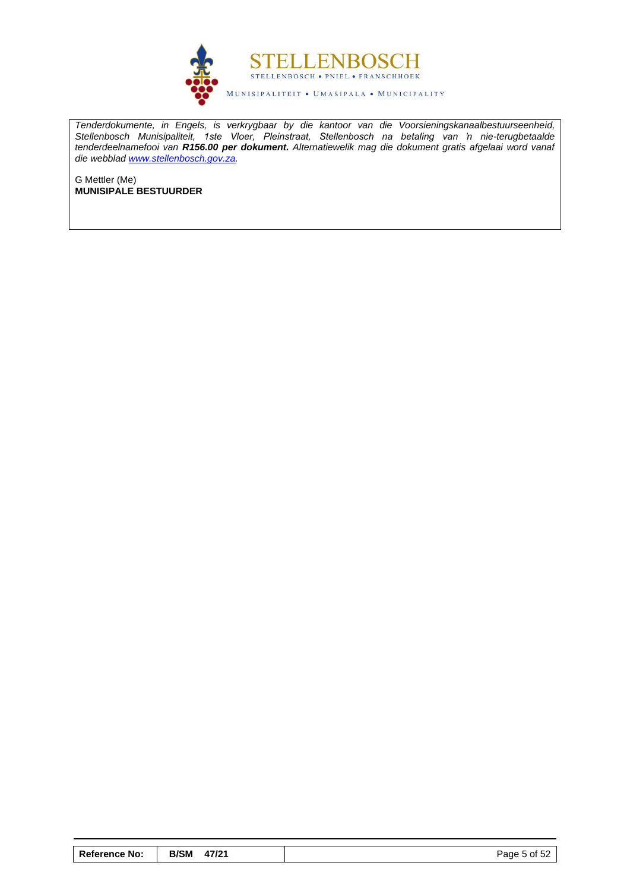*Tenderdokumente, in Engels, is verkrygbaar by die kantoor van die Voorsieningskanaalbestuurseenheid, Stellenbosch Munisipaliteit, 1ste Vloer, Pleinstraat, Stellenbosch na betaling van 'n nie-terugbetaalde tenderdeelnamefooi van **R156.00 per dokument.** Alternatiewelik mag die dokument gratis afgelaai word vanaf die webblad [www.stellenbosch.gov.za](http://www.stellenbosch.gov.za).*

G Mettler (Me)
**MUNISIPALE BESTUURDER**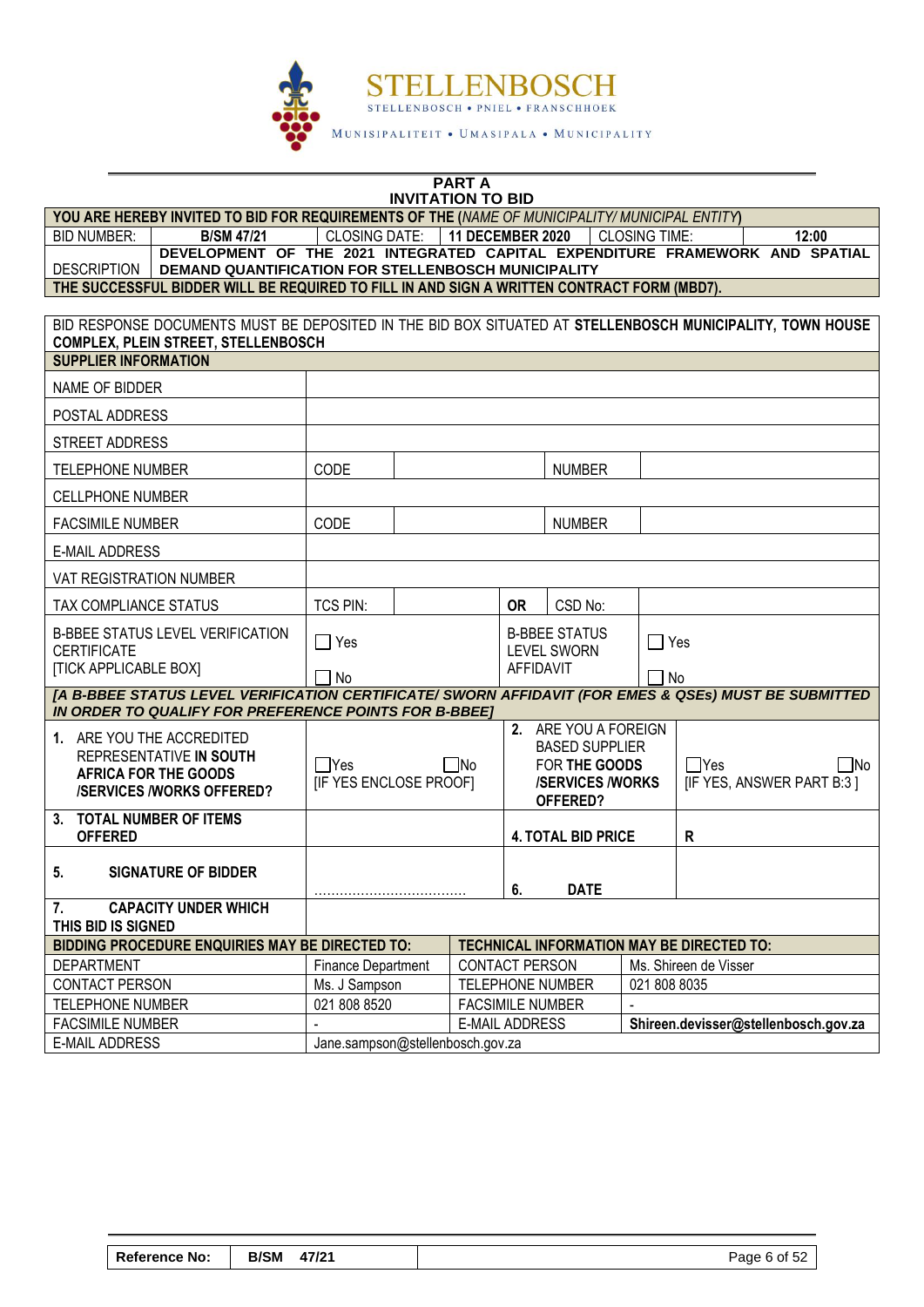STELLENBOSCH

STELLENBOSCH • PNIEL • FRANSCHHOEK

MUNISIPALITEIT • UMASIPALA • MUNICIPALITY

## PART A
## INVITATION TO BID

| YOU ARE HEREBY INVITED TO BID FOR REQUIREMENTS OF THE (*NAME OF MUNICIPALITY/ MUNICIPAL ENTITY*) | | | | | |
|---|---|---|---|---|---|
| BID NUMBER: | **B/SM 47/21** | CLOSING DATE: | **11 DECEMBER 2020** | CLOSING TIME: | **12:00** |
| DESCRIPTION | **DEVELOPMENT OF THE 2021 INTEGRATED CAPITAL EXPENDITURE FRAMEWORK AND SPATIAL DEMAND QUANTIFICATION FOR STELLENBOSCH MUNICIPALITY** | | | | |
| **THE SUCCESSFUL BIDDER WILL BE REQUIRED TO FILL IN AND SIGN A WRITTEN CONTRACT FORM (MBD7).** | | | | | |

BID RESPONSE DOCUMENTS MUST BE DEPOSITED IN THE BID BOX SITUATED AT **STELLENBOSCH MUNICIPALITY, TOWN HOUSE COMPLEX, PLEIN STREET, STELLENBOSCH**

| **SUPPLIER INFORMATION** | | | | | |
|---|---|---|---|---|---|
| NAME OF BIDDER | | | | | |
| POSTAL ADDRESS | | | | | |
| STREET ADDRESS | | | | | |
| TELEPHONE NUMBER | CODE | | NUMBER | | |
| CELLPHONE NUMBER | | | | | |
| FACSIMILE NUMBER | CODE | | NUMBER | | |
| E-MAIL ADDRESS | | | | | |
| VAT REGISTRATION NUMBER | | | | | |
| TAX COMPLIANCE STATUS | TCS PIN: | | **OR** | CSD No: | |
| B-BBEE STATUS LEVEL VERIFICATION CERTIFICATE [TICK APPLICABLE BOX] | ☐ Yes ☐ No | | B-BBEE STATUS LEVEL SWORN AFFIDAVIT | ☐ Yes ☐ No | |
| ***[A B-BBEE STATUS LEVEL VERIFICATION CERTIFICATE/ SWORN AFFIDAVIT (FOR EMES & QSEs) MUST BE SUBMITTED IN ORDER TO QUALIFY FOR PREFERENCE POINTS FOR B-BBEE]*** | | | | | |
| **1.** ARE YOU THE ACCREDITED REPRESENTATIVE **IN SOUTH AFRICA FOR THE GOODS /SERVICES /WORKS OFFERED?** | ☐Yes ☐No [IF YES ENCLOSE PROOF] | | **2.** ARE YOU A FOREIGN BASED SUPPLIER FOR **THE GOODS /SERVICES /WORKS OFFERED?** | ☐Yes ☐No [IF YES, ANSWER PART B:3 ] | |
| **3. TOTAL NUMBER OF ITEMS OFFERED** | | | **4. TOTAL BID PRICE** | **R** | |
| **5. SIGNATURE OF BIDDER** | ................................... | | **6. DATE** | | |
| **7. CAPACITY UNDER WHICH THIS BID IS SIGNED** | | | | | |

| **BIDDING PROCEDURE ENQUIRIES MAY BE DIRECTED TO:** | | **TECHNICAL INFORMATION MAY BE DIRECTED TO:** | |
|---|---|---|---|
| DEPARTMENT | Finance Department | CONTACT PERSON | Ms. Shireen de Visser |
| CONTACT PERSON | Ms. J Sampson | TELEPHONE NUMBER | 021 808 8035 |
| TELEPHONE NUMBER | 021 808 8520 | FACSIMILE NUMBER | - |
| FACSIMILE NUMBER | - | E-MAIL ADDRESS | **Shireen.devisser@stellenbosch.gov.za** |
| E-MAIL ADDRESS | Jane.sampson@stellenbosch.gov.za | | |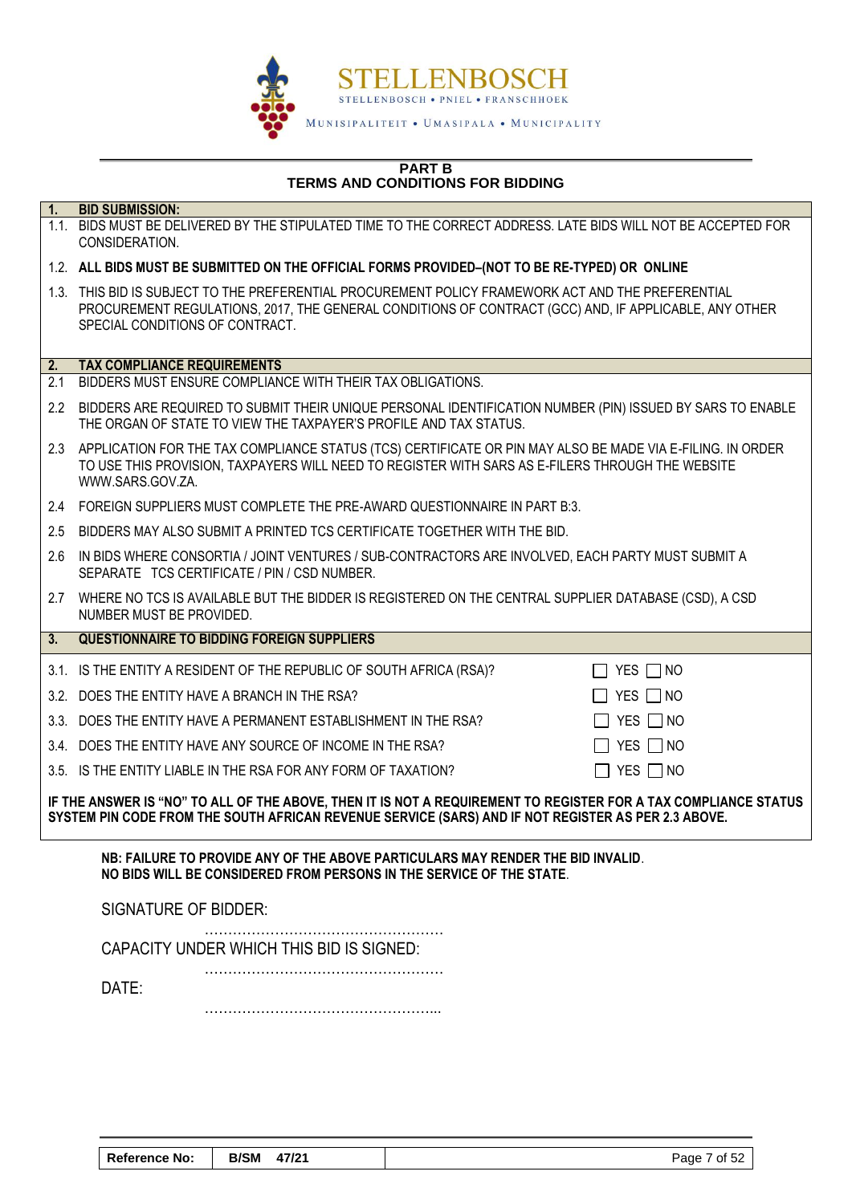STELLENBOSCH

STELLENBOSCH • PNIEL • FRANSCHHOEK

MUNISIPALITEIT • UMASIPALA • MUNICIPALITY

## PART B
## TERMS AND CONDITIONS FOR BIDDING

**1. BID SUBMISSION:**

1.1. BIDS MUST BE DELIVERED BY THE STIPULATED TIME TO THE CORRECT ADDRESS. LATE BIDS WILL NOT BE ACCEPTED FOR CONSIDERATION.

1.2. **ALL BIDS MUST BE SUBMITTED ON THE OFFICIAL FORMS PROVIDED–(NOT TO BE RE-TYPED) OR ONLINE**

1.3. THIS BID IS SUBJECT TO THE PREFERENTIAL PROCUREMENT POLICY FRAMEWORK ACT AND THE PREFERENTIAL PROCUREMENT REGULATIONS, 2017, THE GENERAL CONDITIONS OF CONTRACT (GCC) AND, IF APPLICABLE, ANY OTHER SPECIAL CONDITIONS OF CONTRACT.

**2. TAX COMPLIANCE REQUIREMENTS**

2.1 BIDDERS MUST ENSURE COMPLIANCE WITH THEIR TAX OBLIGATIONS.

2.2 BIDDERS ARE REQUIRED TO SUBMIT THEIR UNIQUE PERSONAL IDENTIFICATION NUMBER (PIN) ISSUED BY SARS TO ENABLE THE ORGAN OF STATE TO VIEW THE TAXPAYER'S PROFILE AND TAX STATUS.

2.3 APPLICATION FOR THE TAX COMPLIANCE STATUS (TCS) CERTIFICATE OR PIN MAY ALSO BE MADE VIA E-FILING. IN ORDER TO USE THIS PROVISION, TAXPAYERS WILL NEED TO REGISTER WITH SARS AS E-FILERS THROUGH THE WEBSITE WWW.SARS.GOV.ZA.

2.4 FOREIGN SUPPLIERS MUST COMPLETE THE PRE-AWARD QUESTIONNAIRE IN PART B:3.

2.5 BIDDERS MAY ALSO SUBMIT A PRINTED TCS CERTIFICATE TOGETHER WITH THE BID.

2.6 IN BIDS WHERE CONSORTIA / JOINT VENTURES / SUB-CONTRACTORS ARE INVOLVED, EACH PARTY MUST SUBMIT A SEPARATE TCS CERTIFICATE / PIN / CSD NUMBER.

2.7 WHERE NO TCS IS AVAILABLE BUT THE BIDDER IS REGISTERED ON THE CENTRAL SUPPLIER DATABASE (CSD), A CSD NUMBER MUST BE PROVIDED.

**3. QUESTIONNAIRE TO BIDDING FOREIGN SUPPLIERS**

| | | |
|---|---|---|
| 3.1. | IS THE ENTITY A RESIDENT OF THE REPUBLIC OF SOUTH AFRICA (RSA)? | ☐ YES ☐ NO |
| 3.2. | DOES THE ENTITY HAVE A BRANCH IN THE RSA? | ☐ YES ☐ NO |
| 3.3. | DOES THE ENTITY HAVE A PERMANENT ESTABLISHMENT IN THE RSA? | ☐ YES ☐ NO |
| 3.4. | DOES THE ENTITY HAVE ANY SOURCE OF INCOME IN THE RSA? | ☐ YES ☐ NO |
| 3.5. | IS THE ENTITY LIABLE IN THE RSA FOR ANY FORM OF TAXATION? | ☐ YES ☐ NO |

**IF THE ANSWER IS "NO" TO ALL OF THE ABOVE, THEN IT IS NOT A REQUIREMENT TO REGISTER FOR A TAX COMPLIANCE STATUS SYSTEM PIN CODE FROM THE SOUTH AFRICAN REVENUE SERVICE (SARS) AND IF NOT REGISTER AS PER 2.3 ABOVE.**

**NB: FAILURE TO PROVIDE ANY OF THE ABOVE PARTICULARS MAY RENDER THE BID INVALID.**
**NO BIDS WILL BE CONSIDERED FROM PERSONS IN THE SERVICE OF THE STATE.**

SIGNATURE OF BIDDER: …………………………………………

CAPACITY UNDER WHICH THIS BID IS SIGNED: …………………………………………

DATE: …………………………………………

| Reference No: | B/SM 47/21 |
|---|---|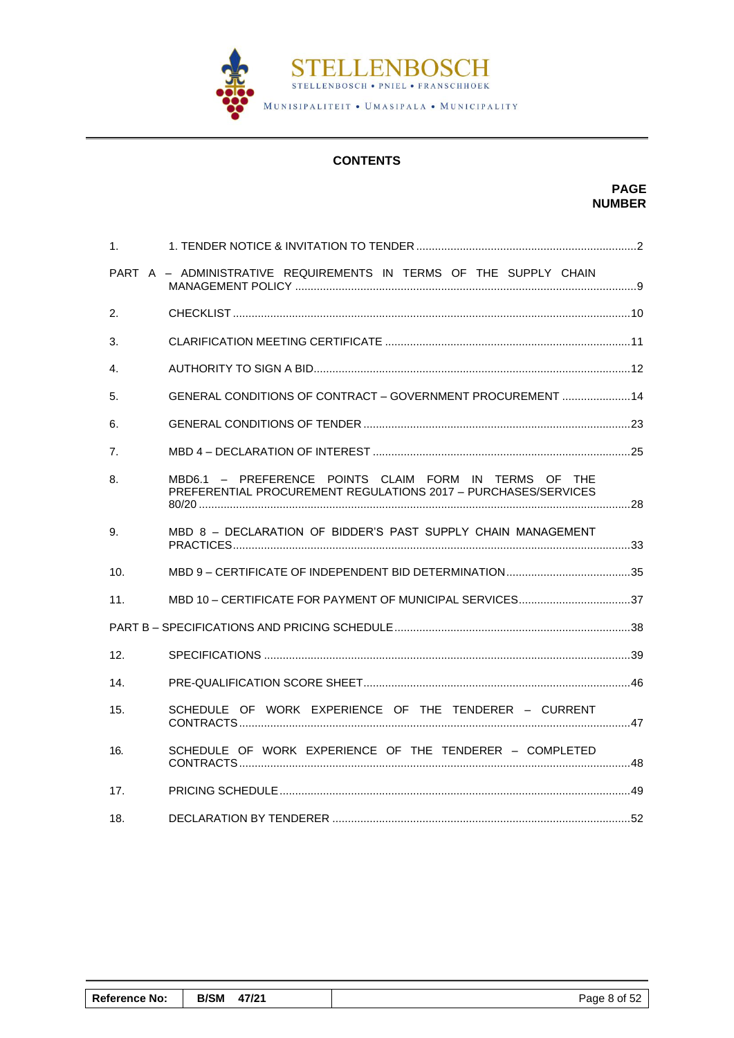# CONTENTS

| | | PAGE NUMBER |
|---|---|---|
| 1. | 1. TENDER NOTICE & INVITATION TO TENDER | 2 |
| PART A – ADMINISTRATIVE REQUIREMENTS IN TERMS OF THE SUPPLY CHAIN MANAGEMENT POLICY | | 9 |
| 2. | CHECKLIST | 10 |
| 3. | CLARIFICATION MEETING CERTIFICATE | 11 |
| 4. | AUTHORITY TO SIGN A BID | 12 |
| 5. | GENERAL CONDITIONS OF CONTRACT – GOVERNMENT PROCUREMENT | 14 |
| 6. | GENERAL CONDITIONS OF TENDER | 23 |
| 7. | MBD 4 – DECLARATION OF INTEREST | 25 |
| 8. | MBD6.1 – PREFERENCE POINTS CLAIM FORM IN TERMS OF THE PREFERENTIAL PROCUREMENT REGULATIONS 2017 – PURCHASES/SERVICES 80/20 | 28 |
| 9. | MBD 8 – DECLARATION OF BIDDER'S PAST SUPPLY CHAIN MANAGEMENT PRACTICES | 33 |
| 10. | MBD 9 – CERTIFICATE OF INDEPENDENT BID DETERMINATION | 35 |
| 11. | MBD 10 – CERTIFICATE FOR PAYMENT OF MUNICIPAL SERVICES | 37 |
| PART B – SPECIFICATIONS AND PRICING SCHEDULE | | 38 |
| 12. | SPECIFICATIONS | 39 |
| 14. | PRE-QUALIFICATION SCORE SHEET | 46 |
| 15. | SCHEDULE OF WORK EXPERIENCE OF THE TENDERER – CURRENT CONTRACTS | 47 |
| 16. | SCHEDULE OF WORK EXPERIENCE OF THE TENDERER – COMPLETED CONTRACTS | 48 |
| 17. | PRICING SCHEDULE | 49 |
| 18. | DECLARATION BY TENDERER | 52 |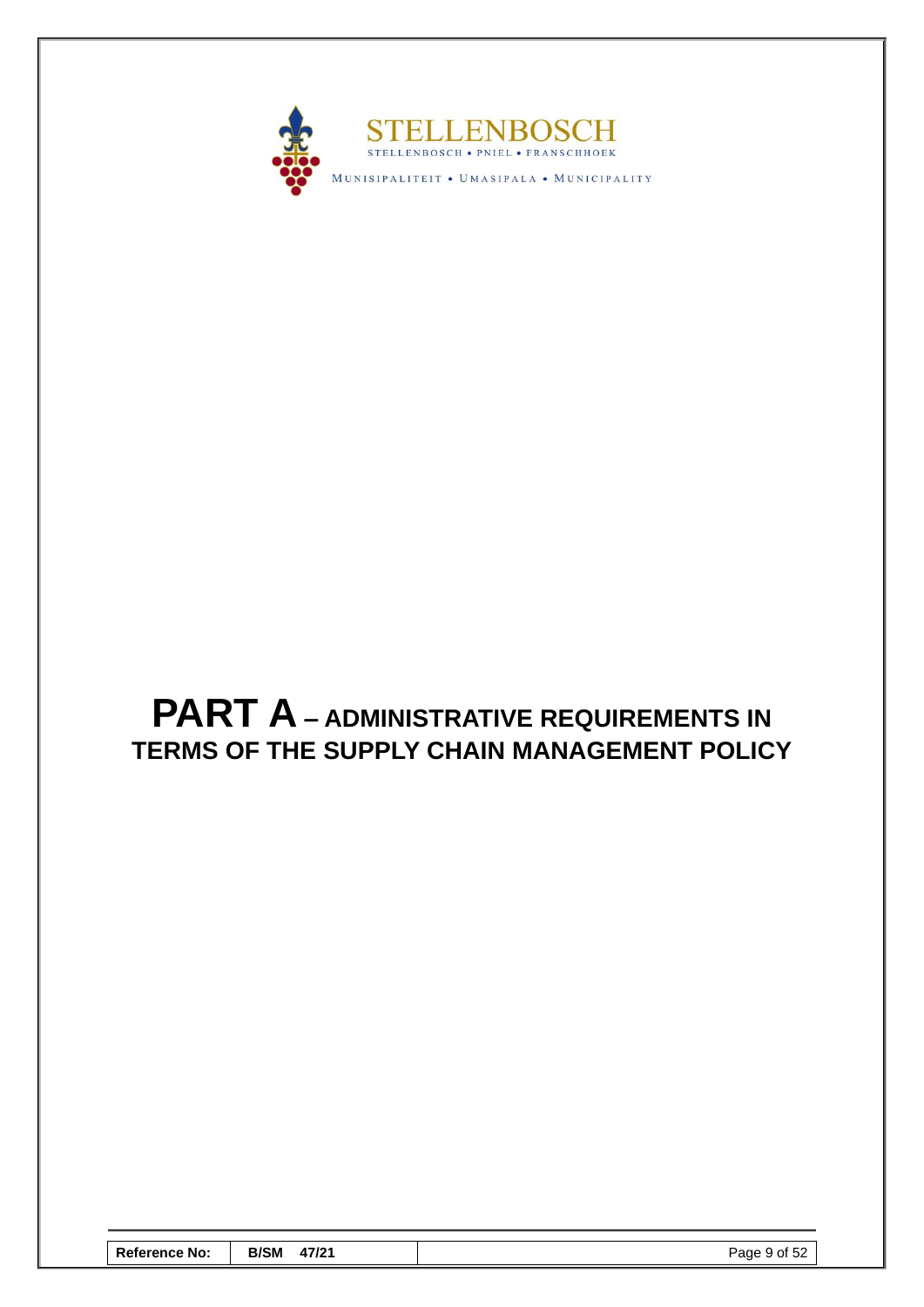# PART A – ADMINISTRATIVE REQUIREMENTS IN TERMS OF THE SUPPLY CHAIN MANAGEMENT POLICY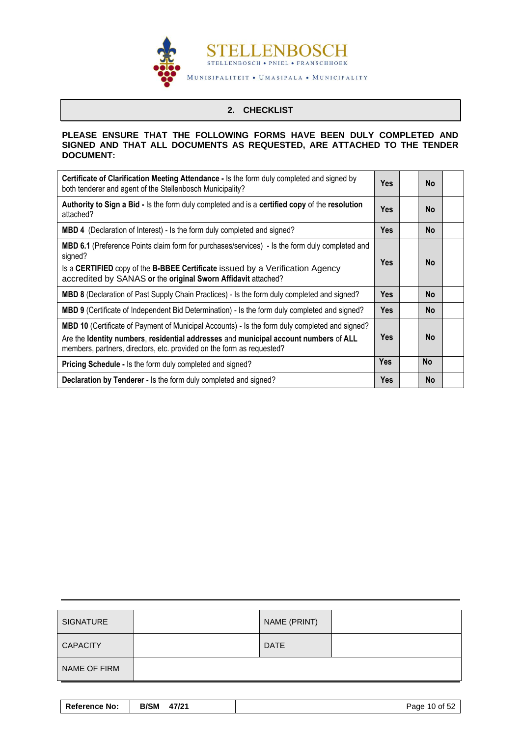## 2. CHECKLIST

**PLEASE ENSURE THAT THE FOLLOWING FORMS HAVE BEEN DULY COMPLETED AND SIGNED AND THAT ALL DOCUMENTS AS REQUESTED, ARE ATTACHED TO THE TENDER DOCUMENT:**

| | | | | |
|---|---|---|---|---|
| **Certificate of Clarification Meeting Attendance -** Is the form duly completed and signed by both tenderer and agent of the Stellenbosch Municipality? | **Yes** | | **No** | |
| **Authority to Sign a Bid -** Is the form duly completed and is a **certified copy** of the **resolution** attached? | **Yes** | | **No** | |
| **MBD 4** (Declaration of Interest) - Is the form duly completed and signed? | **Yes** | | **No** | |
| **MBD 6.1** (Preference Points claim form for purchases/services) - Is the form duly completed and signed?<br>Is a **CERTIFIED** copy of the **B-BBEE Certificate** issued by a Verification Agency accredited by SANAS **or** the **original Sworn Affidavit** attached? | **Yes** | | **No** | |
| **MBD 8** (Declaration of Past Supply Chain Practices) - Is the form duly completed and signed? | **Yes** | | **No** | |
| **MBD 9** (Certificate of Independent Bid Determination) - Is the form duly completed and signed? | **Yes** | | **No** | |
| **MBD 10** (Certificate of Payment of Municipal Accounts) - Is the form duly completed and signed?<br>Are the **Identity numbers**, **residential addresses** and **municipal account numbers** of **ALL** members, partners, directors, etc. provided on the form as requested? | **Yes** | | **No** | |
| **Pricing Schedule -** Is the form duly completed and signed? | **Yes** | | **No** | |
| **Declaration by Tenderer -** Is the form duly completed and signed? | **Yes** | | **No** | |

| SIGNATURE | | NAME (PRINT) | |
|---|---|---|---|
| CAPACITY | | DATE | |
| NAME OF FIRM | | | |

| Reference No: | B/SM 47/21 |
|---|---|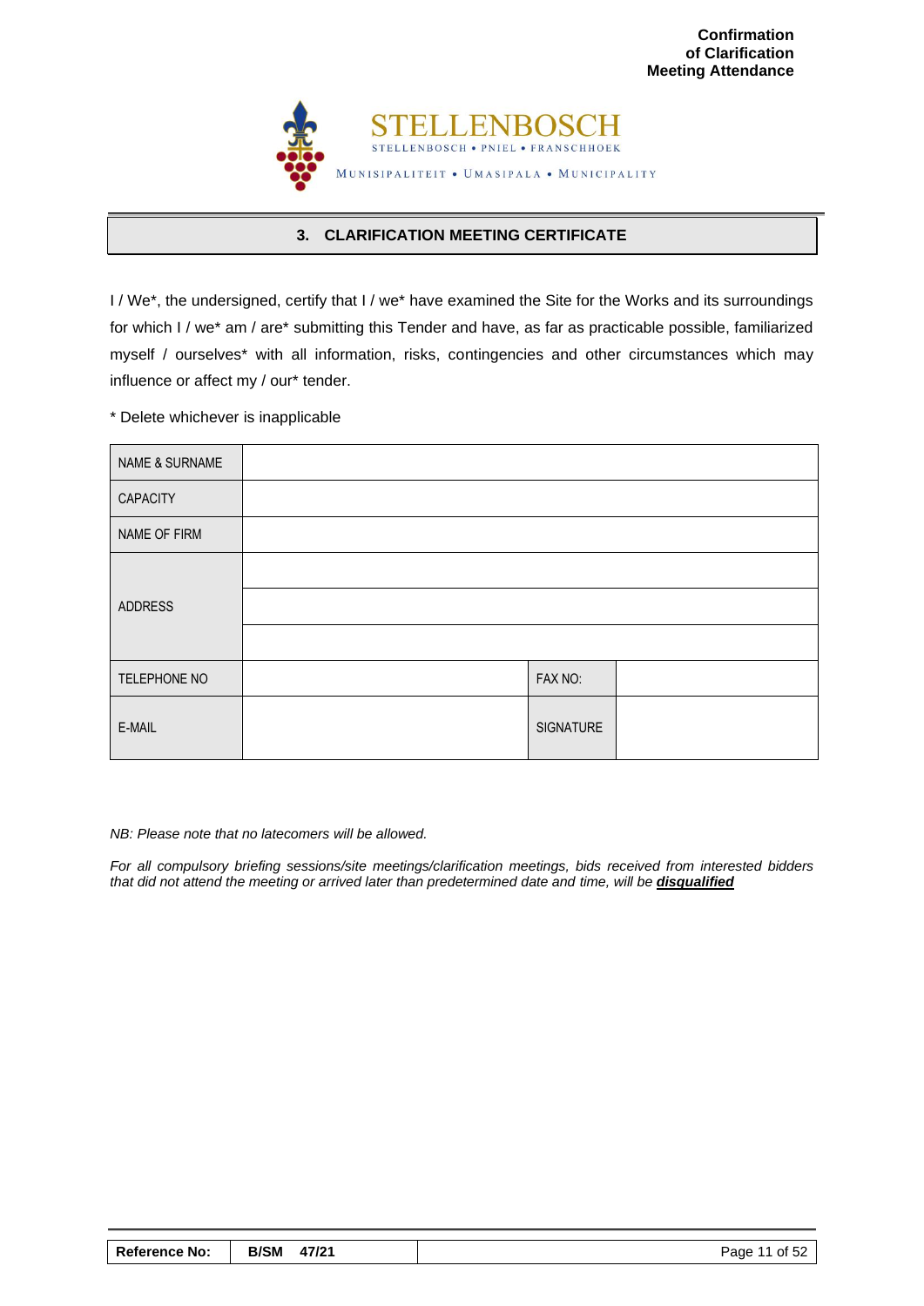**Confirmation of Clarification Meeting Attendance**

STELLENBOSCH
STELLENBOSCH • PNIEL • FRANSCHHOEK
MUNISIPALITEIT • UMASIPALA • MUNICIPALITY

## 3. CLARIFICATION MEETING CERTIFICATE

I / We*, the undersigned, certify that I / we* have examined the Site for the Works and its surroundings for which I / we* am / are* submitting this Tender and have, as far as practicable possible, familiarized myself / ourselves* with all information, risks, contingencies and other circumstances which may influence or affect my / our* tender.

\* Delete whichever is inapplicable

| NAME & SURNAME | | | |
|---|---|---|---|
| CAPACITY | | | |
| NAME OF FIRM | | | |
| ADDRESS | | | |
| | | | |
| | | | |
| TELEPHONE NO | | FAX NO: | |
| E-MAIL | | SIGNATURE | |

*NB: Please note that no latecomers will be allowed.*

*For all compulsory briefing sessions/site meetings/clarification meetings, bids received from interested bidders that did not attend the meeting or arrived later than predetermined date and time, will be* ***disqualified***

| Reference No: | B/SM 47/21 |
|---|---|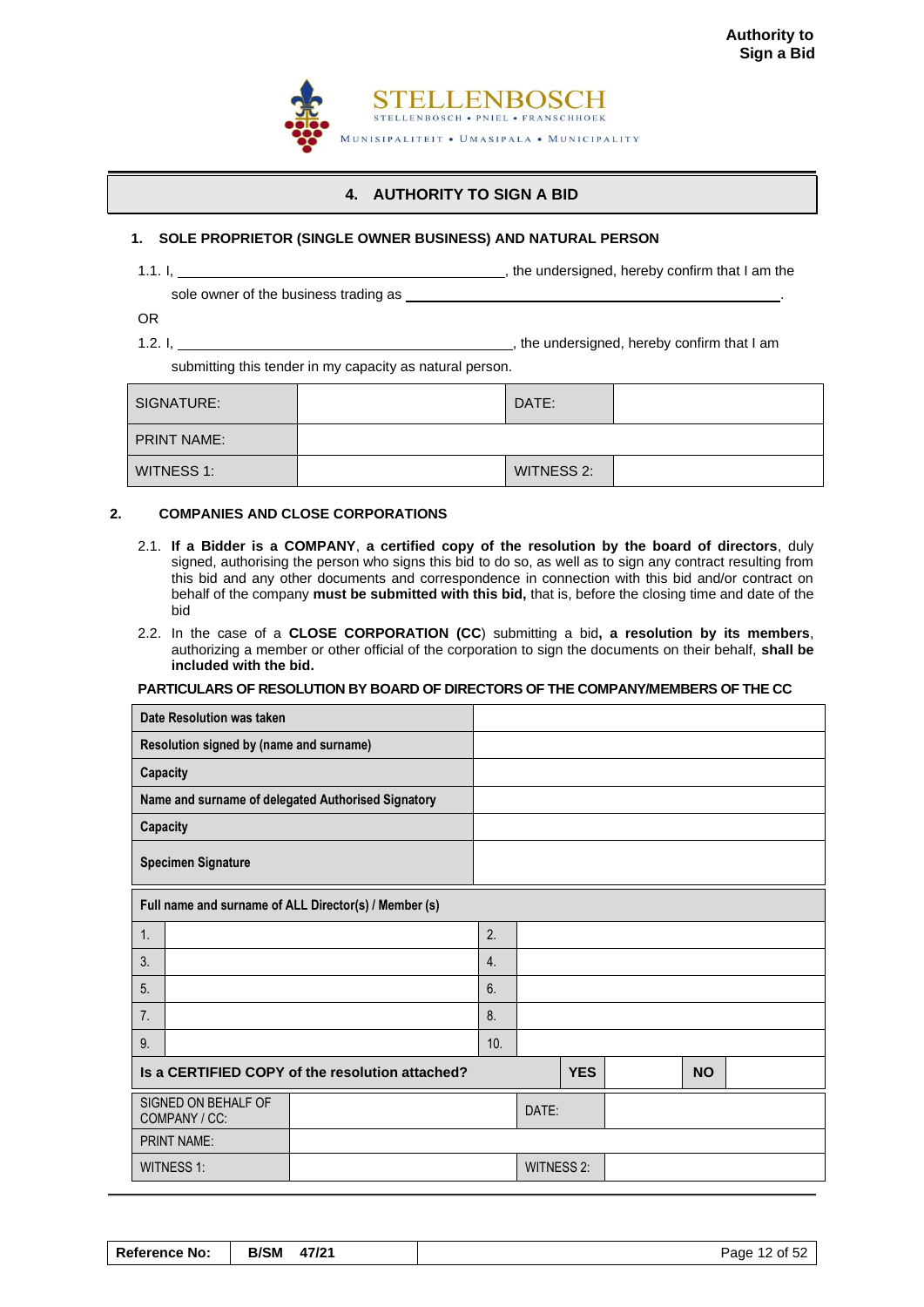# 4. AUTHORITY TO SIGN A BID

## 1. SOLE PROPRIETOR (SINGLE OWNER BUSINESS) AND NATURAL PERSON

1.1. I, ____________________________________________, the undersigned, hereby confirm that I am the sole owner of the business trading as ______________________________________________________.

OR

1.2. I, ____________________________________________, the undersigned, hereby confirm that I am submitting this tender in my capacity as natural person.

| SIGNATURE: | | DATE: | |
|---|---|---|---|
| PRINT NAME: | | | |
| WITNESS 1: | | WITNESS 2: | |

## 2. COMPANIES AND CLOSE CORPORATIONS

2.1. **If a Bidder is a COMPANY**, **a certified copy of the resolution by the board of directors**, duly signed, authorising the person who signs this bid to do so, as well as to sign any contract resulting from this bid and any other documents and correspondence in connection with this bid and/or contract on behalf of the company **must be submitted with this bid,** that is, before the closing time and date of the bid

2.2. In the case of a **CLOSE CORPORATION (CC**) submitting a bid**, a resolution by its members**, authorizing a member or other official of the corporation to sign the documents on their behalf, **shall be included with the bid.**

**PARTICULARS OF RESOLUTION BY BOARD OF DIRECTORS OF THE COMPANY/MEMBERS OF THE CC**

| | |
|---|---|
| **Date Resolution was taken** | |
| **Resolution signed by (name and surname)** | |
| **Capacity** | |
| **Name and surname of delegated Authorised Signatory** | |
| **Capacity** | |
| **Specimen Signature** | |

| **Full name and surname of ALL Director(s) / Member (s)** | | | |
|---|---|---|---|
| 1. | | 2. | |
| 3. | | 4. | |
| 5. | | 6. | |
| 7. | | 8. | |
| 9. | | 10. | |

| **Is a CERTIFIED COPY of the resolution attached?** | **YES** | | **NO** | |
|---|---|---|---|---|

| SIGNED ON BEHALF OF COMPANY / CC: | | DATE: | |
|---|---|---|---|
| PRINT NAME: | | | |
| WITNESS 1: | | WITNESS 2: | |

| Reference No: | B/SM 47/21 | |
|---|---|---|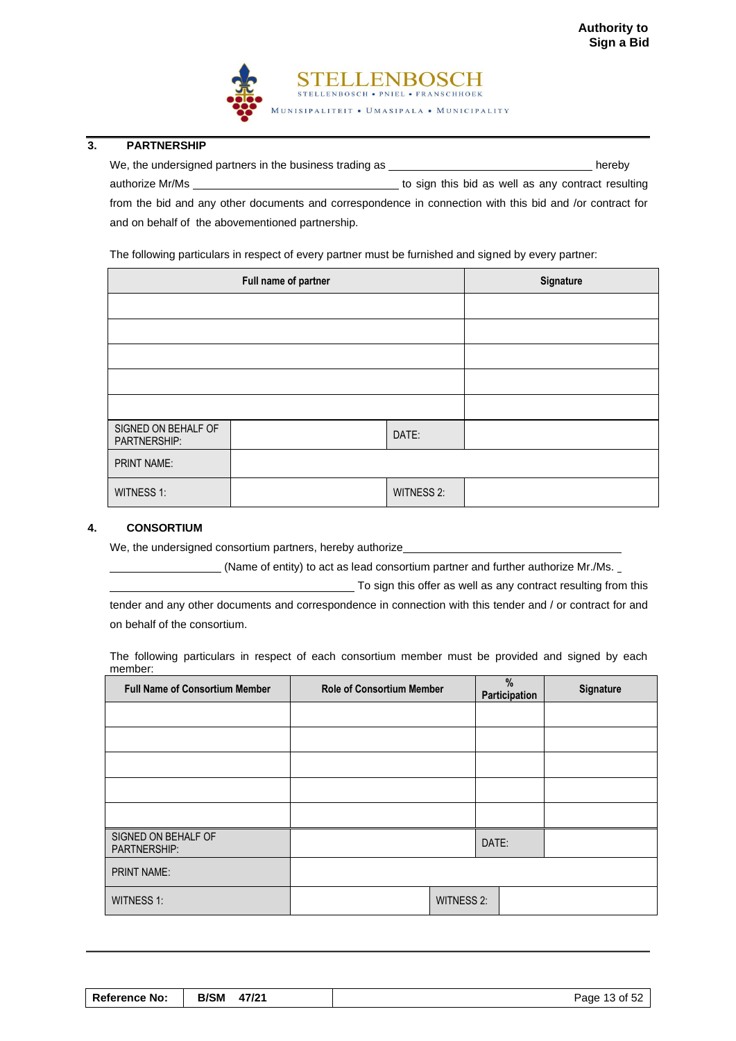## 3. PARTNERSHIP

We, the undersigned partners in the business trading as ________________________________ hereby authorize Mr/Ms ________________________________ to sign this bid as well as any contract resulting from the bid and any other documents and correspondence in connection with this bid and /or contract for and on behalf of the abovementioned partnership.

The following particulars in respect of every partner must be furnished and signed by every partner:

| Full name of partner | | Signature |
|---|---|---|
| | | |
| | | |
| | | |
| | | |
| | | |
| SIGNED ON BEHALF OF PARTNERSHIP: | | DATE: | |
| PRINT NAME: | | | |
| WITNESS 1: | | WITNESS 2: | |

## 4. CONSORTIUM

We, the undersigned consortium partners, hereby authorize________________________________ ________________ (Name of entity) to act as lead consortium partner and further authorize Mr./Ms. ________________________________ To sign this offer as well as any contract resulting from this tender and any other documents and correspondence in connection with this tender and / or contract for and on behalf of the consortium.

The following particulars in respect of each consortium member must be provided and signed by each member:

| Full Name of Consortium Member | Role of Consortium Member | % Participation | Signature |
|---|---|---|---|
| | | | |
| | | | |
| | | | |
| | | | |
| | | | |
| SIGNED ON BEHALF OF PARTNERSHIP: | | DATE: | |
| PRINT NAME: | | | |
| WITNESS 1: | | WITNESS 2: | |

| Reference No: | B/SM 47/21 | |
|---|---|---|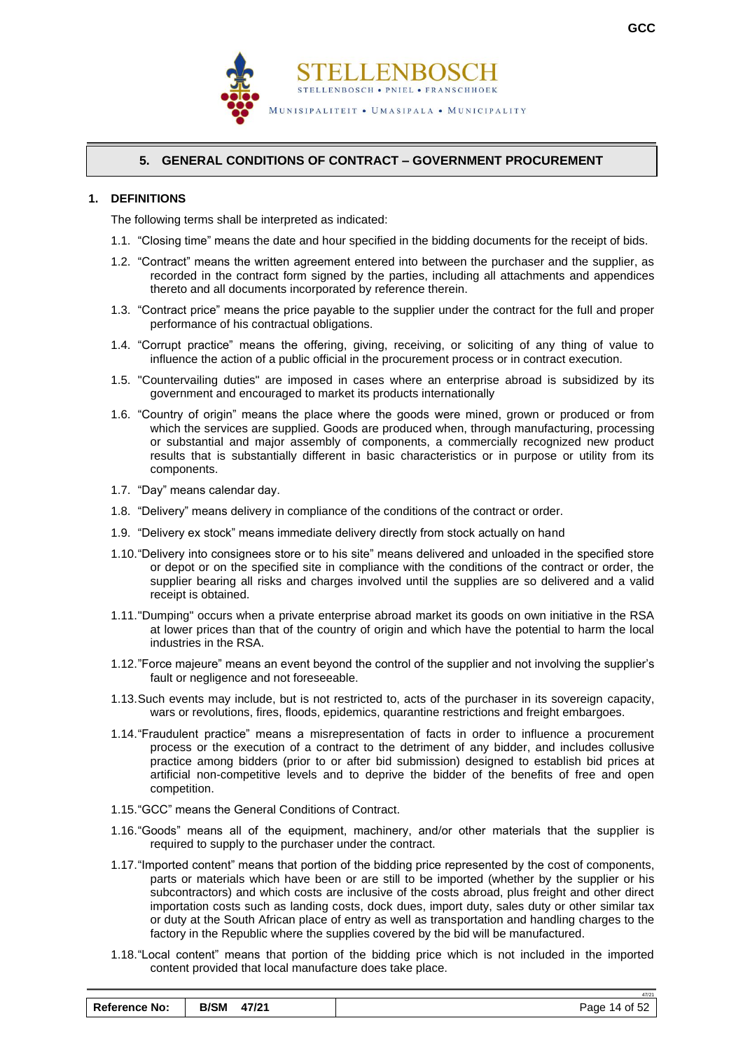## 5. GENERAL CONDITIONS OF CONTRACT – GOVERNMENT PROCUREMENT

### 1. DEFINITIONS

The following terms shall be interpreted as indicated:

1.1. “Closing time” means the date and hour specified in the bidding documents for the receipt of bids.

1.2. “Contract” means the written agreement entered into between the purchaser and the supplier, as recorded in the contract form signed by the parties, including all attachments and appendices thereto and all documents incorporated by reference therein.

1.3. “Contract price” means the price payable to the supplier under the contract for the full and proper performance of his contractual obligations.

1.4. “Corrupt practice” means the offering, giving, receiving, or soliciting of any thing of value to influence the action of a public official in the procurement process or in contract execution.

1.5. "Countervailing duties" are imposed in cases where an enterprise abroad is subsidized by its government and encouraged to market its products internationally

1.6. “Country of origin” means the place where the goods were mined, grown or produced or from which the services are supplied. Goods are produced when, through manufacturing, processing or substantial and major assembly of components, a commercially recognized new product results that is substantially different in basic characteristics or in purpose or utility from its components.

1.7. “Day” means calendar day.

1.8. “Delivery” means delivery in compliance of the conditions of the contract or order.

1.9. “Delivery ex stock” means immediate delivery directly from stock actually on hand

1.10. “Delivery into consignees store or to his site” means delivered and unloaded in the specified store or depot or on the specified site in compliance with the conditions of the contract or order, the supplier bearing all risks and charges involved until the supplies are so delivered and a valid receipt is obtained.

1.11. "Dumping" occurs when a private enterprise abroad market its goods on own initiative in the RSA at lower prices than that of the country of origin and which have the potential to harm the local industries in the RSA.

1.12. ”Force majeure” means an event beyond the control of the supplier and not involving the supplier’s fault or negligence and not foreseeable.

1.13. Such events may include, but is not restricted to, acts of the purchaser in its sovereign capacity, wars or revolutions, fires, floods, epidemics, quarantine restrictions and freight embargoes.

1.14. “Fraudulent practice” means a misrepresentation of facts in order to influence a procurement process or the execution of a contract to the detriment of any bidder, and includes collusive practice among bidders (prior to or after bid submission) designed to establish bid prices at artificial non-competitive levels and to deprive the bidder of the benefits of free and open competition.

1.15. “GCC” means the General Conditions of Contract.

1.16. “Goods” means all of the equipment, machinery, and/or other materials that the supplier is required to supply to the purchaser under the contract.

1.17. “Imported content” means that portion of the bidding price represented by the cost of components, parts or materials which have been or are still to be imported (whether by the supplier or his subcontractors) and which costs are inclusive of the costs abroad, plus freight and other direct importation costs such as landing costs, dock dues, import duty, sales duty or other similar tax or duty at the South African place of entry as well as transportation and handling charges to the factory in the Republic where the supplies covered by the bid will be manufactured.

1.18. “Local content” means that portion of the bidding price which is not included in the imported content provided that local manufacture does take place.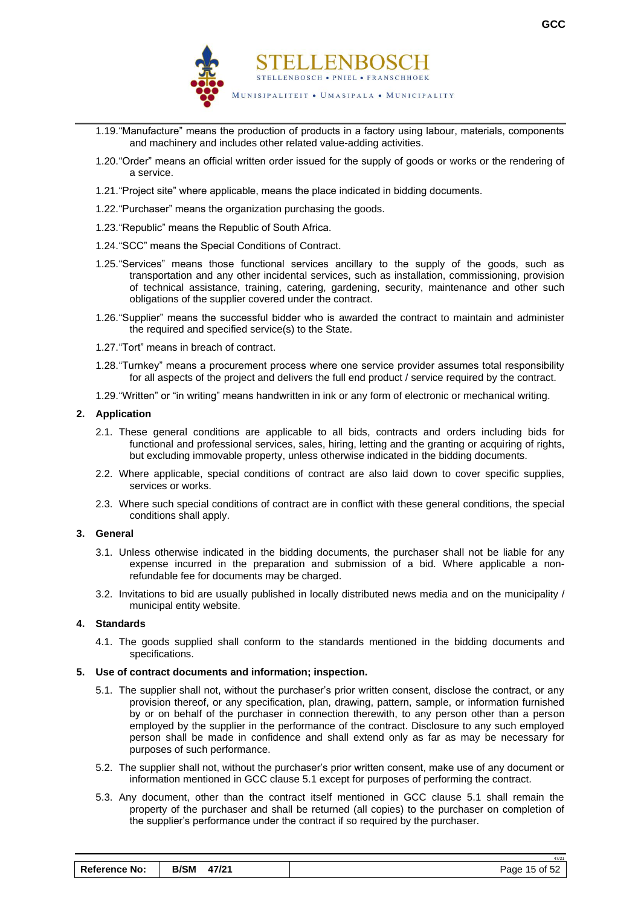1.19. "Manufacture" means the production of products in a factory using labour, materials, components and machinery and includes other related value-adding activities.

1.20. "Order" means an official written order issued for the supply of goods or works or the rendering of a service.

1.21. "Project site" where applicable, means the place indicated in bidding documents.

1.22. "Purchaser" means the organization purchasing the goods.

1.23. "Republic" means the Republic of South Africa.

1.24. "SCC" means the Special Conditions of Contract.

1.25. "Services" means those functional services ancillary to the supply of the goods, such as transportation and any other incidental services, such as installation, commissioning, provision of technical assistance, training, catering, gardening, security, maintenance and other such obligations of the supplier covered under the contract.

1.26. "Supplier" means the successful bidder who is awarded the contract to maintain and administer the required and specified service(s) to the State.

1.27. "Tort" means in breach of contract.

1.28. "Turnkey" means a procurement process where one service provider assumes total responsibility for all aspects of the project and delivers the full end product / service required by the contract.

1.29. "Written" or "in writing" means handwritten in ink or any form of electronic or mechanical writing.

**2. Application**

2.1. These general conditions are applicable to all bids, contracts and orders including bids for functional and professional services, sales, hiring, letting and the granting or acquiring of rights, but excluding immovable property, unless otherwise indicated in the bidding documents.

2.2. Where applicable, special conditions of contract are also laid down to cover specific supplies, services or works.

2.3. Where such special conditions of contract are in conflict with these general conditions, the special conditions shall apply.

**3. General**

3.1. Unless otherwise indicated in the bidding documents, the purchaser shall not be liable for any expense incurred in the preparation and submission of a bid. Where applicable a non-refundable fee for documents may be charged.

3.2. Invitations to bid are usually published in locally distributed news media and on the municipality / municipal entity website.

**4. Standards**

4.1. The goods supplied shall conform to the standards mentioned in the bidding documents and specifications.

**5. Use of contract documents and information; inspection.**

5.1. The supplier shall not, without the purchaser's prior written consent, disclose the contract, or any provision thereof, or any specification, plan, drawing, pattern, sample, or information furnished by or on behalf of the purchaser in connection therewith, to any person other than a person employed by the supplier in the performance of the contract. Disclosure to any such employed person shall be made in confidence and shall extend only as far as may be necessary for purposes of such performance.

5.2. The supplier shall not, without the purchaser's prior written consent, make use of any document or information mentioned in GCC clause 5.1 except for purposes of performing the contract.

5.3. Any document, other than the contract itself mentioned in GCC clause 5.1 shall remain the property of the purchaser and shall be returned (all copies) to the purchaser on completion of the supplier's performance under the contract if so required by the purchaser.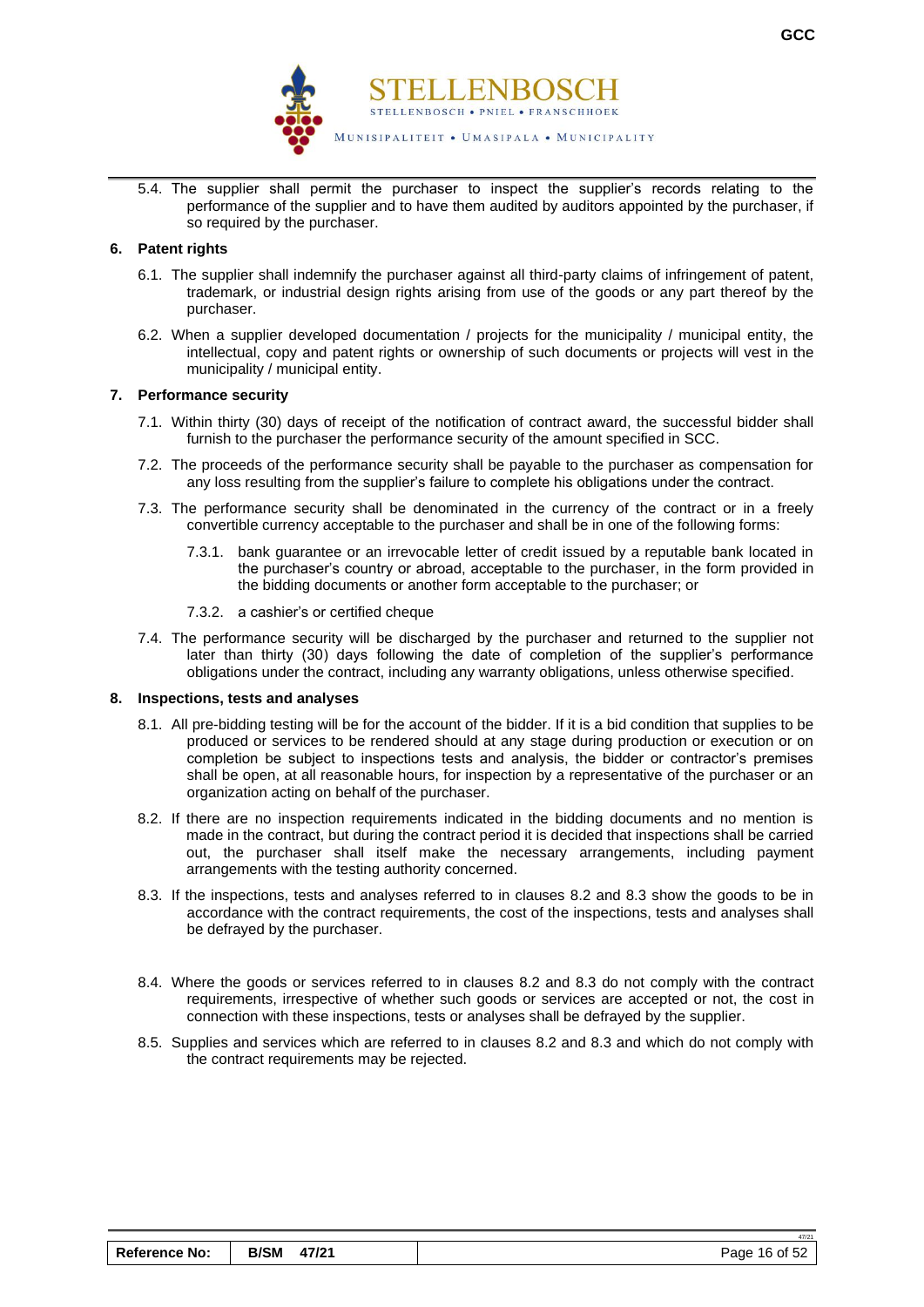5.4. The supplier shall permit the purchaser to inspect the supplier's records relating to the performance of the supplier and to have them audited by auditors appointed by the purchaser, if so required by the purchaser.

**6. Patent rights**

6.1. The supplier shall indemnify the purchaser against all third-party claims of infringement of patent, trademark, or industrial design rights arising from use of the goods or any part thereof by the purchaser.

6.2. When a supplier developed documentation / projects for the municipality / municipal entity, the intellectual, copy and patent rights or ownership of such documents or projects will vest in the municipality / municipal entity.

**7. Performance security**

7.1. Within thirty (30) days of receipt of the notification of contract award, the successful bidder shall furnish to the purchaser the performance security of the amount specified in SCC.

7.2. The proceeds of the performance security shall be payable to the purchaser as compensation for any loss resulting from the supplier's failure to complete his obligations under the contract.

7.3. The performance security shall be denominated in the currency of the contract or in a freely convertible currency acceptable to the purchaser and shall be in one of the following forms:

7.3.1. bank guarantee or an irrevocable letter of credit issued by a reputable bank located in the purchaser's country or abroad, acceptable to the purchaser, in the form provided in the bidding documents or another form acceptable to the purchaser; or

7.3.2. a cashier's or certified cheque

7.4. The performance security will be discharged by the purchaser and returned to the supplier not later than thirty (30) days following the date of completion of the supplier's performance obligations under the contract, including any warranty obligations, unless otherwise specified.

**8. Inspections, tests and analyses**

8.1. All pre-bidding testing will be for the account of the bidder. If it is a bid condition that supplies to be produced or services to be rendered should at any stage during production or execution or on completion be subject to inspections tests and analysis, the bidder or contractor's premises shall be open, at all reasonable hours, for inspection by a representative of the purchaser or an organization acting on behalf of the purchaser.

8.2. If there are no inspection requirements indicated in the bidding documents and no mention is made in the contract, but during the contract period it is decided that inspections shall be carried out, the purchaser shall itself make the necessary arrangements, including payment arrangements with the testing authority concerned.

8.3. If the inspections, tests and analyses referred to in clauses 8.2 and 8.3 show the goods to be in accordance with the contract requirements, the cost of the inspections, tests and analyses shall be defrayed by the purchaser.

8.4. Where the goods or services referred to in clauses 8.2 and 8.3 do not comply with the contract requirements, irrespective of whether such goods or services are accepted or not, the cost in connection with these inspections, tests or analyses shall be defrayed by the supplier.

8.5. Supplies and services which are referred to in clauses 8.2 and 8.3 and which do not comply with the contract requirements may be rejected.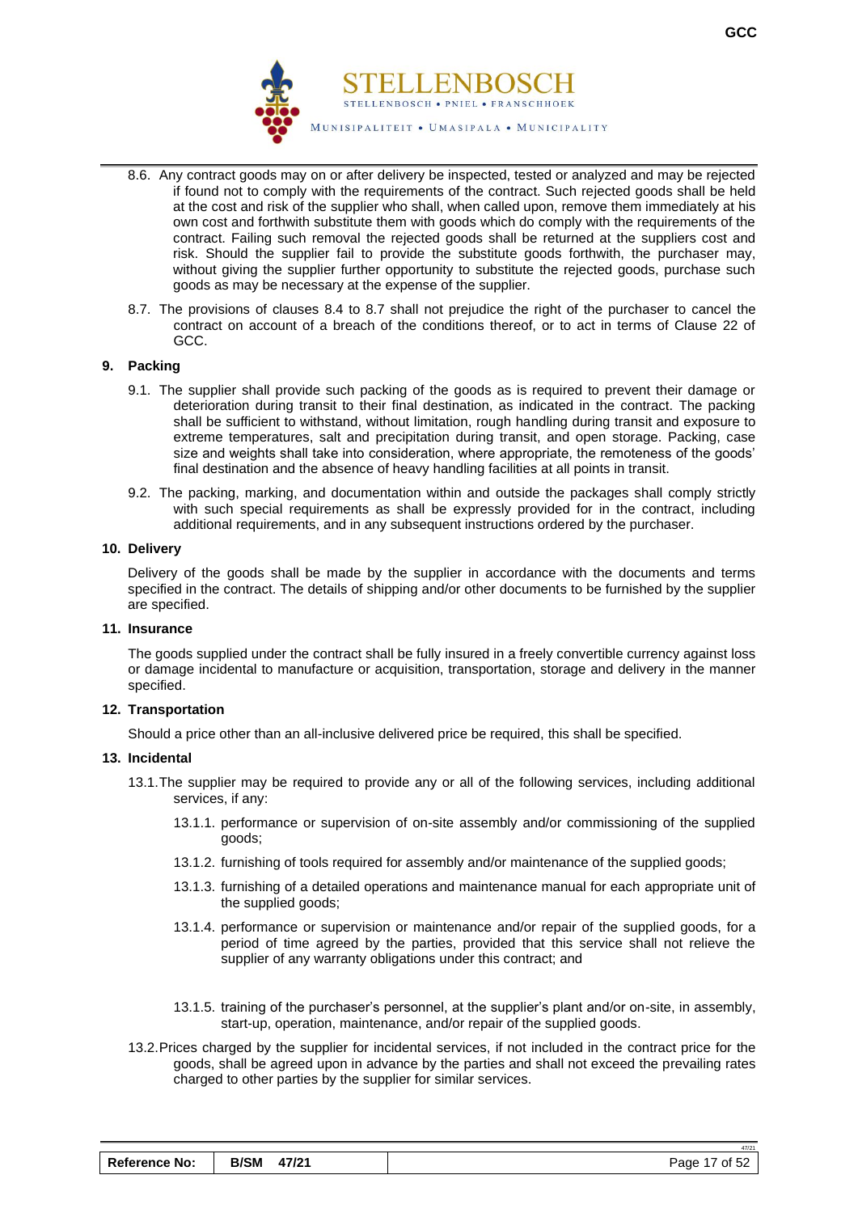8.6. Any contract goods may on or after delivery be inspected, tested or analyzed and may be rejected if found not to comply with the requirements of the contract. Such rejected goods shall be held at the cost and risk of the supplier who shall, when called upon, remove them immediately at his own cost and forthwith substitute them with goods which do comply with the requirements of the contract. Failing such removal the rejected goods shall be returned at the suppliers cost and risk. Should the supplier fail to provide the substitute goods forthwith, the purchaser may, without giving the supplier further opportunity to substitute the rejected goods, purchase such goods as may be necessary at the expense of the supplier.

8.7. The provisions of clauses 8.4 to 8.7 shall not prejudice the right of the purchaser to cancel the contract on account of a breach of the conditions thereof, or to act in terms of Clause 22 of GCC.

## 9. Packing

9.1. The supplier shall provide such packing of the goods as is required to prevent their damage or deterioration during transit to their final destination, as indicated in the contract. The packing shall be sufficient to withstand, without limitation, rough handling during transit and exposure to extreme temperatures, salt and precipitation during transit, and open storage. Packing, case size and weights shall take into consideration, where appropriate, the remoteness of the goods' final destination and the absence of heavy handling facilities at all points in transit.

9.2. The packing, marking, and documentation within and outside the packages shall comply strictly with such special requirements as shall be expressly provided for in the contract, including additional requirements, and in any subsequent instructions ordered by the purchaser.

## 10. Delivery

Delivery of the goods shall be made by the supplier in accordance with the documents and terms specified in the contract. The details of shipping and/or other documents to be furnished by the supplier are specified.

## 11. Insurance

The goods supplied under the contract shall be fully insured in a freely convertible currency against loss or damage incidental to manufacture or acquisition, transportation, storage and delivery in the manner specified.

## 12. Transportation

Should a price other than an all-inclusive delivered price be required, this shall be specified.

## 13. Incidental

13.1. The supplier may be required to provide any or all of the following services, including additional services, if any:

13.1.1. performance or supervision of on-site assembly and/or commissioning of the supplied goods;

13.1.2. furnishing of tools required for assembly and/or maintenance of the supplied goods;

13.1.3. furnishing of a detailed operations and maintenance manual for each appropriate unit of the supplied goods;

13.1.4. performance or supervision or maintenance and/or repair of the supplied goods, for a period of time agreed by the parties, provided that this service shall not relieve the supplier of any warranty obligations under this contract; and

13.1.5. training of the purchaser's personnel, at the supplier's plant and/or on-site, in assembly, start-up, operation, maintenance, and/or repair of the supplied goods.

13.2. Prices charged by the supplier for incidental services, if not included in the contract price for the goods, shall be agreed upon in advance by the parties and shall not exceed the prevailing rates charged to other parties by the supplier for similar services.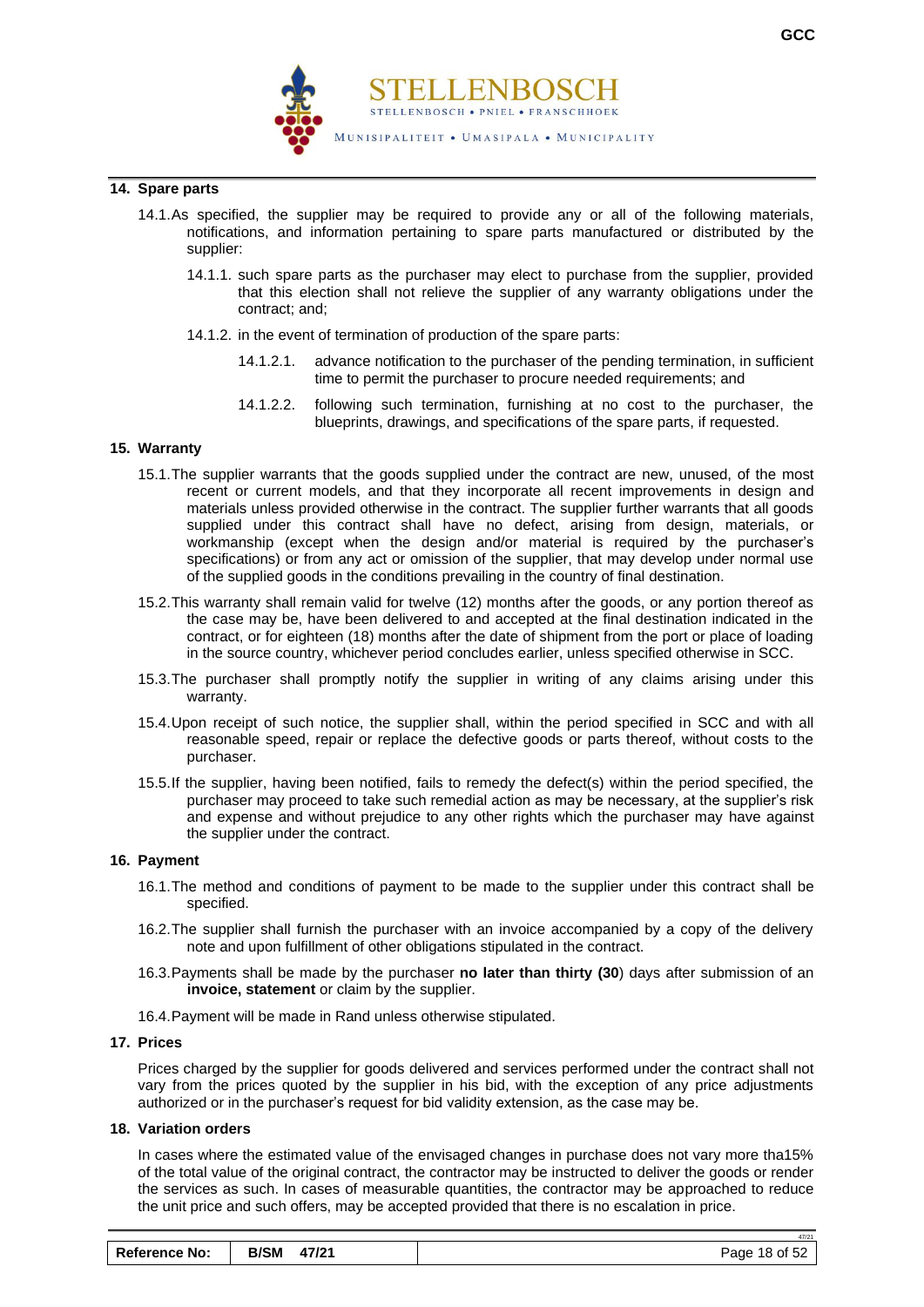## 14. Spare parts

14.1. As specified, the supplier may be required to provide any or all of the following materials, notifications, and information pertaining to spare parts manufactured or distributed by the supplier:

14.1.1. such spare parts as the purchaser may elect to purchase from the supplier, provided that this election shall not relieve the supplier of any warranty obligations under the contract; and;

14.1.2. in the event of termination of production of the spare parts:

14.1.2.1. advance notification to the purchaser of the pending termination, in sufficient time to permit the purchaser to procure needed requirements; and

14.1.2.2. following such termination, furnishing at no cost to the purchaser, the blueprints, drawings, and specifications of the spare parts, if requested.

## 15. Warranty

15.1. The supplier warrants that the goods supplied under the contract are new, unused, of the most recent or current models, and that they incorporate all recent improvements in design and materials unless provided otherwise in the contract. The supplier further warrants that all goods supplied under this contract shall have no defect, arising from design, materials, or workmanship (except when the design and/or material is required by the purchaser's specifications) or from any act or omission of the supplier, that may develop under normal use of the supplied goods in the conditions prevailing in the country of final destination.

15.2. This warranty shall remain valid for twelve (12) months after the goods, or any portion thereof as the case may be, have been delivered to and accepted at the final destination indicated in the contract, or for eighteen (18) months after the date of shipment from the port or place of loading in the source country, whichever period concludes earlier, unless specified otherwise in SCC.

15.3. The purchaser shall promptly notify the supplier in writing of any claims arising under this warranty.

15.4. Upon receipt of such notice, the supplier shall, within the period specified in SCC and with all reasonable speed, repair or replace the defective goods or parts thereof, without costs to the purchaser.

15.5. If the supplier, having been notified, fails to remedy the defect(s) within the period specified, the purchaser may proceed to take such remedial action as may be necessary, at the supplier's risk and expense and without prejudice to any other rights which the purchaser may have against the supplier under the contract.

## 16. Payment

16.1. The method and conditions of payment to be made to the supplier under this contract shall be specified.

16.2. The supplier shall furnish the purchaser with an invoice accompanied by a copy of the delivery note and upon fulfillment of other obligations stipulated in the contract.

16.3. Payments shall be made by the purchaser **no later than thirty (30**) days after submission of an **invoice, statement** or claim by the supplier.

16.4. Payment will be made in Rand unless otherwise stipulated.

## 17. Prices

Prices charged by the supplier for goods delivered and services performed under the contract shall not vary from the prices quoted by the supplier in his bid, with the exception of any price adjustments authorized or in the purchaser's request for bid validity extension, as the case may be.

## 18. Variation orders

In cases where the estimated value of the envisaged changes in purchase does not vary more tha15% of the total value of the original contract, the contractor may be instructed to deliver the goods or render the services as such. In cases of measurable quantities, the contractor may be approached to reduce the unit price and such offers, may be accepted provided that there is no escalation in price.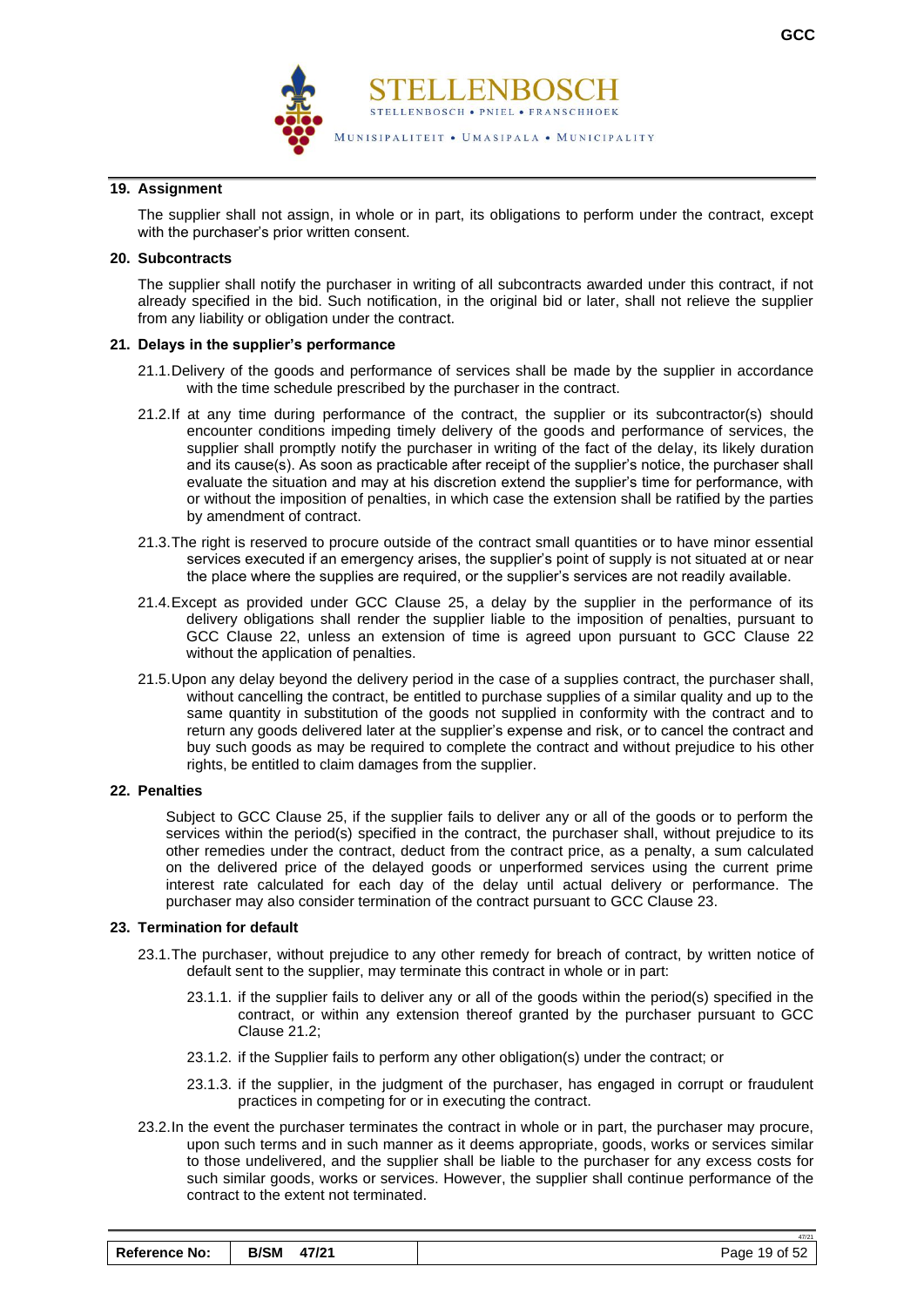## 19. Assignment

The supplier shall not assign, in whole or in part, its obligations to perform under the contract, except with the purchaser's prior written consent.

## 20. Subcontracts

The supplier shall notify the purchaser in writing of all subcontracts awarded under this contract, if not already specified in the bid. Such notification, in the original bid or later, shall not relieve the supplier from any liability or obligation under the contract.

## 21. Delays in the supplier's performance

21.1. Delivery of the goods and performance of services shall be made by the supplier in accordance with the time schedule prescribed by the purchaser in the contract.

21.2. If at any time during performance of the contract, the supplier or its subcontractor(s) should encounter conditions impeding timely delivery of the goods and performance of services, the supplier shall promptly notify the purchaser in writing of the fact of the delay, its likely duration and its cause(s). As soon as practicable after receipt of the supplier's notice, the purchaser shall evaluate the situation and may at his discretion extend the supplier's time for performance, with or without the imposition of penalties, in which case the extension shall be ratified by the parties by amendment of contract.

21.3. The right is reserved to procure outside of the contract small quantities or to have minor essential services executed if an emergency arises, the supplier's point of supply is not situated at or near the place where the supplies are required, or the supplier's services are not readily available.

21.4. Except as provided under GCC Clause 25, a delay by the supplier in the performance of its delivery obligations shall render the supplier liable to the imposition of penalties, pursuant to GCC Clause 22, unless an extension of time is agreed upon pursuant to GCC Clause 22 without the application of penalties.

21.5. Upon any delay beyond the delivery period in the case of a supplies contract, the purchaser shall, without cancelling the contract, be entitled to purchase supplies of a similar quality and up to the same quantity in substitution of the goods not supplied in conformity with the contract and to return any goods delivered later at the supplier's expense and risk, or to cancel the contract and buy such goods as may be required to complete the contract and without prejudice to his other rights, be entitled to claim damages from the supplier.

## 22. Penalties

Subject to GCC Clause 25, if the supplier fails to deliver any or all of the goods or to perform the services within the period(s) specified in the contract, the purchaser shall, without prejudice to its other remedies under the contract, deduct from the contract price, as a penalty, a sum calculated on the delivered price of the delayed goods or unperformed services using the current prime interest rate calculated for each day of the delay until actual delivery or performance. The purchaser may also consider termination of the contract pursuant to GCC Clause 23.

## 23. Termination for default

23.1. The purchaser, without prejudice to any other remedy for breach of contract, by written notice of default sent to the supplier, may terminate this contract in whole or in part:

23.1.1. if the supplier fails to deliver any or all of the goods within the period(s) specified in the contract, or within any extension thereof granted by the purchaser pursuant to GCC Clause 21.2;

23.1.2. if the Supplier fails to perform any other obligation(s) under the contract; or

23.1.3. if the supplier, in the judgment of the purchaser, has engaged in corrupt or fraudulent practices in competing for or in executing the contract.

23.2. In the event the purchaser terminates the contract in whole or in part, the purchaser may procure, upon such terms and in such manner as it deems appropriate, goods, works or services similar to those undelivered, and the supplier shall be liable to the purchaser for any excess costs for such similar goods, works or services. However, the supplier shall continue performance of the contract to the extent not terminated.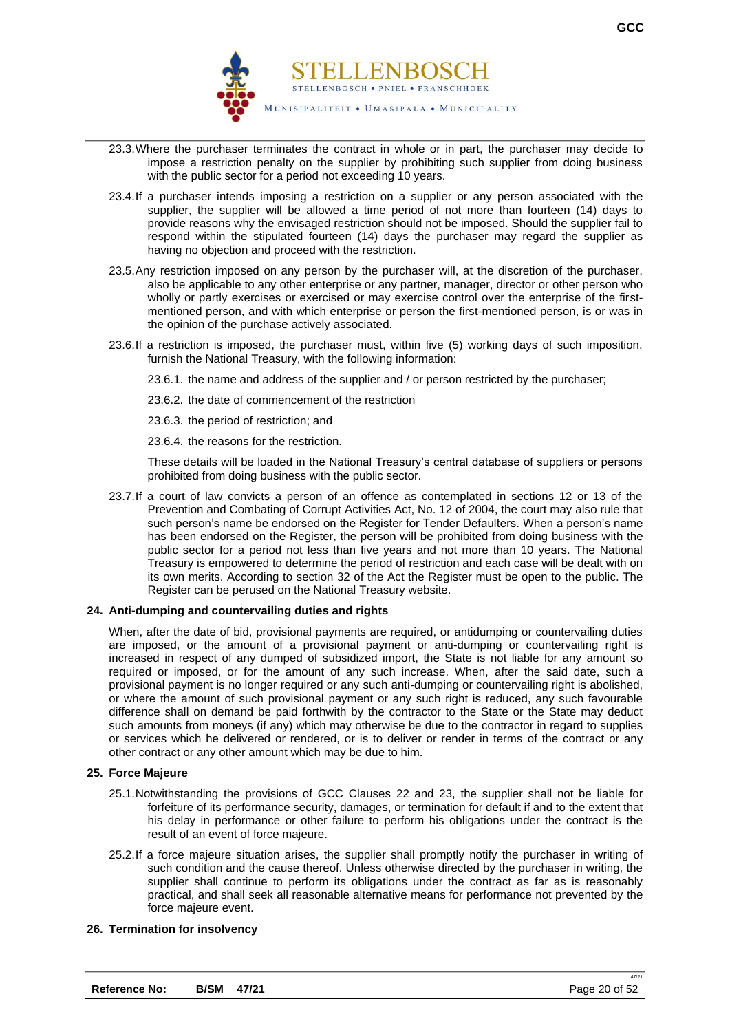23.3. Where the purchaser terminates the contract in whole or in part, the purchaser may decide to impose a restriction penalty on the supplier by prohibiting such supplier from doing business with the public sector for a period not exceeding 10 years.

23.4. If a purchaser intends imposing a restriction on a supplier or any person associated with the supplier, the supplier will be allowed a time period of not more than fourteen (14) days to provide reasons why the envisaged restriction should not be imposed. Should the supplier fail to respond within the stipulated fourteen (14) days the purchaser may regard the supplier as having no objection and proceed with the restriction.

23.5. Any restriction imposed on any person by the purchaser will, at the discretion of the purchaser, also be applicable to any other enterprise or any partner, manager, director or other person who wholly or partly exercises or exercised or may exercise control over the enterprise of the first-mentioned person, and with which enterprise or person the first-mentioned person, is or was in the opinion of the purchase actively associated.

23.6. If a restriction is imposed, the purchaser must, within five (5) working days of such imposition, furnish the National Treasury, with the following information:

23.6.1. the name and address of the supplier and / or person restricted by the purchaser;

23.6.2. the date of commencement of the restriction

23.6.3. the period of restriction; and

23.6.4. the reasons for the restriction.

These details will be loaded in the National Treasury's central database of suppliers or persons prohibited from doing business with the public sector.

23.7. If a court of law convicts a person of an offence as contemplated in sections 12 or 13 of the Prevention and Combating of Corrupt Activities Act, No. 12 of 2004, the court may also rule that such person's name be endorsed on the Register for Tender Defaulters. When a person's name has been endorsed on the Register, the person will be prohibited from doing business with the public sector for a period not less than five years and not more than 10 years. The National Treasury is empowered to determine the period of restriction and each case will be dealt with on its own merits. According to section 32 of the Act the Register must be open to the public. The Register can be perused on the National Treasury website.

**24. Anti-dumping and countervailing duties and rights**

When, after the date of bid, provisional payments are required, or antidumping or countervailing duties are imposed, or the amount of a provisional payment or anti-dumping or countervailing right is increased in respect of any dumped of subsidized import, the State is not liable for any amount so required or imposed, or for the amount of any such increase. When, after the said date, such a provisional payment is no longer required or any such anti-dumping or countervailing right is abolished, or where the amount of such provisional payment or any such right is reduced, any such favourable difference shall on demand be paid forthwith by the contractor to the State or the State may deduct such amounts from moneys (if any) which may otherwise be due to the contractor in regard to supplies or services which he delivered or rendered, or is to deliver or render in terms of the contract or any other contract or any other amount which may be due to him.

**25. Force Majeure**

25.1. Notwithstanding the provisions of GCC Clauses 22 and 23, the supplier shall not be liable for forfeiture of its performance security, damages, or termination for default if and to the extent that his delay in performance or other failure to perform his obligations under the contract is the result of an event of force majeure.

25.2. If a force majeure situation arises, the supplier shall promptly notify the purchaser in writing of such condition and the cause thereof. Unless otherwise directed by the purchaser in writing, the supplier shall continue to perform its obligations under the contract as far as is reasonably practical, and shall seek all reasonable alternative means for performance not prevented by the force majeure event.

**26. Termination for insolvency**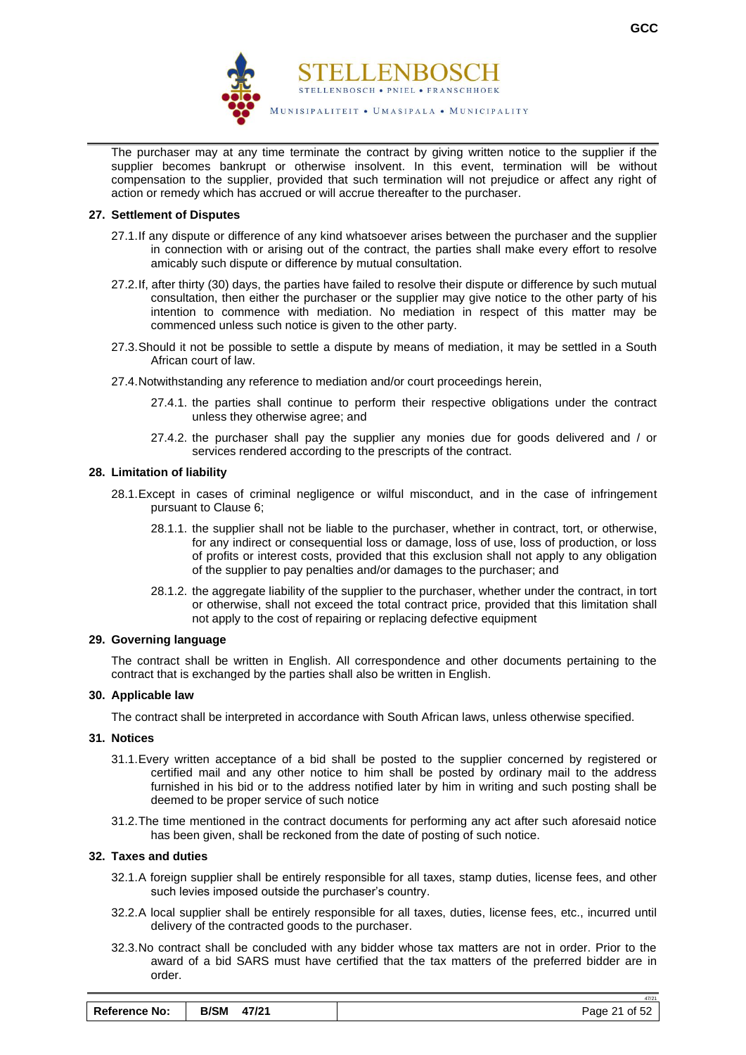The purchaser may at any time terminate the contract by giving written notice to the supplier if the supplier becomes bankrupt or otherwise insolvent. In this event, termination will be without compensation to the supplier, provided that such termination will not prejudice or affect any right of action or remedy which has accrued or will accrue thereafter to the purchaser.

**27. Settlement of Disputes**

27.1. If any dispute or difference of any kind whatsoever arises between the purchaser and the supplier in connection with or arising out of the contract, the parties shall make every effort to resolve amicably such dispute or difference by mutual consultation.

27.2. If, after thirty (30) days, the parties have failed to resolve their dispute or difference by such mutual consultation, then either the purchaser or the supplier may give notice to the other party of his intention to commence with mediation. No mediation in respect of this matter may be commenced unless such notice is given to the other party.

27.3. Should it not be possible to settle a dispute by means of mediation, it may be settled in a South African court of law.

27.4. Notwithstanding any reference to mediation and/or court proceedings herein,

27.4.1. the parties shall continue to perform their respective obligations under the contract unless they otherwise agree; and

27.4.2. the purchaser shall pay the supplier any monies due for goods delivered and / or services rendered according to the prescripts of the contract.

**28. Limitation of liability**

28.1. Except in cases of criminal negligence or wilful misconduct, and in the case of infringement pursuant to Clause 6;

28.1.1. the supplier shall not be liable to the purchaser, whether in contract, tort, or otherwise, for any indirect or consequential loss or damage, loss of use, loss of production, or loss of profits or interest costs, provided that this exclusion shall not apply to any obligation of the supplier to pay penalties and/or damages to the purchaser; and

28.1.2. the aggregate liability of the supplier to the purchaser, whether under the contract, in tort or otherwise, shall not exceed the total contract price, provided that this limitation shall not apply to the cost of repairing or replacing defective equipment

**29. Governing language**

The contract shall be written in English. All correspondence and other documents pertaining to the contract that is exchanged by the parties shall also be written in English.

**30. Applicable law**

The contract shall be interpreted in accordance with South African laws, unless otherwise specified.

**31. Notices**

31.1. Every written acceptance of a bid shall be posted to the supplier concerned by registered or certified mail and any other notice to him shall be posted by ordinary mail to the address furnished in his bid or to the address notified later by him in writing and such posting shall be deemed to be proper service of such notice

31.2. The time mentioned in the contract documents for performing any act after such aforesaid notice has been given, shall be reckoned from the date of posting of such notice.

**32. Taxes and duties**

32.1. A foreign supplier shall be entirely responsible for all taxes, stamp duties, license fees, and other such levies imposed outside the purchaser's country.

32.2. A local supplier shall be entirely responsible for all taxes, duties, license fees, etc., incurred until delivery of the contracted goods to the purchaser.

32.3. No contract shall be concluded with any bidder whose tax matters are not in order. Prior to the award of a bid SARS must have certified that the tax matters of the preferred bidder are in order.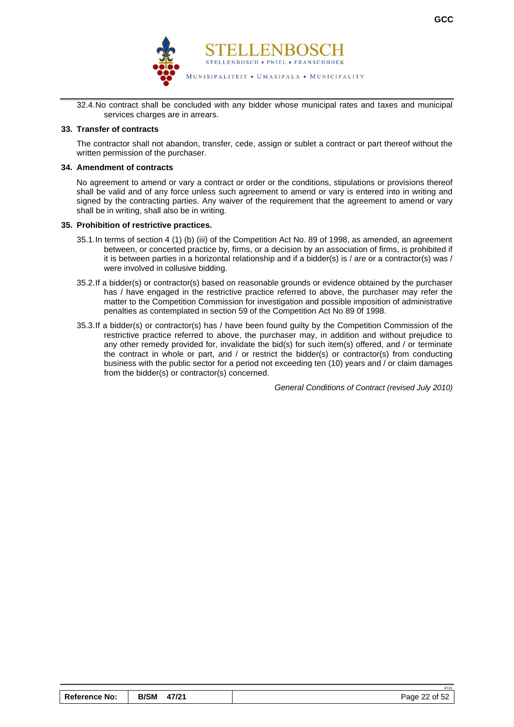32.4. No contract shall be concluded with any bidder whose municipal rates and taxes and municipal services charges are in arrears.

**33. Transfer of contracts**

The contractor shall not abandon, transfer, cede, assign or sublet a contract or part thereof without the written permission of the purchaser.

**34. Amendment of contracts**

No agreement to amend or vary a contract or order or the conditions, stipulations or provisions thereof shall be valid and of any force unless such agreement to amend or vary is entered into in writing and signed by the contracting parties. Any waiver of the requirement that the agreement to amend or vary shall be in writing, shall also be in writing.

**35. Prohibition of restrictive practices.**

35.1. In terms of section 4 (1) (b) (iii) of the Competition Act No. 89 of 1998, as amended, an agreement between, or concerted practice by, firms, or a decision by an association of firms, is prohibited if it is between parties in a horizontal relationship and if a bidder(s) is / are or a contractor(s) was / were involved in collusive bidding.

35.2. If a bidder(s) or contractor(s) based on reasonable grounds or evidence obtained by the purchaser has / have engaged in the restrictive practice referred to above, the purchaser may refer the matter to the Competition Commission for investigation and possible imposition of administrative penalties as contemplated in section 59 of the Competition Act No 89 0f 1998.

35.3. If a bidder(s) or contractor(s) has / have been found guilty by the Competition Commission of the restrictive practice referred to above, the purchaser may, in addition and without prejudice to any other remedy provided for, invalidate the bid(s) for such item(s) offered, and / or terminate the contract in whole or part, and / or restrict the bidder(s) or contractor(s) from conducting business with the public sector for a period not exceeding ten (10) years and / or claim damages from the bidder(s) or contractor(s) concerned.

*General Conditions of Contract (revised July 2010)*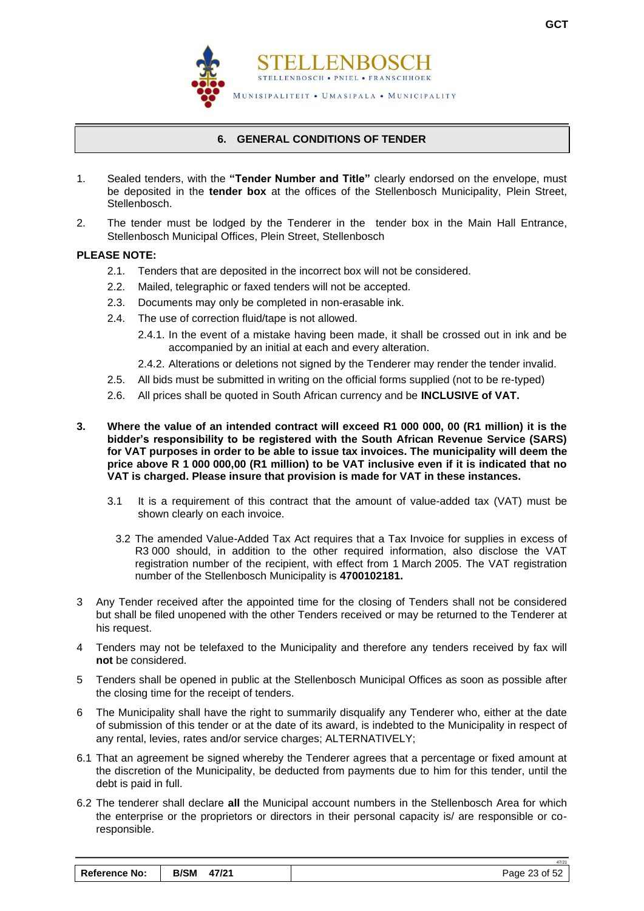## 6. GENERAL CONDITIONS OF TENDER

1. Sealed tenders, with the **"Tender Number and Title"** clearly endorsed on the envelope, must be deposited in the **tender box** at the offices of the Stellenbosch Municipality, Plein Street, Stellenbosch.

2. The tender must be lodged by the Tenderer in the tender box in the Main Hall Entrance, Stellenbosch Municipal Offices, Plein Street, Stellenbosch

**PLEASE NOTE:**

- 2.1. Tenders that are deposited in the incorrect box will not be considered.
- 2.2. Mailed, telegraphic or faxed tenders will not be accepted.
- 2.3. Documents may only be completed in non-erasable ink.
- 2.4. The use of correction fluid/tape is not allowed.
  - 2.4.1. In the event of a mistake having been made, it shall be crossed out in ink and be accompanied by an initial at each and every alteration.
  - 2.4.2. Alterations or deletions not signed by the Tenderer may render the tender invalid.
- 2.5. All bids must be submitted in writing on the official forms supplied (not to be re-typed)
- 2.6. All prices shall be quoted in South African currency and be **INCLUSIVE of VAT.**

**3. Where the value of an intended contract will exceed R1 000 000, 00 (R1 million) it is the bidder's responsibility to be registered with the South African Revenue Service (SARS) for VAT purposes in order to be able to issue tax invoices. The municipality will deem the price above R 1 000 000,00 (R1 million) to be VAT inclusive even if it is indicated that no VAT is charged. Please insure that provision is made for VAT in these instances.**

- 3.1 It is a requirement of this contract that the amount of value-added tax (VAT) must be shown clearly on each invoice.
- 3.2 The amended Value-Added Tax Act requires that a Tax Invoice for supplies in excess of R3 000 should, in addition to the other required information, also disclose the VAT registration number of the recipient, with effect from 1 March 2005. The VAT registration number of the Stellenbosch Municipality is **4700102181.**

3 Any Tender received after the appointed time for the closing of Tenders shall not be considered but shall be filed unopened with the other Tenders received or may be returned to the Tenderer at his request.

4 Tenders may not be telefaxed to the Municipality and therefore any tenders received by fax will **not** be considered.

5 Tenders shall be opened in public at the Stellenbosch Municipal Offices as soon as possible after the closing time for the receipt of tenders.

6 The Municipality shall have the right to summarily disqualify any Tenderer who, either at the date of submission of this tender or at the date of its award, is indebted to the Municipality in respect of any rental, levies, rates and/or service charges; ALTERNATIVELY;

6.1 That an agreement be signed whereby the Tenderer agrees that a percentage or fixed amount at the discretion of the Municipality, be deducted from payments due to him for this tender, until the debt is paid in full.

6.2 The tenderer shall declare **all** the Municipal account numbers in the Stellenbosch Area for which the enterprise or the proprietors or directors in their personal capacity is/ are responsible or co-responsible.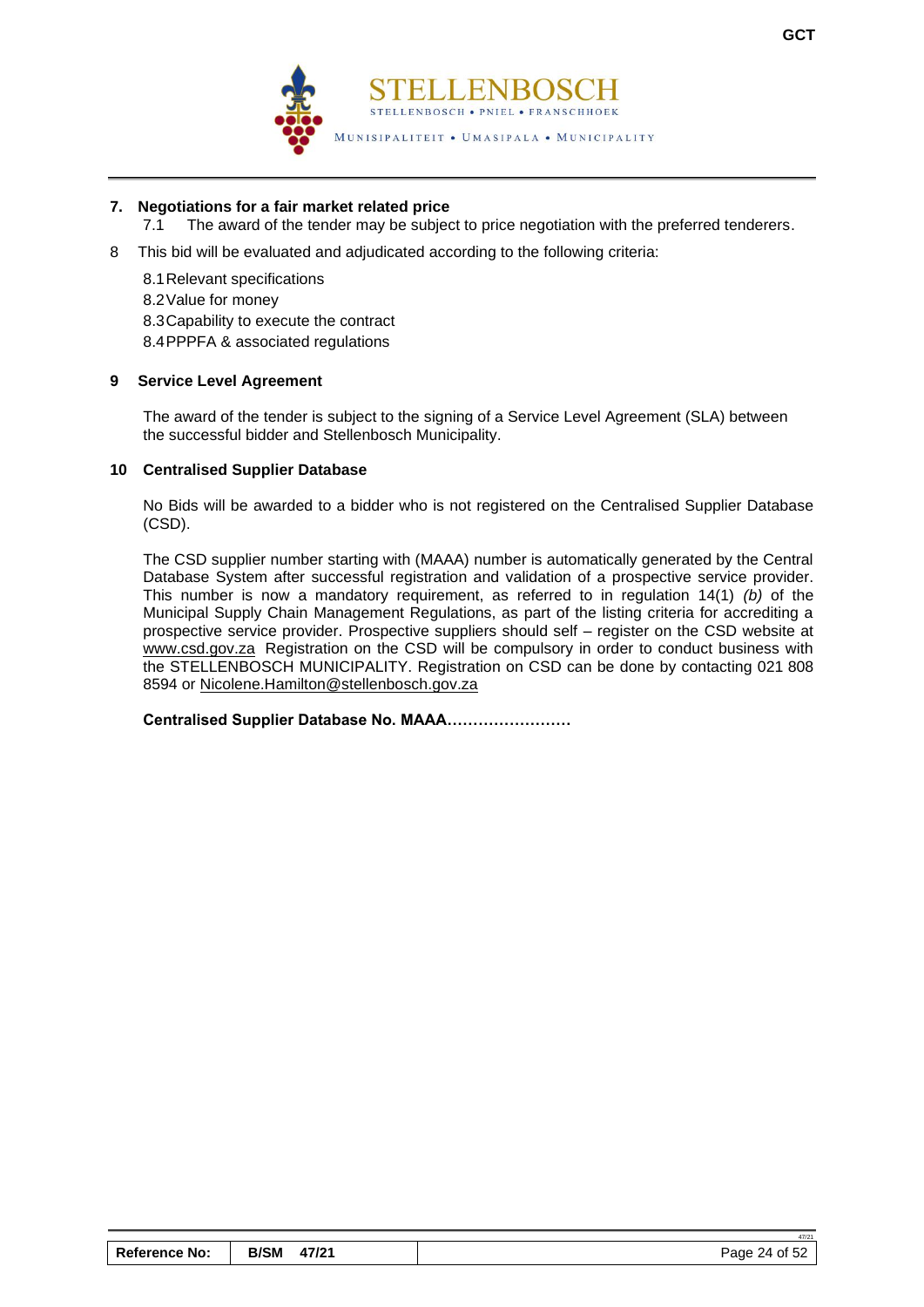### 7. Negotiations for a fair market related price

7.1 The award of the tender may be subject to price negotiation with the preferred tenderers.

8 This bid will be evaluated and adjudicated according to the following criteria:

8.1 Relevant specifications
8.2 Value for money
8.3 Capability to execute the contract
8.4 PPPFA & associated regulations

### 9 Service Level Agreement

The award of the tender is subject to the signing of a Service Level Agreement (SLA) between the successful bidder and Stellenbosch Municipality.

### 10 Centralised Supplier Database

No Bids will be awarded to a bidder who is not registered on the Centralised Supplier Database (CSD).

The CSD supplier number starting with (MAAA) number is automatically generated by the Central Database System after successful registration and validation of a prospective service provider. This number is now a mandatory requirement, as referred to in regulation 14(1) *(b)* of the Municipal Supply Chain Management Regulations, as part of the listing criteria for accrediting a prospective service provider. Prospective suppliers should self – register on the CSD website at www.csd.gov.za Registration on the CSD will be compulsory in order to conduct business with the STELLENBOSCH MUNICIPALITY. Registration on CSD can be done by contacting 021 808 8594 or Nicolene.Hamilton@stellenbosch.gov.za

**Centralised Supplier Database No. MAAA……………………**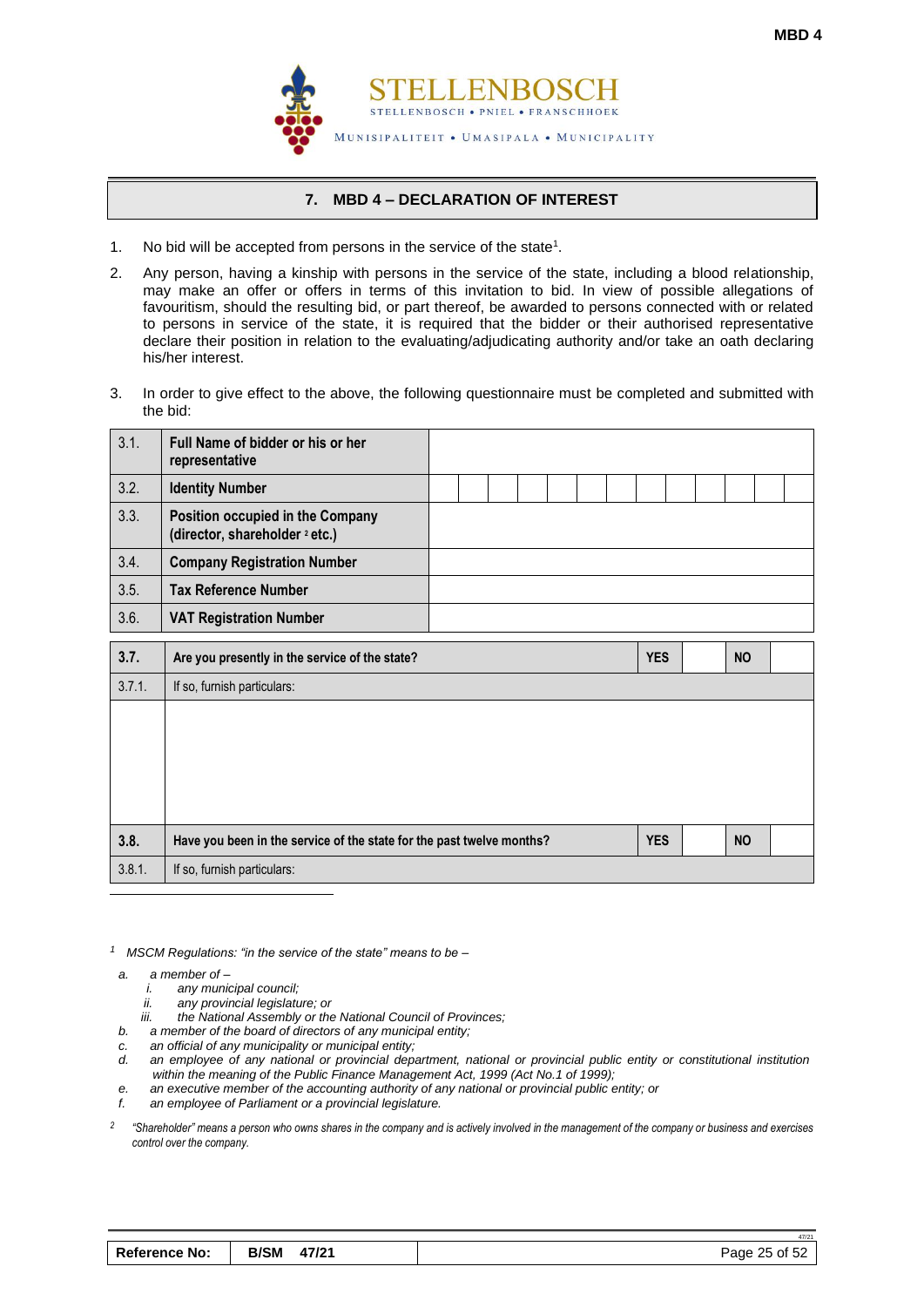MBD 4

STELLENBOSCH

STELLENBOSCH • PNIEL • FRANSCHHOEK

MUNISIPALITEIT • UMASIPALA • MUNICIPALITY

## 7. MBD 4 – DECLARATION OF INTEREST

1. No bid will be accepted from persons in the service of the state[1].

2. Any person, having a kinship with persons in the service of the state, including a blood relationship, may make an offer or offers in terms of this invitation to bid. In view of possible allegations of favouritism, should the resulting bid, or part thereof, be awarded to persons connected with or related to persons in service of the state, it is required that the bidder or their authorised representative declare their position in relation to the evaluating/adjudicating authority and/or take an oath declaring his/her interest.

3. In order to give effect to the above, the following questionnaire must be completed and submitted with the bid:

| | | |
|---|---|---|
| 3.1. | **Full Name of bidder or his or her representative** | |
| 3.2. | **Identity Number** | |
| 3.3. | **Position occupied in the Company (director, shareholder [2] etc.)** | |
| 3.4. | **Company Registration Number** | |
| 3.5. | **Tax Reference Number** | |
| 3.6. | **VAT Registration Number** | |

| | | | | | |
|---|---|---|---|---|---|
| **3.7.** | **Are you presently in the service of the state?** | **YES** | | **NO** | |
| 3.7.1. | If so, furnish particulars: | | | | |
| | | | | | |
| **3.8.** | **Have you been in the service of the state for the past twelve months?** | **YES** | | **NO** | |
| 3.8.1. | If so, furnish particulars: | | | | |

[1] *MSCM Regulations: "in the service of the state" means to be –*

*a. a member of –*
 *i. any municipal council;*
 *ii. any provincial legislature; or*
 *iii. the National Assembly or the National Council of Provinces;*
*b. a member of the board of directors of any municipal entity;*
*c. an official of any municipality or municipal entity;*
*d. an employee of any national or provincial department, national or provincial public entity or constitutional institution within the meaning of the Public Finance Management Act, 1999 (Act No.1 of 1999);*
*e. an executive member of the accounting authority of any national or provincial public entity; or*
*f. an employee of Parliament or a provincial legislature.*

[2] *"Shareholder" means a person who owns shares in the company and is actively involved in the management of the company or business and exercises control over the company.*

| Reference No: | B/SM 47/21 | |
|---|---|---|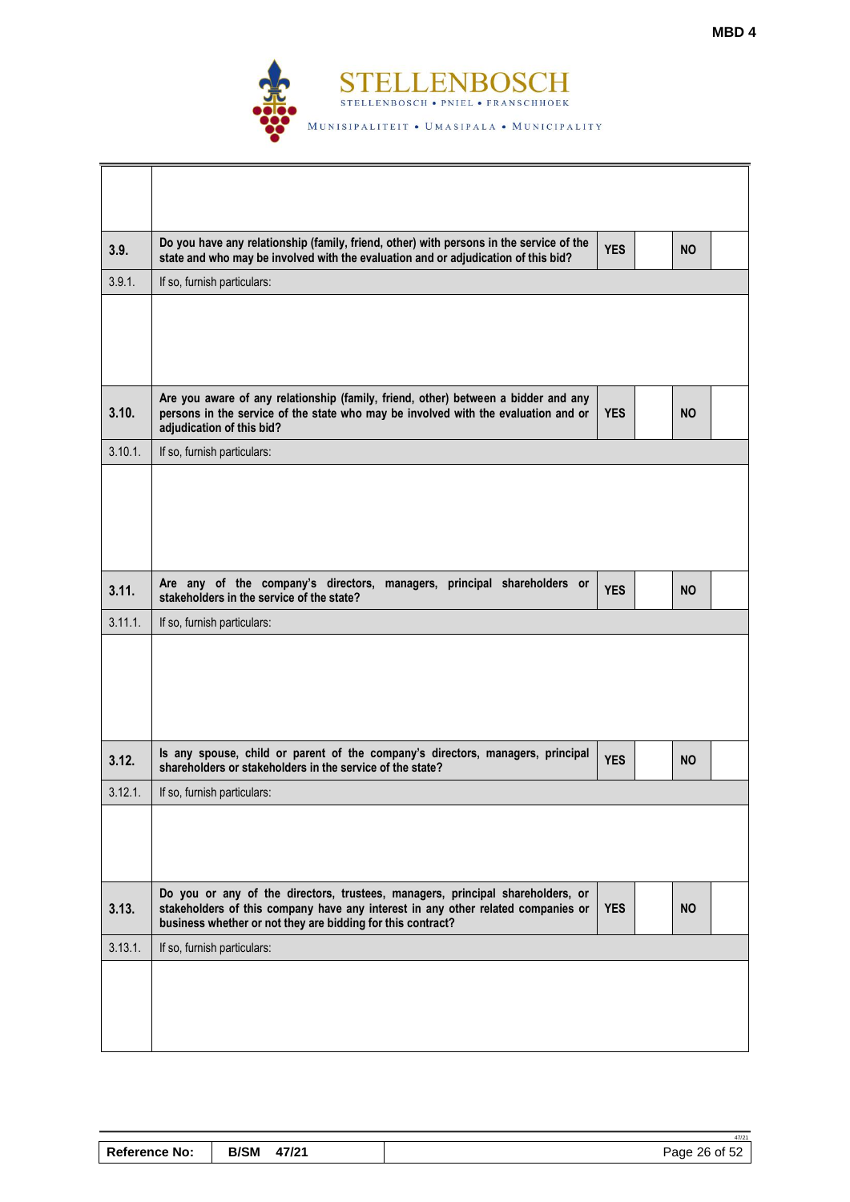| | | | | | |
|---|---|---|---|---|---|
| | | | | | |
| **3.9.** | **Do you have any relationship (family, friend, other) with persons in the service of the state and who may be involved with the evaluation and or adjudication of this bid?** | **YES** | | **NO** | |
| 3.9.1. | If so, furnish particulars: | | | | |
| | | | | | |
| **3.10.** | **Are you aware of any relationship (family, friend, other) between a bidder and any persons in the service of the state who may be involved with the evaluation and or adjudication of this bid?** | **YES** | | **NO** | |
| 3.10.1. | If so, furnish particulars: | | | | |
| | | | | | |
| **3.11.** | **Are any of the company's directors, managers, principal shareholders or stakeholders in the service of the state?** | **YES** | | **NO** | |
| 3.11.1. | If so, furnish particulars: | | | | |
| | | | | | |
| **3.12.** | **Is any spouse, child or parent of the company's directors, managers, principal shareholders or stakeholders in the service of the state?** | **YES** | | **NO** | |
| 3.12.1. | If so, furnish particulars: | | | | |
| | | | | | |
| **3.13.** | **Do you or any of the directors, trustees, managers, principal shareholders, or stakeholders of this company have any interest in any other related companies or business whether or not they are bidding for this contract?** | **YES** | | **NO** | |
| 3.13.1. | If so, furnish particulars: | | | | |
| | | | | | |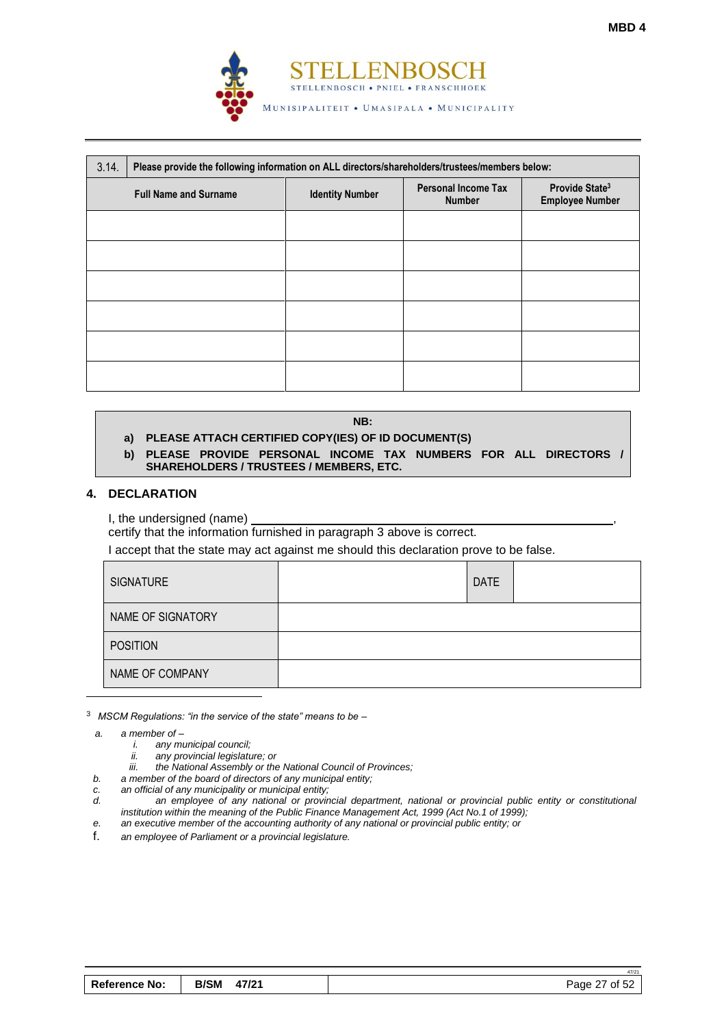| 3.14. Please provide the following information on ALL directors/shareholders/trustees/members below: | | | |
|---|---|---|---|
| **Full Name and Surname** | **Identity Number** | **Personal Income Tax Number** | **Provide State[3] Employee Number** |
| | | | |
| | | | |
| | | | |
| | | | |
| | | | |
| | | | |

**NB:**

**a) PLEASE ATTACH CERTIFIED COPY(IES) OF ID DOCUMENT(S)**

**b) PLEASE PROVIDE PERSONAL INCOME TAX NUMBERS FOR ALL DIRECTORS / SHAREHOLDERS / TRUSTEES / MEMBERS, ETC.**

## 4. DECLARATION

I, the undersigned (name) ____________________________________________,
certify that the information furnished in paragraph 3 above is correct.

I accept that the state may act against me should this declaration prove to be false.

| SIGNATURE | | DATE | |
|---|---|---|---|
| NAME OF SIGNATORY | | | |
| POSITION | | | |
| NAME OF COMPANY | | | |

[3] *MSCM Regulations: "in the service of the state" means to be –*

a. *a member of –*
   i. *any municipal council;*
   ii. *any provincial legislature; or*
   iii. *the National Assembly or the National Council of Provinces;*

b. *a member of the board of directors of any municipal entity;*

c. *an official of any municipality or municipal entity;*

d. *an employee of any national or provincial department, national or provincial public entity or constitutional institution within the meaning of the Public Finance Management Act, 1999 (Act No.1 of 1999);*

e. *an executive member of the accounting authority of any national or provincial public entity; or*

f. *an employee of Parliament or a provincial legislature.*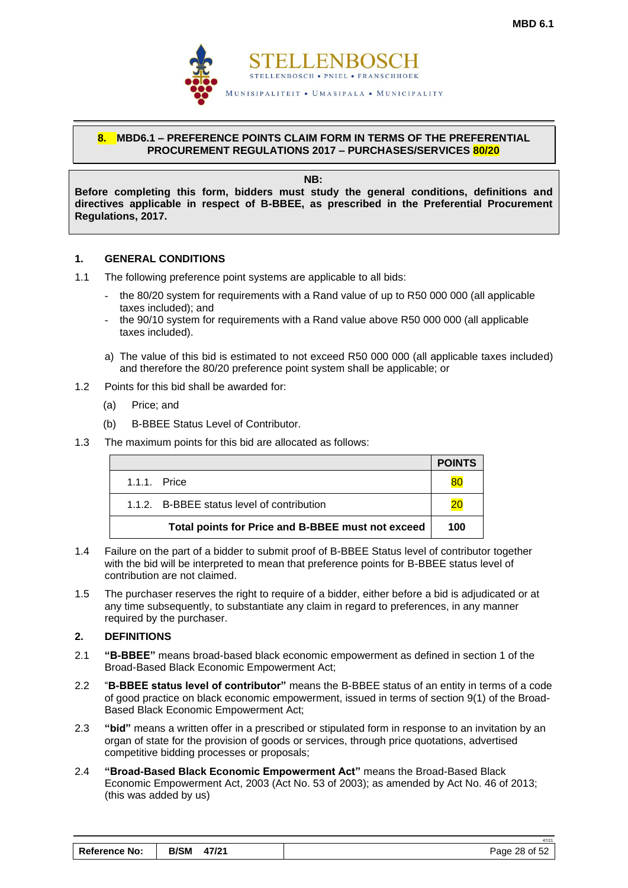## 8. MBD6.1 – PREFERENCE POINTS CLAIM FORM IN TERMS OF THE PREFERENTIAL PROCUREMENT REGULATIONS 2017 – PURCHASES/SERVICES 80/20

**NB:**

**Before completing this form, bidders must study the general conditions, definitions and directives applicable in respect of B-BBEE, as prescribed in the Preferential Procurement Regulations, 2017.**

### 1. GENERAL CONDITIONS

1.1 The following preference point systems are applicable to all bids:

- the 80/20 system for requirements with a Rand value of up to R50 000 000 (all applicable taxes included); and
- the 90/10 system for requirements with a Rand value above R50 000 000 (all applicable taxes included).

a) The value of this bid is estimated to not exceed R50 000 000 (all applicable taxes included) and therefore the 80/20 preference point system shall be applicable; or

1.2 Points for this bid shall be awarded for:

(a) Price; and

(b) B-BBEE Status Level of Contributor.

1.3 The maximum points for this bid are allocated as follows:

| | POINTS |
|---|---|
| 1.1.1. Price | 80 |
| 1.1.2. B-BBEE status level of contribution | 20 |
| **Total points for Price and B-BBEE must not exceed** | **100** |

1.4 Failure on the part of a bidder to submit proof of B-BBEE Status level of contributor together with the bid will be interpreted to mean that preference points for B-BBEE status level of contribution are not claimed.

1.5 The purchaser reserves the right to require of a bidder, either before a bid is adjudicated or at any time subsequently, to substantiate any claim in regard to preferences, in any manner required by the purchaser.

### 2. DEFINITIONS

2.1 **"B-BBEE"** means broad-based black economic empowerment as defined in section 1 of the Broad-Based Black Economic Empowerment Act;

2.2 "**B-BBEE status level of contributor"** means the B-BBEE status of an entity in terms of a code of good practice on black economic empowerment, issued in terms of section 9(1) of the Broad-Based Black Economic Empowerment Act;

2.3 **"bid"** means a written offer in a prescribed or stipulated form in response to an invitation by an organ of state for the provision of goods or services, through price quotations, advertised competitive bidding processes or proposals;

2.4 **"Broad-Based Black Economic Empowerment Act"** means the Broad-Based Black Economic Empowerment Act, 2003 (Act No. 53 of 2003); as amended by Act No. 46 of 2013; (this was added by us)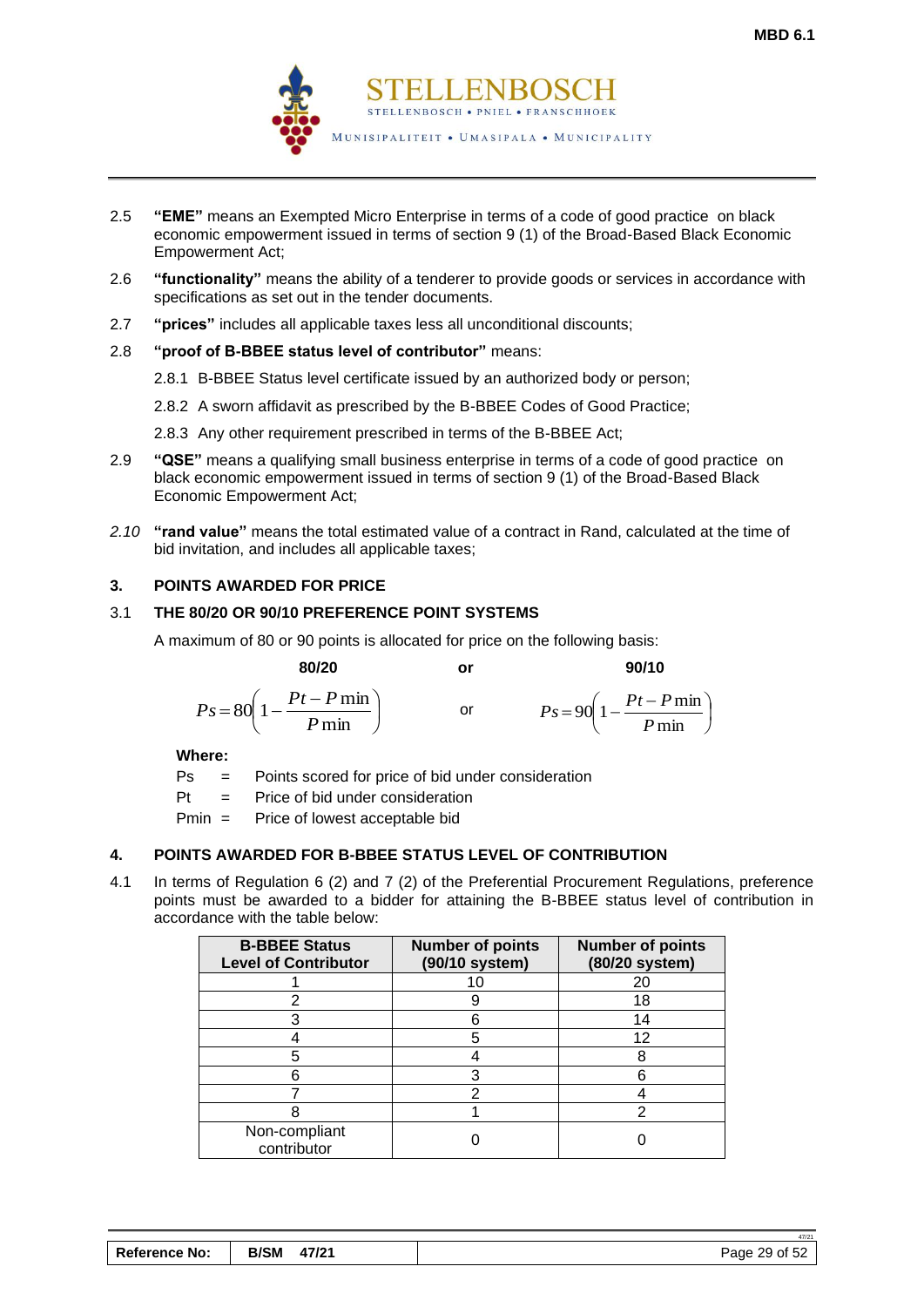2.5 **"EME"** means an Exempted Micro Enterprise in terms of a code of good practice on black economic empowerment issued in terms of section 9 (1) of the Broad-Based Black Economic Empowerment Act;

2.6 **"functionality"** means the ability of a tenderer to provide goods or services in accordance with specifications as set out in the tender documents.

2.7 **"prices"** includes all applicable taxes less all unconditional discounts;

2.8 **"proof of B-BBEE status level of contributor"** means:

2.8.1 B-BBEE Status level certificate issued by an authorized body or person;

2.8.2 A sworn affidavit as prescribed by the B-BBEE Codes of Good Practice;

2.8.3 Any other requirement prescribed in terms of the B-BBEE Act;

2.9 **"QSE"** means a qualifying small business enterprise in terms of a code of good practice on black economic empowerment issued in terms of section 9 (1) of the Broad-Based Black Economic Empowerment Act;

*2.10* **"rand value"** means the total estimated value of a contract in Rand, calculated at the time of bid invitation, and includes all applicable taxes;

## 3. POINTS AWARDED FOR PRICE

### 3.1 THE 80/20 OR 90/10 PREFERENCE POINT SYSTEMS

A maximum of 80 or 90 points is allocated for price on the following basis:

**80/20** or **90/10**

$$Ps = 80\left(1 - \frac{Pt - P\min}{P\min}\right) \quad \text{or} \quad Ps = 90\left(1 - \frac{Pt - P\min}{P\min}\right)$$

**Where:**

Ps = Points scored for price of bid under consideration

Pt = Price of bid under consideration

Pmin = Price of lowest acceptable bid

## 4. POINTS AWARDED FOR B-BBEE STATUS LEVEL OF CONTRIBUTION

4.1 In terms of Regulation 6 (2) and 7 (2) of the Preferential Procurement Regulations, preference points must be awarded to a bidder for attaining the B-BBEE status level of contribution in accordance with the table below:

| B-BBEE Status Level of Contributor | Number of points (90/10 system) | Number of points (80/20 system) |
|---|---|---|
| 1 | 10 | 20 |
| 2 | 9 | 18 |
| 3 | 6 | 14 |
| 4 | 5 | 12 |
| 5 | 4 | 8 |
| 6 | 3 | 6 |
| 7 | 2 | 4 |
| 8 | 1 | 2 |
| Non-compliant contributor | 0 | 0 |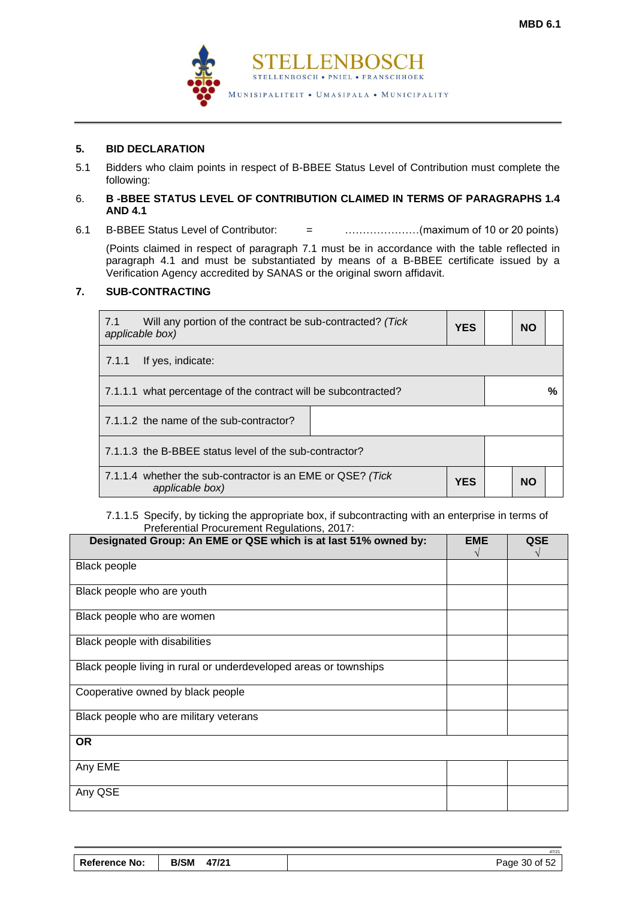## 5. BID DECLARATION

5.1 Bidders who claim points in respect of B-BBEE Status Level of Contribution must complete the following:

## 6. B -BBEE STATUS LEVEL OF CONTRIBUTION CLAIMED IN TERMS OF PARAGRAPHS 1.4 AND 4.1

6.1 B-BBEE Status Level of Contributor: = …………………(maximum of 10 or 20 points)

(Points claimed in respect of paragraph 7.1 must be in accordance with the table reflected in paragraph 4.1 and must be substantiated by means of a B-BBEE certificate issued by a Verification Agency accredited by SANAS or the original sworn affidavit.

## 7. SUB-CONTRACTING

| 7.1 Will any portion of the contract be sub-contracted? *(Tick applicable box)* | YES | | NO | |
|---|---|---|---|---|
| 7.1.1 If yes, indicate: | | | | |
| 7.1.1.1 what percentage of the contract will be subcontracted? | | | | % |
| 7.1.1.2 the name of the sub-contractor? | | | | |
| 7.1.1.3 the B-BBEE status level of the sub-contractor? | | | | |
| 7.1.1.4 whether the sub-contractor is an EME or QSE? *(Tick applicable box)* | YES | | NO | |

7.1.1.5 Specify, by ticking the appropriate box, if subcontracting with an enterprise in terms of Preferential Procurement Regulations, 2017:

| Designated Group: An EME or QSE which is at last 51% owned by: | EME √ | QSE √ |
|---|---|---|
| Black people | | |
| Black people who are youth | | |
| Black people who are women | | |
| Black people with disabilities | | |
| Black people living in rural or underdeveloped areas or townships | | |
| Cooperative owned by black people | | |
| Black people who are military veterans | | |
| **OR** | | |
| Any EME | | |
| Any QSE | | |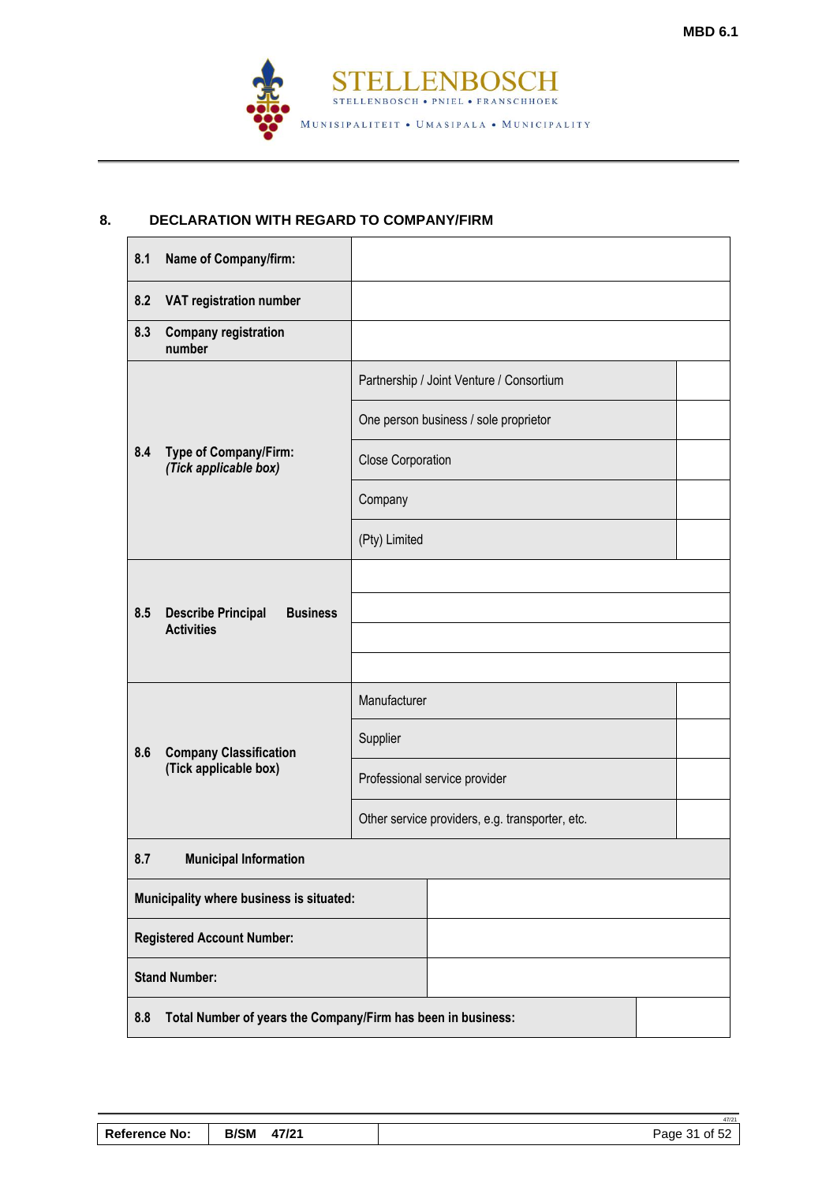## 8. DECLARATION WITH REGARD TO COMPANY/FIRM

| | | |
|---|---|---|
| **8.1 Name of Company/firm:** | | |
| **8.2 VAT registration number** | | |
| **8.3 Company registration number** | | |
| **8.4 Type of Company/Firm:** ***(Tick applicable box)*** | Partnership / Joint Venture / Consortium | |
| | One person business / sole proprietor | |
| | Close Corporation | |
| | Company | |
| | (Pty) Limited | |
| **8.5 Describe Principal Business Activities** | | |
| | | |
| | | |
| | | |
| **8.6 Company Classification (Tick applicable box)** | Manufacturer | |
| | Supplier | |
| | Professional service provider | |
| | Other service providers, e.g. transporter, etc. | |

| | |
|---|---|
| **8.7 Municipal Information** | |
| **Municipality where business is situated:** | |
| **Registered Account Number:** | |
| **Stand Number:** | |
| **8.8 Total Number of years the Company/Firm has been in business:** | |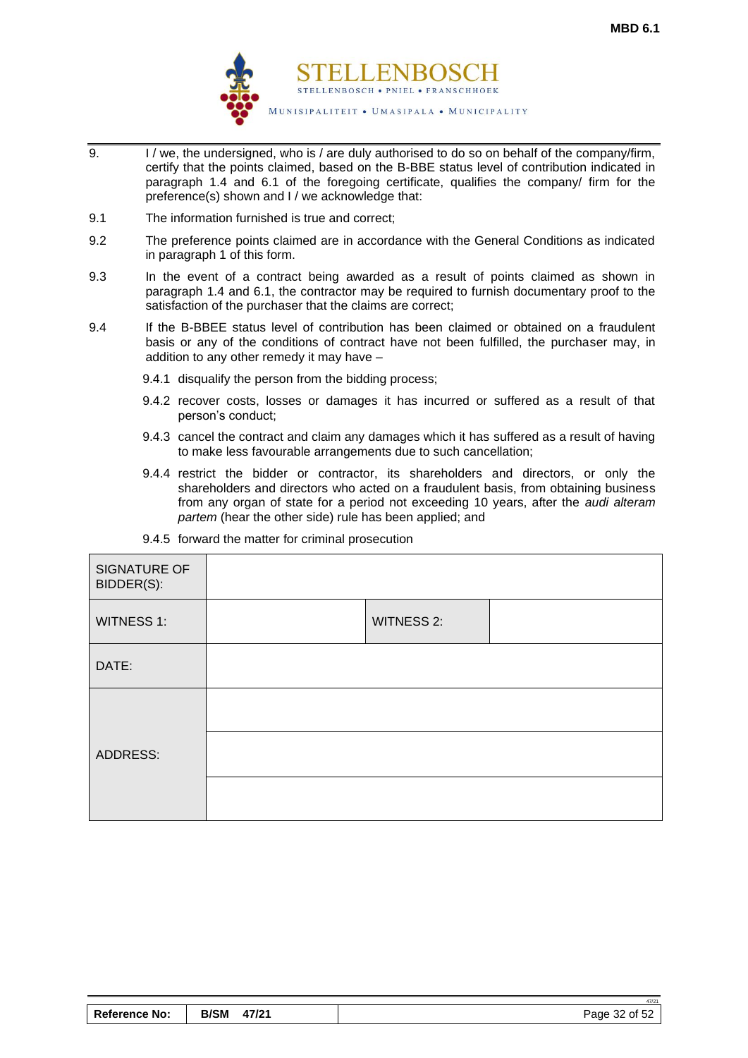9. I / we, the undersigned, who is / are duly authorised to do so on behalf of the company/firm, certify that the points claimed, based on the B-BBE status level of contribution indicated in paragraph 1.4 and 6.1 of the foregoing certificate, qualifies the company/ firm for the preference(s) shown and I / we acknowledge that:

9.1 The information furnished is true and correct;

9.2 The preference points claimed are in accordance with the General Conditions as indicated in paragraph 1 of this form.

9.3 In the event of a contract being awarded as a result of points claimed as shown in paragraph 1.4 and 6.1, the contractor may be required to furnish documentary proof to the satisfaction of the purchaser that the claims are correct;

9.4 If the B-BBEE status level of contribution has been claimed or obtained on a fraudulent basis or any of the conditions of contract have not been fulfilled, the purchaser may, in addition to any other remedy it may have –

9.4.1 disqualify the person from the bidding process;

9.4.2 recover costs, losses or damages it has incurred or suffered as a result of that person's conduct;

9.4.3 cancel the contract and claim any damages which it has suffered as a result of having to make less favourable arrangements due to such cancellation;

9.4.4 restrict the bidder or contractor, its shareholders and directors, or only the shareholders and directors who acted on a fraudulent basis, from obtaining business from any organ of state for a period not exceeding 10 years, after the *audi alteram partem* (hear the other side) rule has been applied; and

9.4.5 forward the matter for criminal prosecution

| SIGNATURE OF BIDDER(S): | | | |
|---|---|---|---|
| WITNESS 1: | | WITNESS 2: | |
| DATE: | | | |
| ADDRESS: | | | |
| | | | |
| | | | |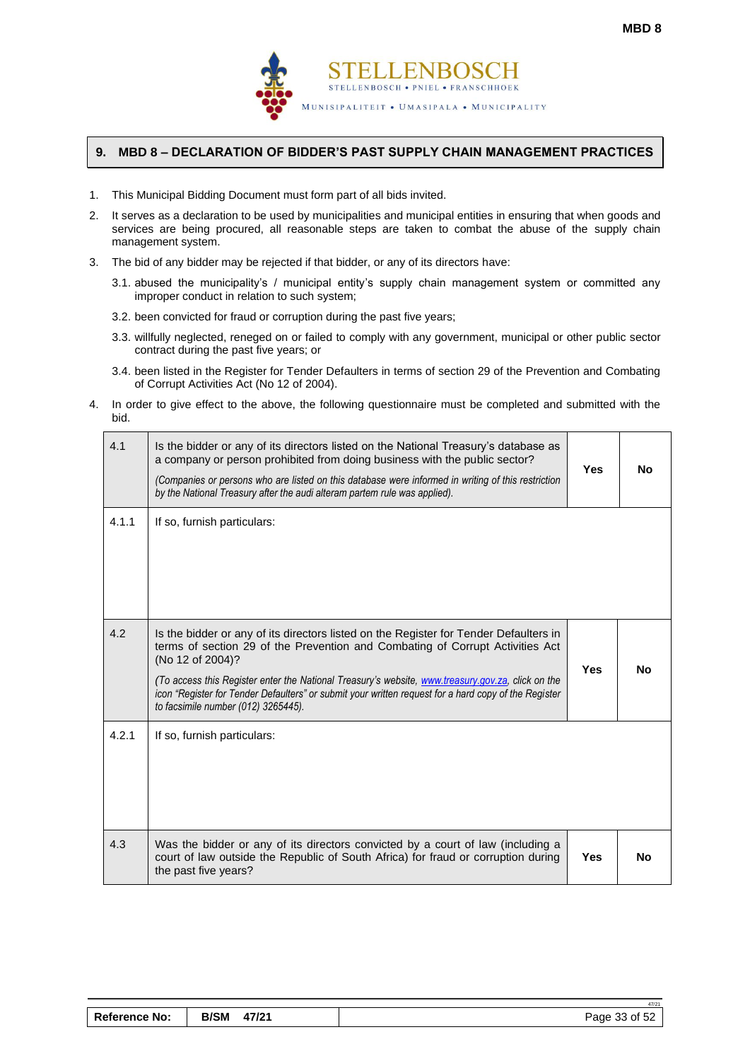## 9. MBD 8 – DECLARATION OF BIDDER'S PAST SUPPLY CHAIN MANAGEMENT PRACTICES

1. This Municipal Bidding Document must form part of all bids invited.
2. It serves as a declaration to be used by municipalities and municipal entities in ensuring that when goods and services are being procured, all reasonable steps are taken to combat the abuse of the supply chain management system.
3. The bid of any bidder may be rejected if that bidder, or any of its directors have:
   3.1. abused the municipality's / municipal entity's supply chain management system or committed any improper conduct in relation to such system;
   3.2. been convicted for fraud or corruption during the past five years;
   3.3. willfully neglected, reneged on or failed to comply with any government, municipal or other public sector contract during the past five years; or
   3.4. been listed in the Register for Tender Defaulters in terms of section 29 of the Prevention and Combating of Corrupt Activities Act (No 12 of 2004).
4. In order to give effect to the above, the following questionnaire must be completed and submitted with the bid.

| | | | |
|---|---|---|---|
| 4.1 | Is the bidder or any of its directors listed on the National Treasury's database as a company or person prohibited from doing business with the public sector?<br>*(Companies or persons who are listed on this database were informed in writing of this restriction by the National Treasury after the audi alteram partem rule was applied).* | **Yes** | **No** |
| 4.1.1 | If so, furnish particulars: | | |
| 4.2 | Is the bidder or any of its directors listed on the Register for Tender Defaulters in terms of section 29 of the Prevention and Combating of Corrupt Activities Act (No 12 of 2004)?<br>*(To access this Register enter the National Treasury's website, www.treasury.gov.za, click on the icon "Register for Tender Defaulters" or submit your written request for a hard copy of the Register to facsimile number (012) 3265445).* | **Yes** | **No** |
| 4.2.1 | If so, furnish particulars: | | |
| 4.3 | Was the bidder or any of its directors convicted by a court of law (including a court of law outside the Republic of South Africa) for fraud or corruption during the past five years? | **Yes** | **No** |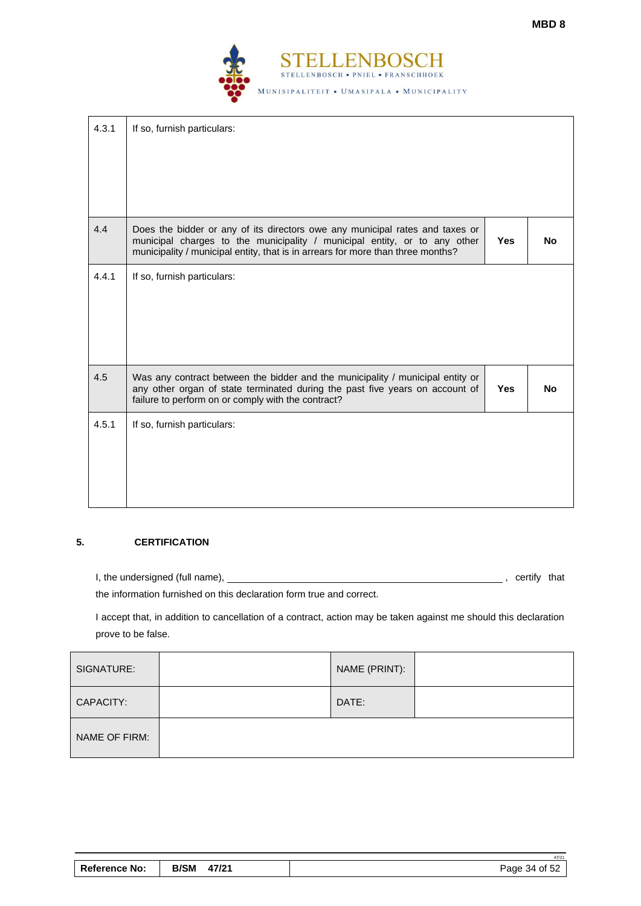| | | | |
|---|---|---|---|
| 4.3.1 | If so, furnish particulars: | | |
| 4.4 | Does the bidder or any of its directors owe any municipal rates and taxes or municipal charges to the municipality / municipal entity, or to any other municipality / municipal entity, that is in arrears for more than three months? | **Yes** | **No** |
| 4.4.1 | If so, furnish particulars: | | |
| 4.5 | Was any contract between the bidder and the municipality / municipal entity or any other organ of state terminated during the past five years on account of failure to perform on or comply with the contract? | **Yes** | **No** |
| 4.5.1 | If so, furnish particulars: | | |

## 5. CERTIFICATION

I, the undersigned (full name), ____________________________________________ , certify that the information furnished on this declaration form true and correct.

I accept that, in addition to cancellation of a contract, action may be taken against me should this declaration prove to be false.

| | | | |
|---|---|---|---|
| SIGNATURE: | | NAME (PRINT): | |
| CAPACITY: | | DATE: | |
| NAME OF FIRM: | | | |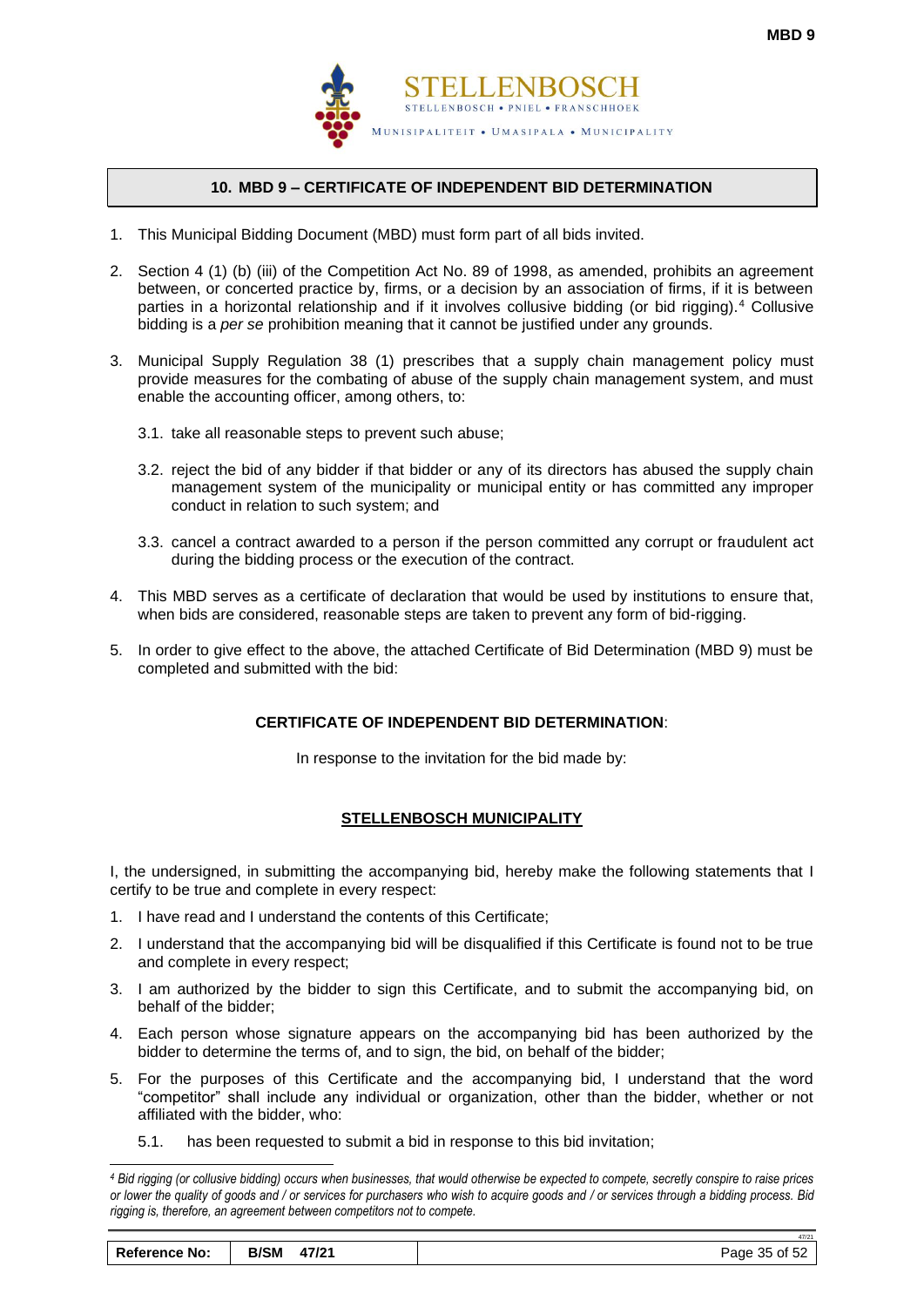## 10. MBD 9 – CERTIFICATE OF INDEPENDENT BID DETERMINATION

1. This Municipal Bidding Document (MBD) must form part of all bids invited.

2. Section 4 (1) (b) (iii) of the Competition Act No. 89 of 1998, as amended, prohibits an agreement between, or concerted practice by, firms, or a decision by an association of firms, if it is between parties in a horizontal relationship and if it involves collusive bidding (or bid rigging).[4] Collusive bidding is a *per se* prohibition meaning that it cannot be justified under any grounds.

3. Municipal Supply Regulation 38 (1) prescribes that a supply chain management policy must provide measures for the combating of abuse of the supply chain management system, and must enable the accounting officer, among others, to:

   3.1. take all reasonable steps to prevent such abuse;

   3.2. reject the bid of any bidder if that bidder or any of its directors has abused the supply chain management system of the municipality or municipal entity or has committed any improper conduct in relation to such system; and

   3.3. cancel a contract awarded to a person if the person committed any corrupt or fraudulent act during the bidding process or the execution of the contract.

4. This MBD serves as a certificate of declaration that would be used by institutions to ensure that, when bids are considered, reasonable steps are taken to prevent any form of bid-rigging.

5. In order to give effect to the above, the attached Certificate of Bid Determination (MBD 9) must be completed and submitted with the bid:

**CERTIFICATE OF INDEPENDENT BID DETERMINATION**:

In response to the invitation for the bid made by:

**STELLENBOSCH MUNICIPALITY**

I, the undersigned, in submitting the accompanying bid, hereby make the following statements that I certify to be true and complete in every respect:

1. I have read and I understand the contents of this Certificate;
2. I understand that the accompanying bid will be disqualified if this Certificate is found not to be true and complete in every respect;
3. I am authorized by the bidder to sign this Certificate, and to submit the accompanying bid, on behalf of the bidder;
4. Each person whose signature appears on the accompanying bid has been authorized by the bidder to determine the terms of, and to sign, the bid, on behalf of the bidder;
5. For the purposes of this Certificate and the accompanying bid, I understand that the word "competitor" shall include any individual or organization, other than the bidder, whether or not affiliated with the bidder, who:

   5.1. has been requested to submit a bid in response to this bid invitation;

*[4] Bid rigging (or collusive bidding) occurs when businesses, that would otherwise be expected to compete, secretly conspire to raise prices or lower the quality of goods and / or services for purchasers who wish to acquire goods and / or services through a bidding process. Bid rigging is, therefore, an agreement between competitors not to compete.*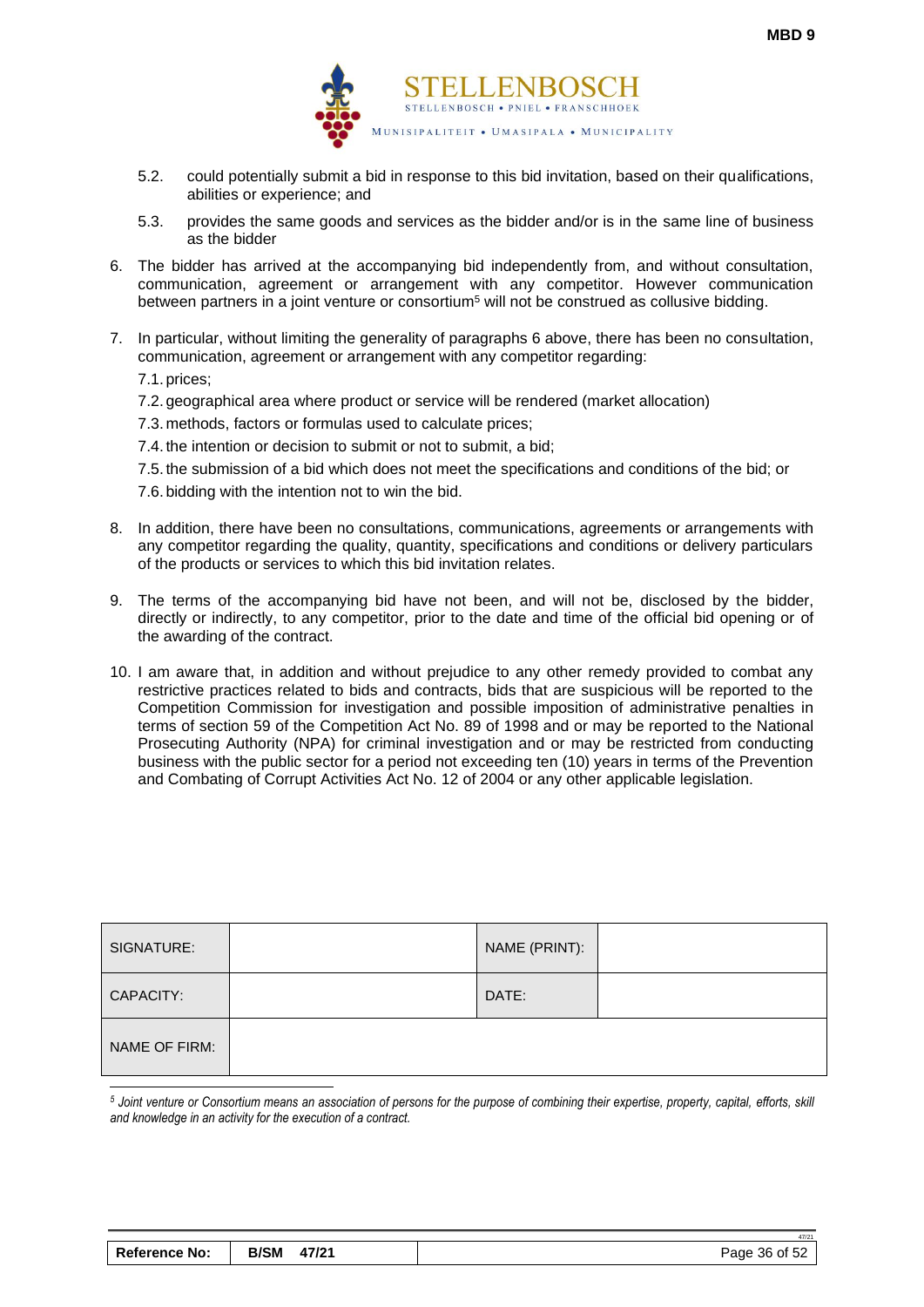5.2. could potentially submit a bid in response to this bid invitation, based on their qualifications, abilities or experience; and

5.3. provides the same goods and services as the bidder and/or is in the same line of business as the bidder

6. The bidder has arrived at the accompanying bid independently from, and without consultation, communication, agreement or arrangement with any competitor. However communication between partners in a joint venture or consortium[5] will not be construed as collusive bidding.

7. In particular, without limiting the generality of paragraphs 6 above, there has been no consultation, communication, agreement or arrangement with any competitor regarding:

   7.1. prices;

   7.2. geographical area where product or service will be rendered (market allocation)

   7.3. methods, factors or formulas used to calculate prices;

   7.4. the intention or decision to submit or not to submit, a bid;

   7.5. the submission of a bid which does not meet the specifications and conditions of the bid; or

   7.6. bidding with the intention not to win the bid.

8. In addition, there have been no consultations, communications, agreements or arrangements with any competitor regarding the quality, quantity, specifications and conditions or delivery particulars of the products or services to which this bid invitation relates.

9. The terms of the accompanying bid have not been, and will not be, disclosed by the bidder, directly or indirectly, to any competitor, prior to the date and time of the official bid opening or of the awarding of the contract.

10. I am aware that, in addition and without prejudice to any other remedy provided to combat any restrictive practices related to bids and contracts, bids that are suspicious will be reported to the Competition Commission for investigation and possible imposition of administrative penalties in terms of section 59 of the Competition Act No. 89 of 1998 and or may be reported to the National Prosecuting Authority (NPA) for criminal investigation and or may be restricted from conducting business with the public sector for a period not exceeding ten (10) years in terms of the Prevention and Combating of Corrupt Activities Act No. 12 of 2004 or any other applicable legislation.

| SIGNATURE: | | NAME (PRINT): | |
|---|---|---|---|
| CAPACITY: | | DATE: | |
| NAME OF FIRM: | | | |

[5] *Joint venture or Consortium means an association of persons for the purpose of combining their expertise, property, capital, efforts, skill and knowledge in an activity for the execution of a contract.*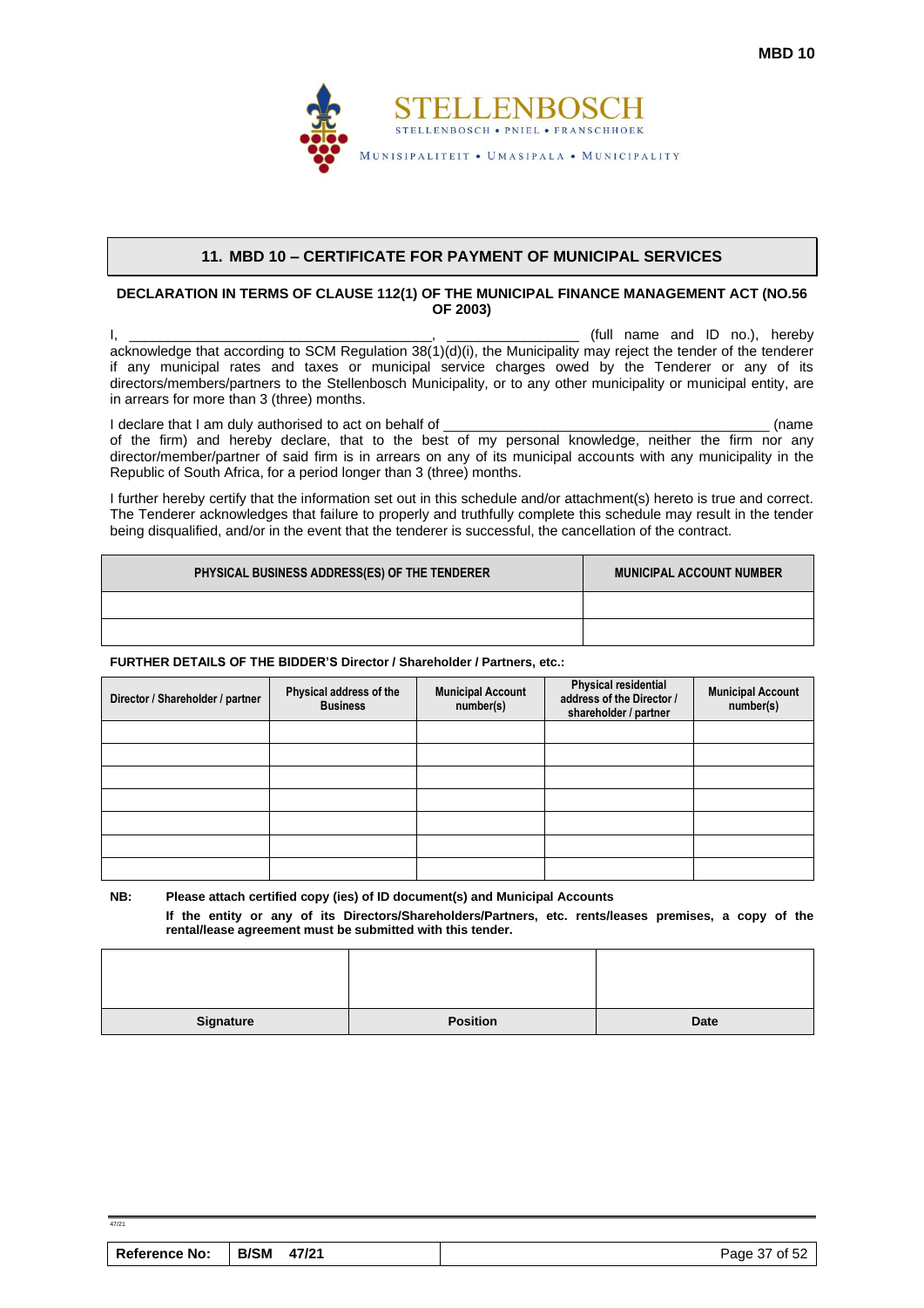**MBD 10**

STELLENBOSCH
STELLENBOSCH • PNIEL • FRANSCHHOEK
MUNISIPALITEIT • UMASIPALA • MUNICIPALITY

## 11. MBD 10 – CERTIFICATE FOR PAYMENT OF MUNICIPAL SERVICES

**DECLARATION IN TERMS OF CLAUSE 112(1) OF THE MUNICIPAL FINANCE MANAGEMENT ACT (NO.56 OF 2003)**

I, ______________________________________, ________________ (full name and ID no.), hereby acknowledge that according to SCM Regulation 38(1)(d)(i), the Municipality may reject the tender of the tenderer if any municipal rates and taxes or municipal service charges owed by the Tenderer or any of its directors/members/partners to the Stellenbosch Municipality, or to any other municipality or municipal entity, are in arrears for more than 3 (three) months.

I declare that I am duly authorised to act on behalf of ________________________________________ (name of the firm) and hereby declare, that to the best of my personal knowledge, neither the firm nor any director/member/partner of said firm is in arrears on any of its municipal accounts with any municipality in the Republic of South Africa, for a period longer than 3 (three) months.

I further hereby certify that the information set out in this schedule and/or attachment(s) hereto is true and correct. The Tenderer acknowledges that failure to properly and truthfully complete this schedule may result in the tender being disqualified, and/or in the event that the tenderer is successful, the cancellation of the contract.

| PHYSICAL BUSINESS ADDRESS(ES) OF THE TENDERER | MUNICIPAL ACCOUNT NUMBER |
| --- | --- |
| | |
| | |

**FURTHER DETAILS OF THE BIDDER'S Director / Shareholder / Partners, etc.:**

| Director / Shareholder / partner | Physical address of the Business | Municipal Account number(s) | Physical residential address of the Director / shareholder / partner | Municipal Account number(s) |
| --- | --- | --- | --- | --- |
| | | | | |
| | | | | |
| | | | | |
| | | | | |
| | | | | |
| | | | | |
| | | | | |

**NB: Please attach certified copy (ies) of ID document(s) and Municipal Accounts**

**If the entity or any of its Directors/Shareholders/Partners, etc. rents/leases premises, a copy of the rental/lease agreement must be submitted with this tender.**

| | | |
| --- | --- | --- |
| **Signature** | **Position** | **Date** |

| Reference No: | B/SM 47/21 |
| --- | --- |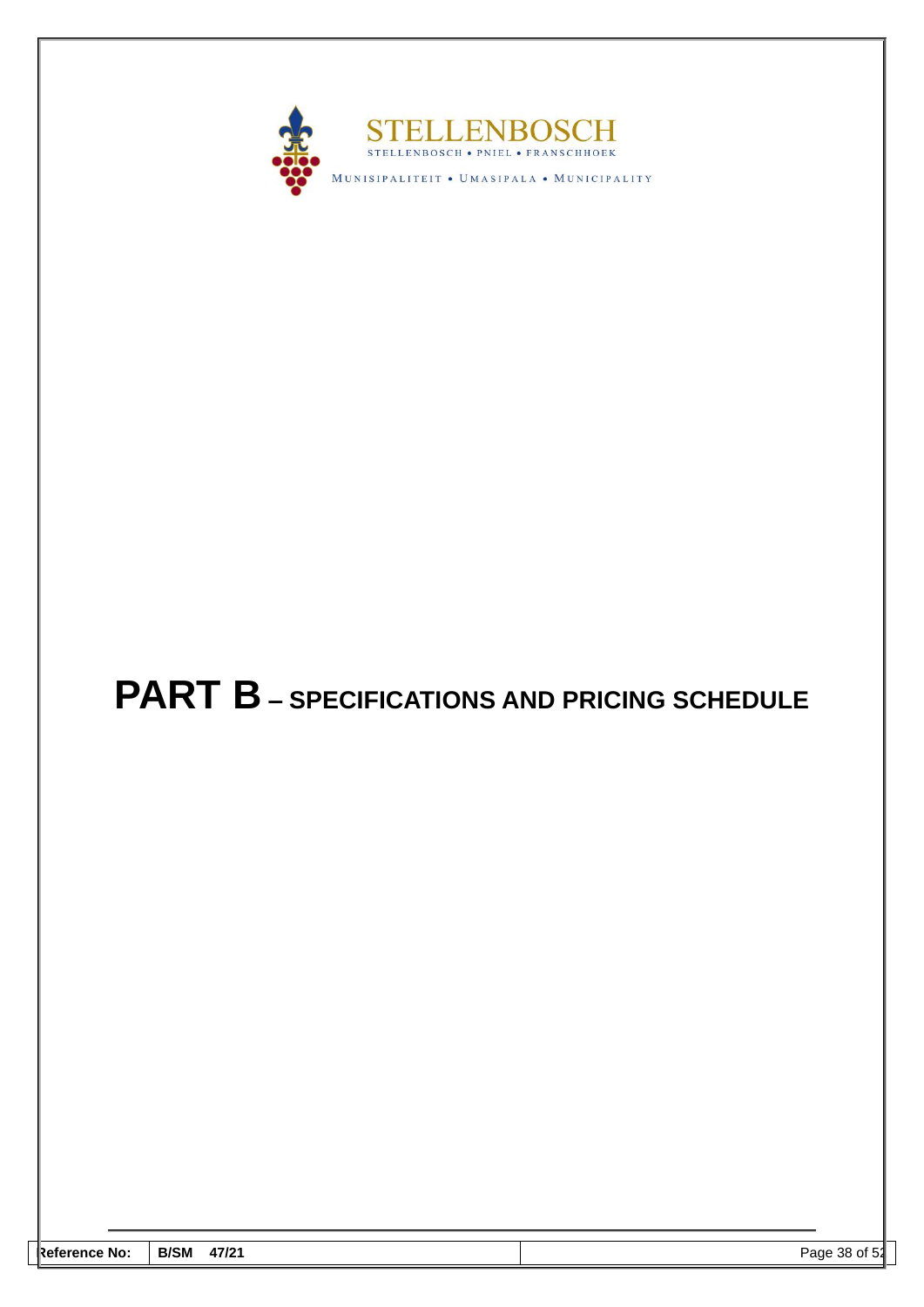# PART B – SPECIFICATIONS AND PRICING SCHEDULE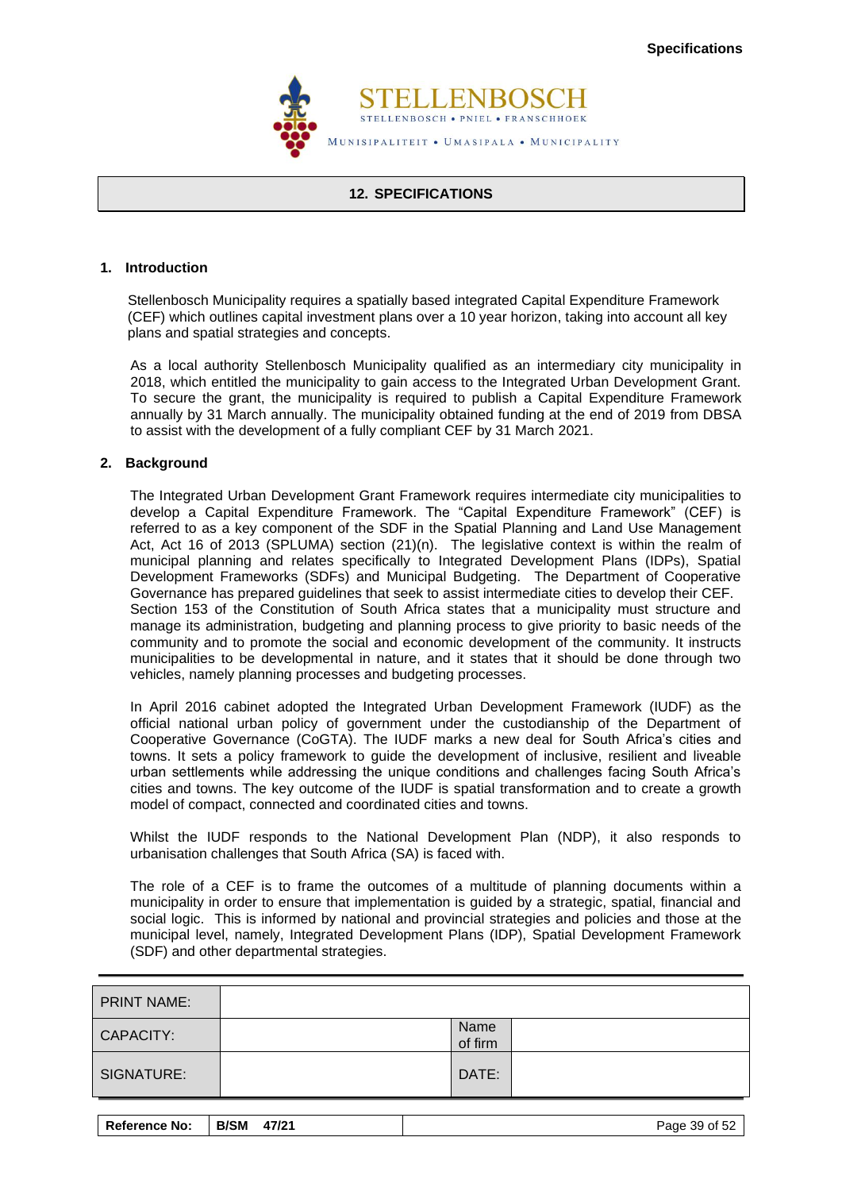## 12. SPECIFICATIONS

### 1. Introduction

Stellenbosch Municipality requires a spatially based integrated Capital Expenditure Framework (CEF) which outlines capital investment plans over a 10 year horizon, taking into account all key plans and spatial strategies and concepts.

As a local authority Stellenbosch Municipality qualified as an intermediary city municipality in 2018, which entitled the municipality to gain access to the Integrated Urban Development Grant. To secure the grant, the municipality is required to publish a Capital Expenditure Framework annually by 31 March annually. The municipality obtained funding at the end of 2019 from DBSA to assist with the development of a fully compliant CEF by 31 March 2021.

### 2. Background

The Integrated Urban Development Grant Framework requires intermediate city municipalities to develop a Capital Expenditure Framework. The "Capital Expenditure Framework" (CEF) is referred to as a key component of the SDF in the Spatial Planning and Land Use Management Act, Act 16 of 2013 (SPLUMA) section (21)(n). The legislative context is within the realm of municipal planning and relates specifically to Integrated Development Plans (IDPs), Spatial Development Frameworks (SDFs) and Municipal Budgeting. The Department of Cooperative Governance has prepared guidelines that seek to assist intermediate cities to develop their CEF.
Section 153 of the Constitution of South Africa states that a municipality must structure and manage its administration, budgeting and planning process to give priority to basic needs of the community and to promote the social and economic development of the community. It instructs municipalities to be developmental in nature, and it states that it should be done through two vehicles, namely planning processes and budgeting processes.

In April 2016 cabinet adopted the Integrated Urban Development Framework (IUDF) as the official national urban policy of government under the custodianship of the Department of Cooperative Governance (CoGTA). The IUDF marks a new deal for South Africa's cities and towns. It sets a policy framework to guide the development of inclusive, resilient and liveable urban settlements while addressing the unique conditions and challenges facing South Africa's cities and towns. The key outcome of the IUDF is spatial transformation and to create a growth model of compact, connected and coordinated cities and towns.

Whilst the IUDF responds to the National Development Plan (NDP), it also responds to urbanisation challenges that South Africa (SA) is faced with.

The role of a CEF is to frame the outcomes of a multitude of planning documents within a municipality in order to ensure that implementation is guided by a strategic, spatial, financial and social logic. This is informed by national and provincial strategies and policies and those at the municipal level, namely, Integrated Development Plans (IDP), Spatial Development Framework (SDF) and other departmental strategies.

| PRINT NAME: | | | |
|---|---|---|---|
| CAPACITY: | | Name of firm | |
| SIGNATURE: | | DATE: | |

| Reference No: | B/SM 47/21 |
|---|---|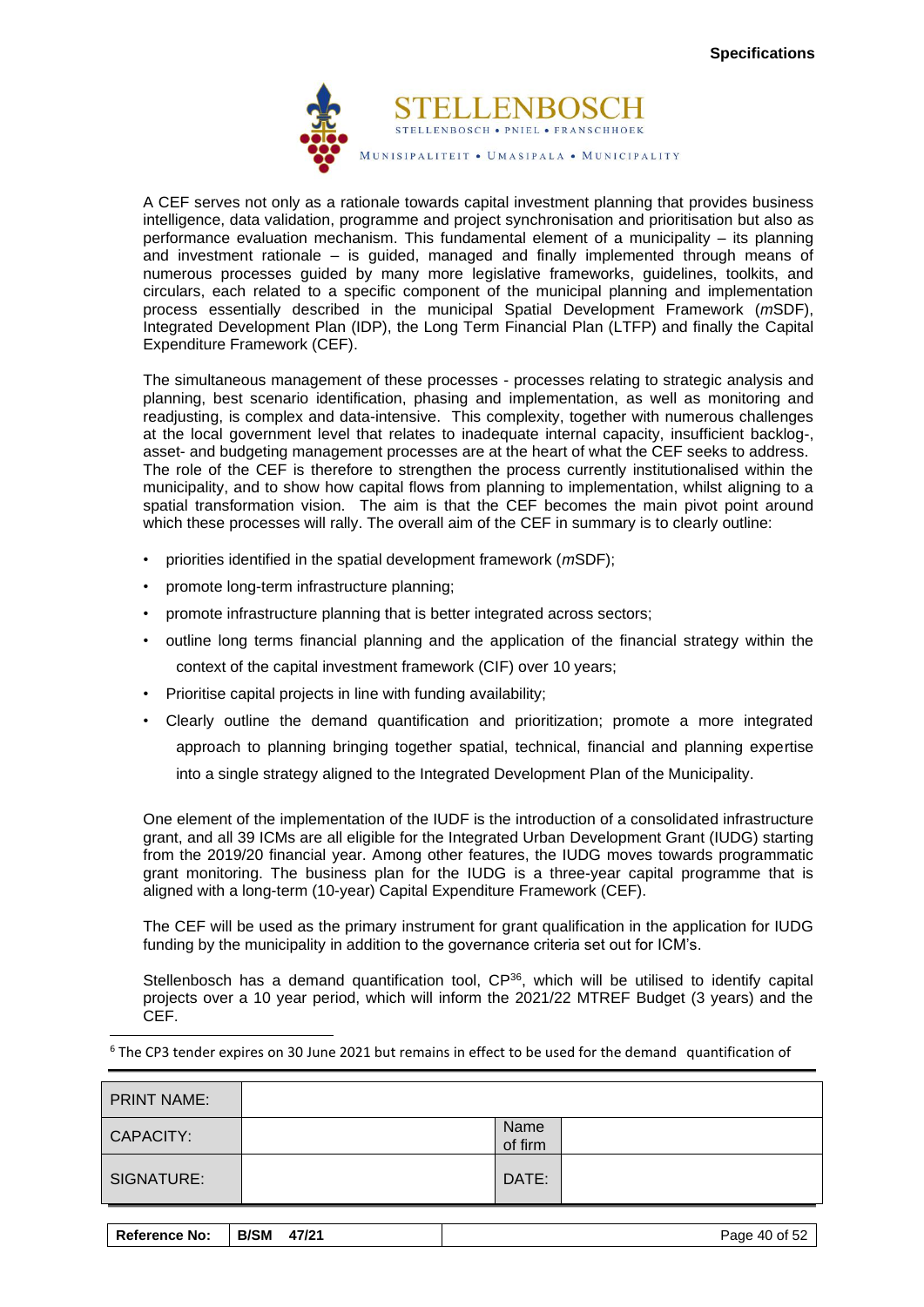A CEF serves not only as a rationale towards capital investment planning that provides business intelligence, data validation, programme and project synchronisation and prioritisation but also as performance evaluation mechanism. This fundamental element of a municipality – its planning and investment rationale – is guided, managed and finally implemented through means of numerous processes guided by many more legislative frameworks, guidelines, toolkits, and circulars, each related to a specific component of the municipal planning and implementation process essentially described in the municipal Spatial Development Framework (*m*SDF), Integrated Development Plan (IDP), the Long Term Financial Plan (LTFP) and finally the Capital Expenditure Framework (CEF).

The simultaneous management of these processes - processes relating to strategic analysis and planning, best scenario identification, phasing and implementation, as well as monitoring and readjusting, is complex and data-intensive. This complexity, together with numerous challenges at the local government level that relates to inadequate internal capacity, insufficient backlog-, asset- and budgeting management processes are at the heart of what the CEF seeks to address. The role of the CEF is therefore to strengthen the process currently institutionalised within the municipality, and to show how capital flows from planning to implementation, whilst aligning to a spatial transformation vision. The aim is that the CEF becomes the main pivot point around which these processes will rally. The overall aim of the CEF in summary is to clearly outline:

- priorities identified in the spatial development framework (*m*SDF);
- promote long-term infrastructure planning;
- promote infrastructure planning that is better integrated across sectors;
- outline long terms financial planning and the application of the financial strategy within the context of the capital investment framework (CIF) over 10 years;
- Prioritise capital projects in line with funding availability;
- Clearly outline the demand quantification and prioritization; promote a more integrated approach to planning bringing together spatial, technical, financial and planning expertise into a single strategy aligned to the Integrated Development Plan of the Municipality.

One element of the implementation of the IUDF is the introduction of a consolidated infrastructure grant, and all 39 ICMs are all eligible for the Integrated Urban Development Grant (IUDG) starting from the 2019/20 financial year. Among other features, the IUDG moves towards programmatic grant monitoring. The business plan for the IUDG is a three-year capital programme that is aligned with a long-term (10-year) Capital Expenditure Framework (CEF).

The CEF will be used as the primary instrument for grant qualification in the application for IUDG funding by the municipality in addition to the governance criteria set out for ICM's.

Stellenbosch has a demand quantification tool, CP3[6], which will be utilised to identify capital projects over a 10 year period, which will inform the 2021/22 MTREF Budget (3 years) and the CEF.

[6] The CP3 tender expires on 30 June 2021 but remains in effect to be used for the demand quantification of

| PRINT NAME: | | | |
|---|---|---|---|
| CAPACITY: | | Name of firm | |
| SIGNATURE: | | DATE: | |

| Reference No: | B/SM 47/21 |
|---|---|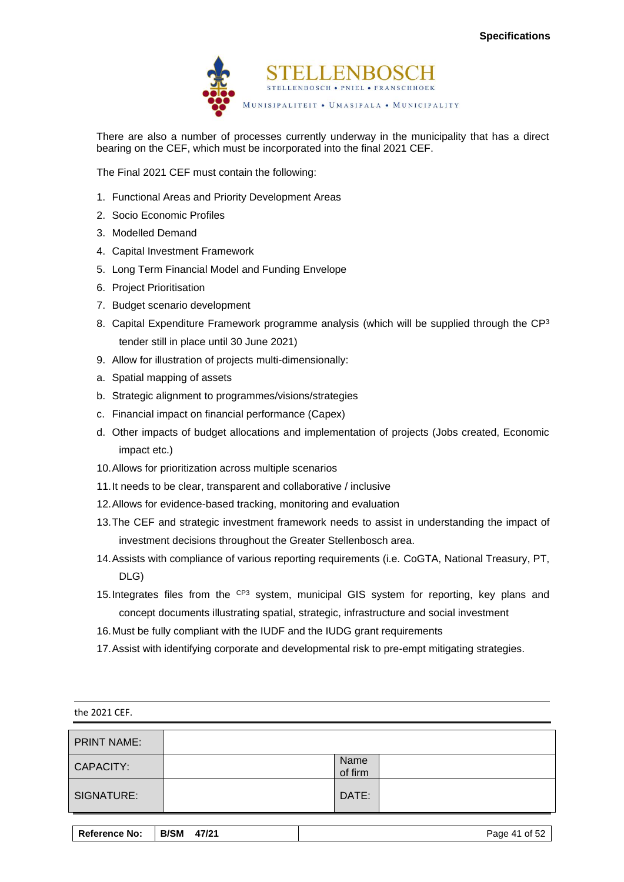There are also a number of processes currently underway in the municipality that has a direct bearing on the CEF, which must be incorporated into the final 2021 CEF.

The Final 2021 CEF must contain the following:

1. Functional Areas and Priority Development Areas
2. Socio Economic Profiles
3. Modelled Demand
4. Capital Investment Framework
5. Long Term Financial Model and Funding Envelope
6. Project Prioritisation
7. Budget scenario development
8. Capital Expenditure Framework programme analysis (which will be supplied through the $CP^3$ tender still in place until 30 June 2021)
9. Allow for illustration of projects multi-dimensionally:

a. Spatial mapping of assets

b. Strategic alignment to programmes/visions/strategies

c. Financial impact on financial performance (Capex)

d. Other impacts of budget allocations and implementation of projects (Jobs created, Economic impact etc.)

10. Allows for prioritization across multiple scenarios
11. It needs to be clear, transparent and collaborative / inclusive
12. Allows for evidence-based tracking, monitoring and evaluation
13. The CEF and strategic investment framework needs to assist in understanding the impact of investment decisions throughout the Greater Stellenbosch area.
14. Assists with compliance of various reporting requirements (i.e. CoGTA, National Treasury, PT, DLG)
15. Integrates files from the $^{CP3}$ system, municipal GIS system for reporting, key plans and concept documents illustrating spatial, strategic, infrastructure and social investment
16. Must be fully compliant with the IUDF and the IUDG grant requirements
17. Assist with identifying corporate and developmental risk to pre-empt mitigating strategies.

the 2021 CEF.

| PRINT NAME: | | | |
|---|---|---|---|
| CAPACITY: | | Name of firm | |
| SIGNATURE: | | DATE: | |

| Reference No: | B/SM 47/21 |
|---|---|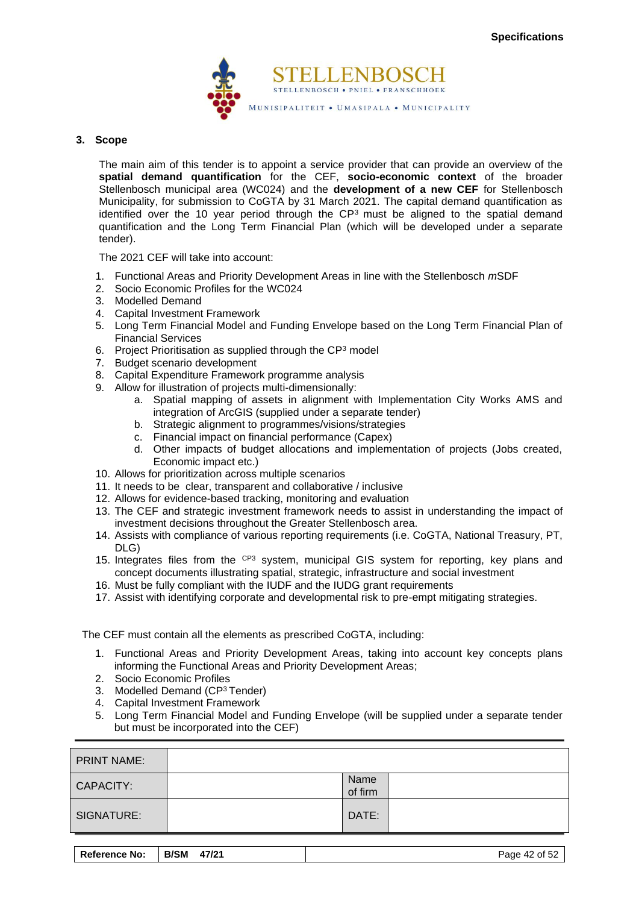## 3. Scope

The main aim of this tender is to appoint a service provider that can provide an overview of the **spatial demand quantification** for the CEF, **socio-economic context** of the broader Stellenbosch municipal area (WC024) and the **development of a new CEF** for Stellenbosch Municipality, for submission to CoGTA by 31 March 2021. The capital demand quantification as identified over the 10 year period through the $CP^3$ must be aligned to the spatial demand quantification and the Long Term Financial Plan (which will be developed under a separate tender).

The 2021 CEF will take into account:

1. Functional Areas and Priority Development Areas in line with the Stellenbosch *m*SDF
2. Socio Economic Profiles for the WC024
3. Modelled Demand
4. Capital Investment Framework
5. Long Term Financial Model and Funding Envelope based on the Long Term Financial Plan of Financial Services
6. Project Prioritisation as supplied through the $CP^3$ model
7. Budget scenario development
8. Capital Expenditure Framework programme analysis
9. Allow for illustration of projects multi-dimensionally:
   a. Spatial mapping of assets in alignment with Implementation City Works AMS and integration of ArcGIS (supplied under a separate tender)
   b. Strategic alignment to programmes/visions/strategies
   c. Financial impact on financial performance (Capex)
   d. Other impacts of budget allocations and implementation of projects (Jobs created, Economic impact etc.)
10. Allows for prioritization across multiple scenarios
11. It needs to be clear, transparent and collaborative / inclusive
12. Allows for evidence-based tracking, monitoring and evaluation
13. The CEF and strategic investment framework needs to assist in understanding the impact of investment decisions throughout the Greater Stellenbosch area.
14. Assists with compliance of various reporting requirements (i.e. CoGTA, National Treasury, PT, DLG)
15. Integrates files from the $^{CP3}$ system, municipal GIS system for reporting, key plans and concept documents illustrating spatial, strategic, infrastructure and social investment
16. Must be fully compliant with the IUDF and the IUDG grant requirements
17. Assist with identifying corporate and developmental risk to pre-empt mitigating strategies.

The CEF must contain all the elements as prescribed CoGTA, including:

1. Functional Areas and Priority Development Areas, taking into account key concepts plans informing the Functional Areas and Priority Development Areas;
2. Socio Economic Profiles
3. Modelled Demand ($CP^3$ Tender)
4. Capital Investment Framework
5. Long Term Financial Model and Funding Envelope (will be supplied under a separate tender but must be incorporated into the CEF)

| PRINT NAME: | | | |
|---|---|---|---|
| CAPACITY: | | Name of firm | |
| SIGNATURE: | | DATE: | |

| Reference No: | B/SM 47/21 |
|---|---|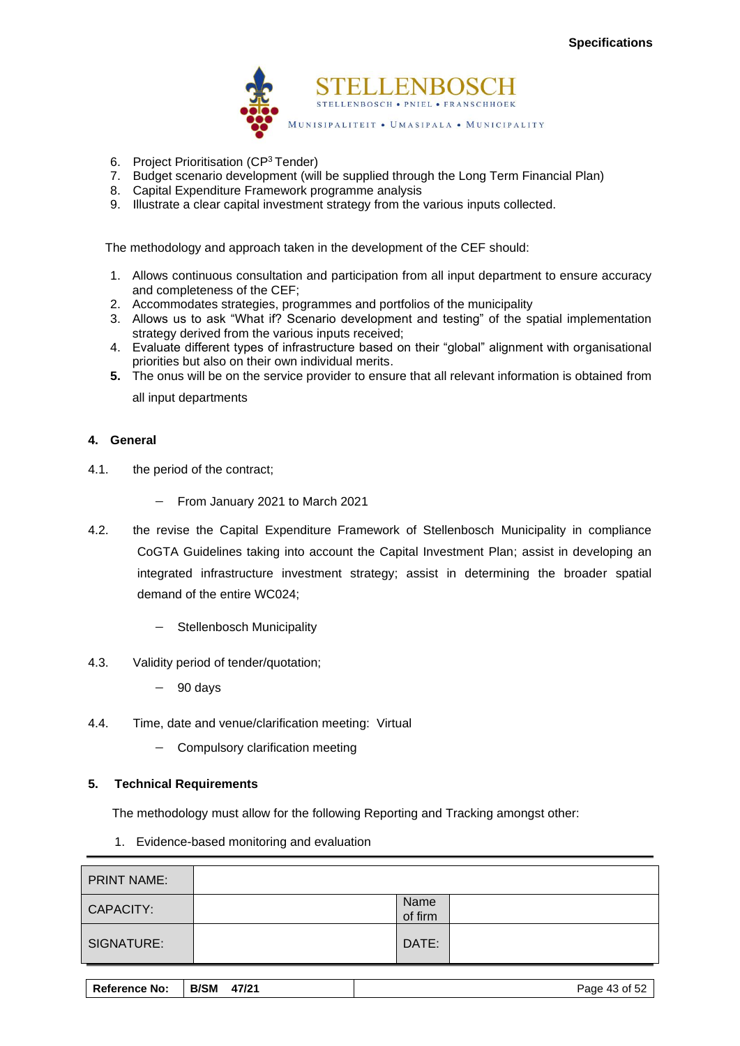6. Project Prioritisation (CP[3] Tender)
7. Budget scenario development (will be supplied through the Long Term Financial Plan)
8. Capital Expenditure Framework programme analysis
9. Illustrate a clear capital investment strategy from the various inputs collected.

The methodology and approach taken in the development of the CEF should:

1. Allows continuous consultation and participation from all input department to ensure accuracy and completeness of the CEF;
2. Accommodates strategies, programmes and portfolios of the municipality
3. Allows us to ask "What if? Scenario development and testing" of the spatial implementation strategy derived from the various inputs received;
4. Evaluate different types of infrastructure based on their "global" alignment with organisational priorities but also on their own individual merits.
5. The onus will be on the service provider to ensure that all relevant information is obtained from all input departments

## 4. General

4.1. the period of the contract;

- From January 2021 to March 2021

4.2. the revise the Capital Expenditure Framework of Stellenbosch Municipality in compliance CoGTA Guidelines taking into account the Capital Investment Plan; assist in developing an integrated infrastructure investment strategy; assist in determining the broader spatial demand of the entire WC024;

- Stellenbosch Municipality

4.3. Validity period of tender/quotation;

- 90 days

4.4. Time, date and venue/clarification meeting: Virtual

- Compulsory clarification meeting

## 5. Technical Requirements

The methodology must allow for the following Reporting and Tracking amongst other:

1. Evidence-based monitoring and evaluation

| PRINT NAME: | | | |
|---|---|---|---|
| CAPACITY: | | Name of firm | |
| SIGNATURE: | | DATE: | |

| Reference No: | B/SM 47/21 |
|---|---|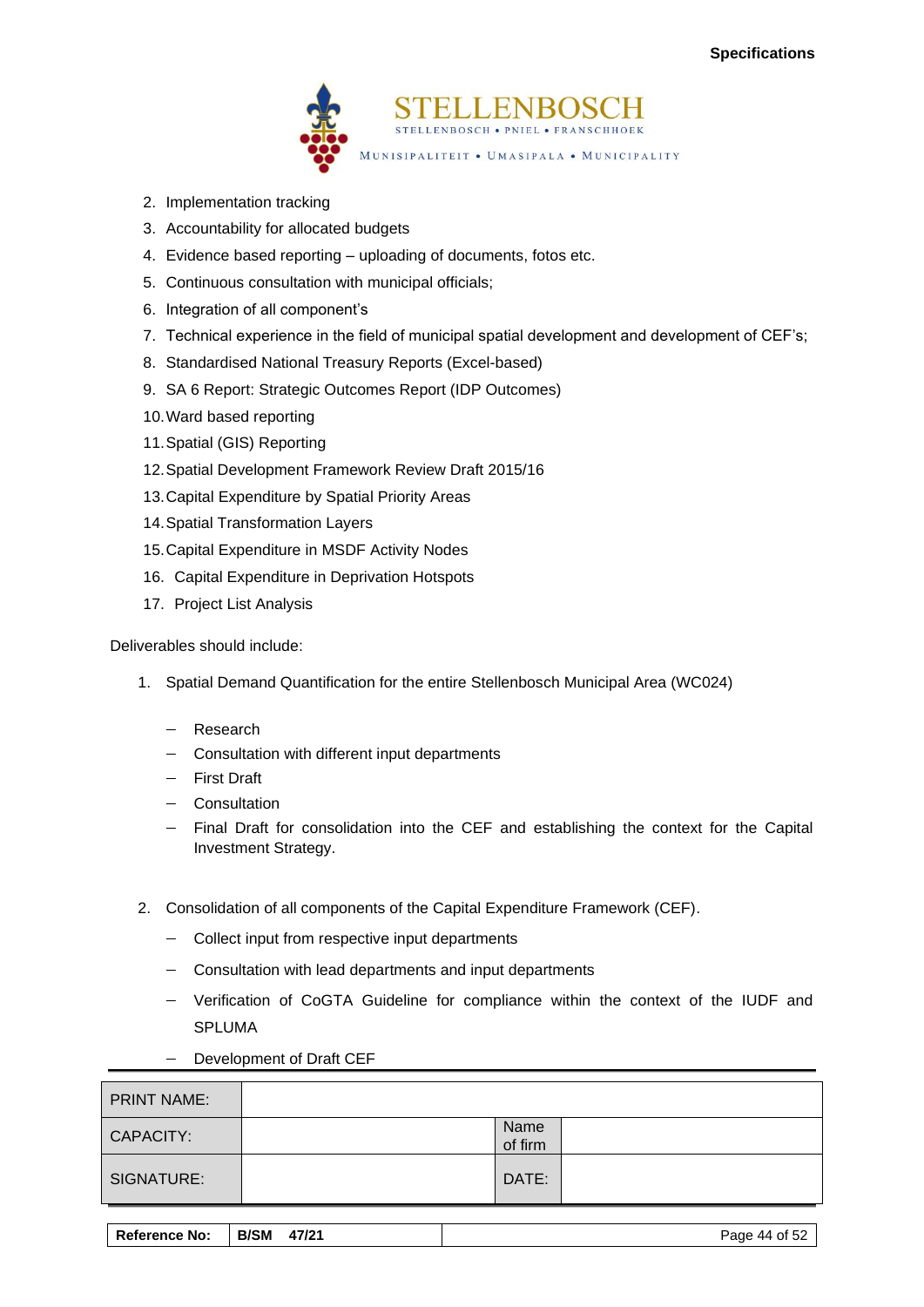2. Implementation tracking
3. Accountability for allocated budgets
4. Evidence based reporting – uploading of documents, fotos etc.
5. Continuous consultation with municipal officials;
6. Integration of all component's
7. Technical experience in the field of municipal spatial development and development of CEF's;
8. Standardised National Treasury Reports (Excel-based)
9. SA 6 Report: Strategic Outcomes Report (IDP Outcomes)
10. Ward based reporting
11. Spatial (GIS) Reporting
12. Spatial Development Framework Review Draft 2015/16
13. Capital Expenditure by Spatial Priority Areas
14. Spatial Transformation Layers
15. Capital Expenditure in MSDF Activity Nodes
16. Capital Expenditure in Deprivation Hotspots
17. Project List Analysis

Deliverables should include:

1. Spatial Demand Quantification for the entire Stellenbosch Municipal Area (WC024)

   - Research
   - Consultation with different input departments
   - First Draft
   - Consultation
   - Final Draft for consolidation into the CEF and establishing the context for the Capital Investment Strategy.

2. Consolidation of all components of the Capital Expenditure Framework (CEF).

   - Collect input from respective input departments
   - Consultation with lead departments and input departments
   - Verification of CoGTA Guideline for compliance within the context of the IUDF and SPLUMA
   - Development of Draft CEF

| PRINT NAME: | | | |
|---|---|---|---|
| CAPACITY: | | Name of firm | |
| SIGNATURE: | | DATE: | |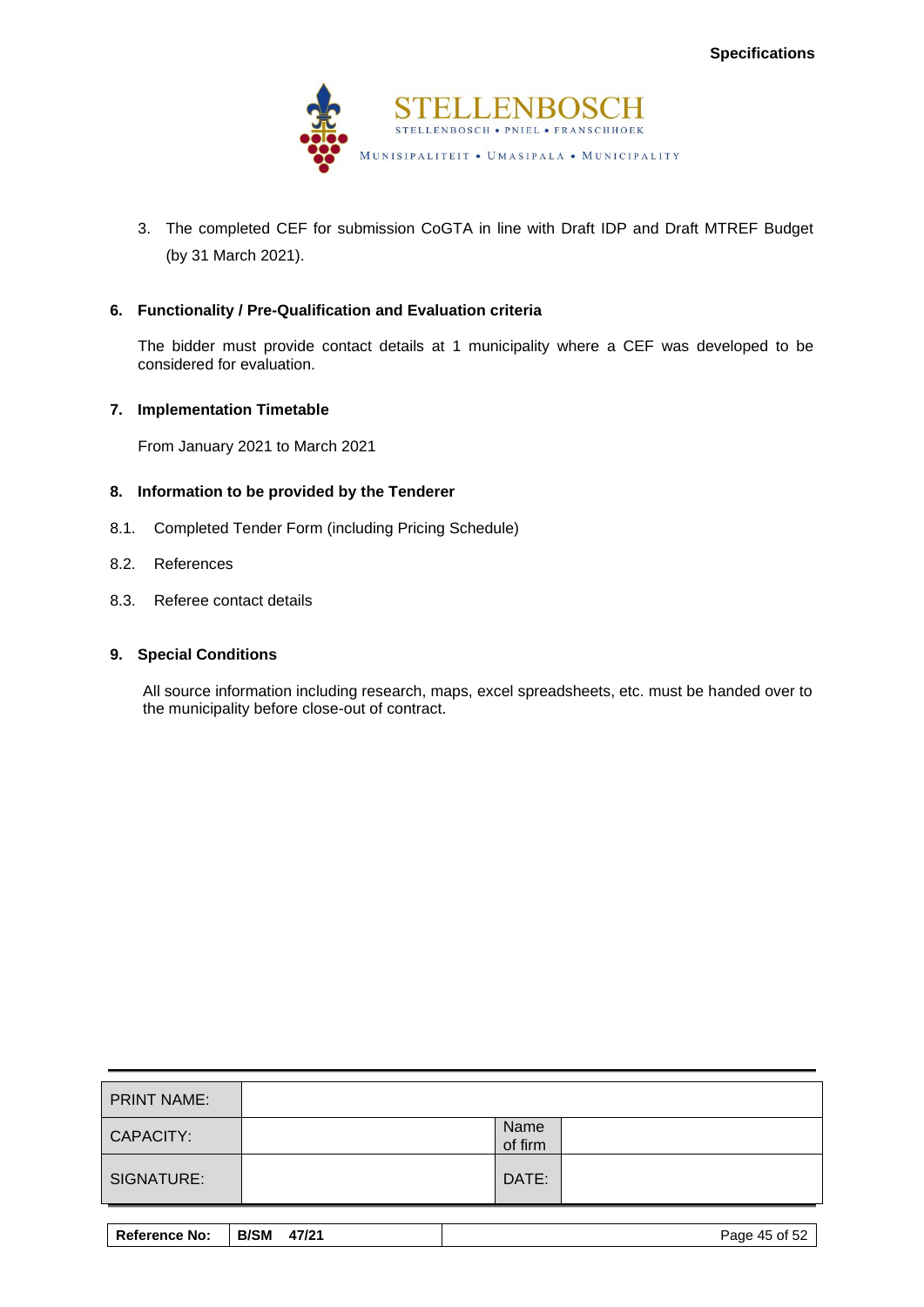3. The completed CEF for submission CoGTA in line with Draft IDP and Draft MTREF Budget (by 31 March 2021).

## 6. Functionality / Pre-Qualification and Evaluation criteria

The bidder must provide contact details at 1 municipality where a CEF was developed to be considered for evaluation.

## 7. Implementation Timetable

From January 2021 to March 2021

## 8. Information to be provided by the Tenderer

8.1. Completed Tender Form (including Pricing Schedule)

8.2. References

8.3. Referee contact details

## 9. Special Conditions

All source information including research, maps, excel spreadsheets, etc. must be handed over to the municipality before close-out of contract.

| PRINT NAME: | | | |
|---|---|---|---|
| CAPACITY: | | Name of firm | |
| SIGNATURE: | | DATE: | |

| Reference No: | B/SM 47/21 |
|---|---|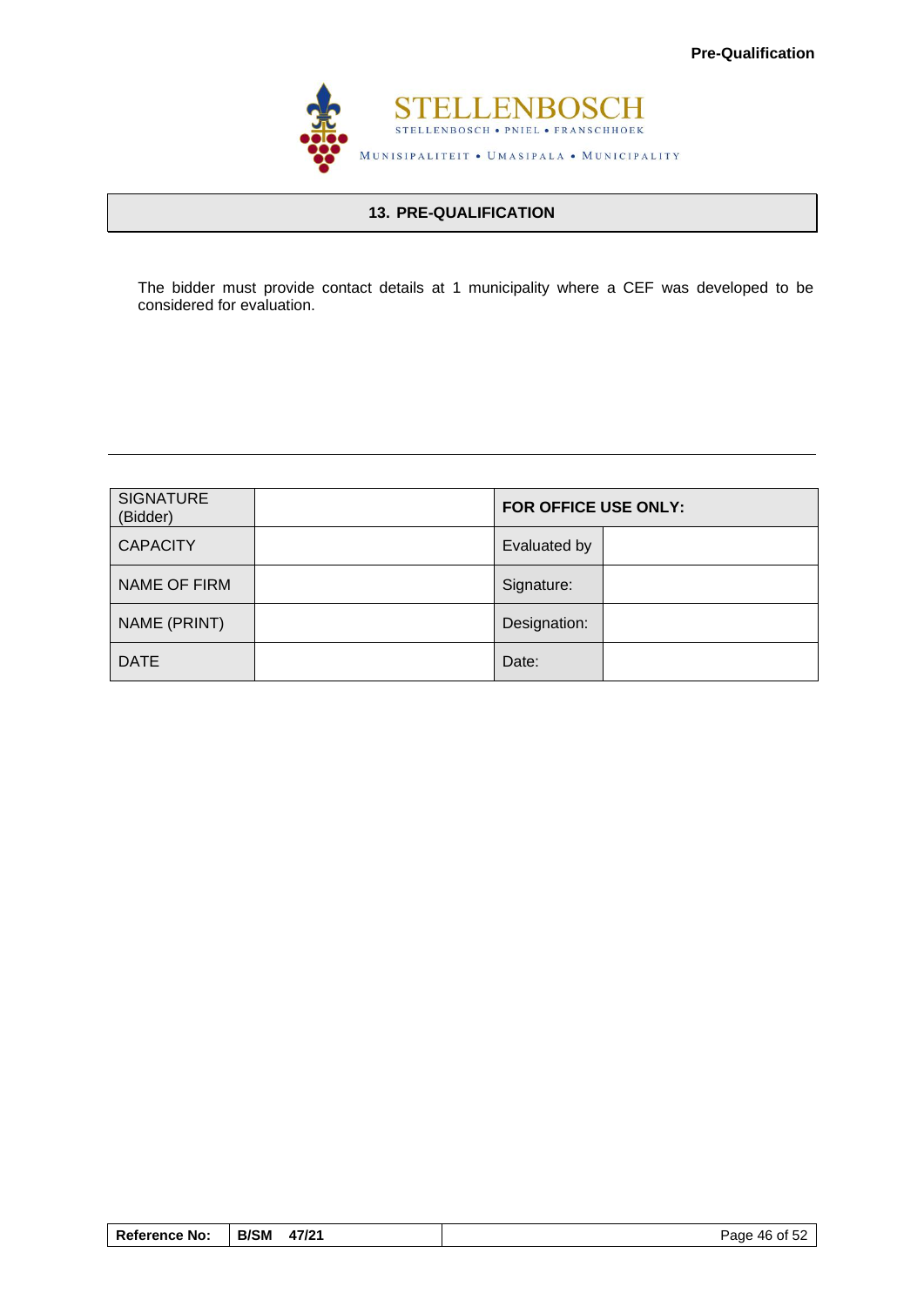## 13. PRE-QUALIFICATION

The bidder must provide contact details at 1 municipality where a CEF was developed to be considered for evaluation.

| SIGNATURE (Bidder) | | FOR OFFICE USE ONLY: | |
|---|---|---|---|
| CAPACITY | | Evaluated by | |
| NAME OF FIRM | | Signature: | |
| NAME (PRINT) | | Designation: | |
| DATE | | Date: | |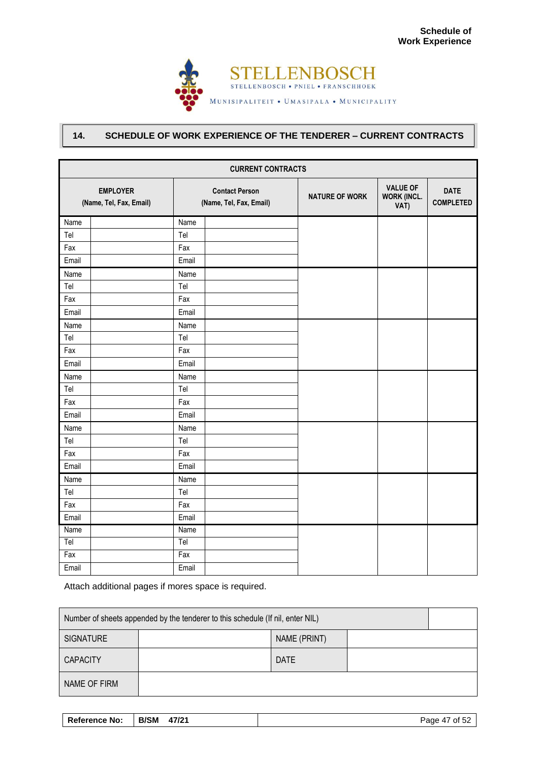Schedule of Work Experience

STELLENBOSCH
STELLENBOSCH • PNIEL • FRANSCHHOEK
MUNISIPALITEIT • UMASIPALA • MUNICIPALITY

## 14. SCHEDULE OF WORK EXPERIENCE OF THE TENDERER – CURRENT CONTRACTS

| CURRENT CONTRACTS | | | | | | |
|---|---|---|---|---|---|---|
| EMPLOYER (Name, Tel, Fax, Email) | | Contact Person (Name, Tel, Fax, Email) | | NATURE OF WORK | VALUE OF WORK (INCL. VAT) | DATE COMPLETED |
| Name | | Name | | | | |
| Tel | | Tel | | | | |
| Fax | | Fax | | | | |
| Email | | Email | | | | |
| Name | | Name | | | | |
| Tel | | Tel | | | | |
| Fax | | Fax | | | | |
| Email | | Email | | | | |
| Name | | Name | | | | |
| Tel | | Tel | | | | |
| Fax | | Fax | | | | |
| Email | | Email | | | | |
| Name | | Name | | | | |
| Tel | | Tel | | | | |
| Fax | | Fax | | | | |
| Email | | Email | | | | |
| Name | | Name | | | | |
| Tel | | Tel | | | | |
| Fax | | Fax | | | | |
| Email | | Email | | | | |
| Name | | Name | | | | |
| Tel | | Tel | | | | |
| Fax | | Fax | | | | |
| Email | | Email | | | | |
| Name | | Name | | | | |
| Tel | | Tel | | | | |
| Fax | | Fax | | | | |
| Email | | Email | | | | |

Attach additional pages if mores space is required.

| Number of sheets appended by the tenderer to this schedule (If nil, enter NIL) | | | |
|---|---|---|---|
| SIGNATURE | | NAME (PRINT) | |
| CAPACITY | | DATE | |
| NAME OF FIRM | | | |

| Reference No: | B/SM 47/21 |
|---|---|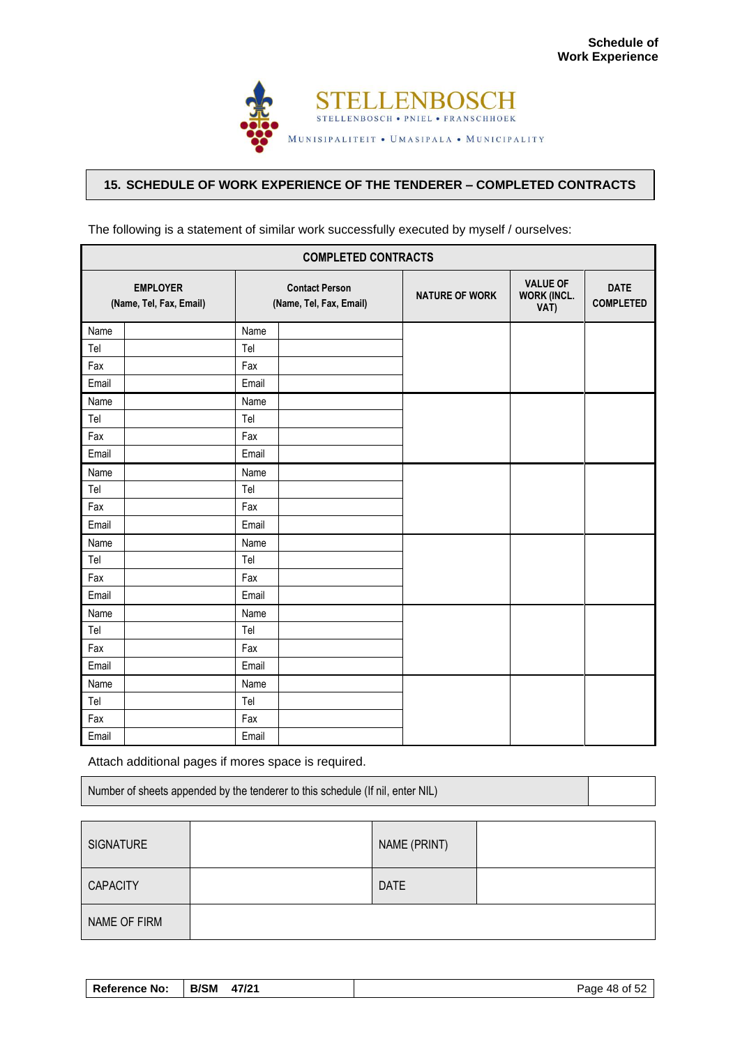## 15. SCHEDULE OF WORK EXPERIENCE OF THE TENDERER – COMPLETED CONTRACTS

The following is a statement of similar work successfully executed by myself / ourselves:

| COMPLETED CONTRACTS | | | | | | |
|---|---|---|---|---|---|---|
| EMPLOYER (Name, Tel, Fax, Email) | | Contact Person (Name, Tel, Fax, Email) | | NATURE OF WORK | VALUE OF WORK (INCL. VAT) | DATE COMPLETED |
| Name | | Name | | | | |
| Tel | | Tel | | | | |
| Fax | | Fax | | | | |
| Email | | Email | | | | |
| Name | | Name | | | | |
| Tel | | Tel | | | | |
| Fax | | Fax | | | | |
| Email | | Email | | | | |
| Name | | Name | | | | |
| Tel | | Tel | | | | |
| Fax | | Fax | | | | |
| Email | | Email | | | | |
| Name | | Name | | | | |
| Tel | | Tel | | | | |
| Fax | | Fax | | | | |
| Email | | Email | | | | |
| Name | | Name | | | | |
| Tel | | Tel | | | | |
| Fax | | Fax | | | | |
| Email | | Email | | | | |
| Name | | Name | | | | |
| Tel | | Tel | | | | |
| Fax | | Fax | | | | |
| Email | | Email | | | | |

Attach additional pages if mores space is required.

| Number of sheets appended by the tenderer to this schedule (If nil, enter NIL) | |
|---|---|

| SIGNATURE | | NAME (PRINT) | |
|---|---|---|---|
| CAPACITY | | DATE | |
| NAME OF FIRM | | | |

| Reference No: | B/SM 47/21 |
|---|---|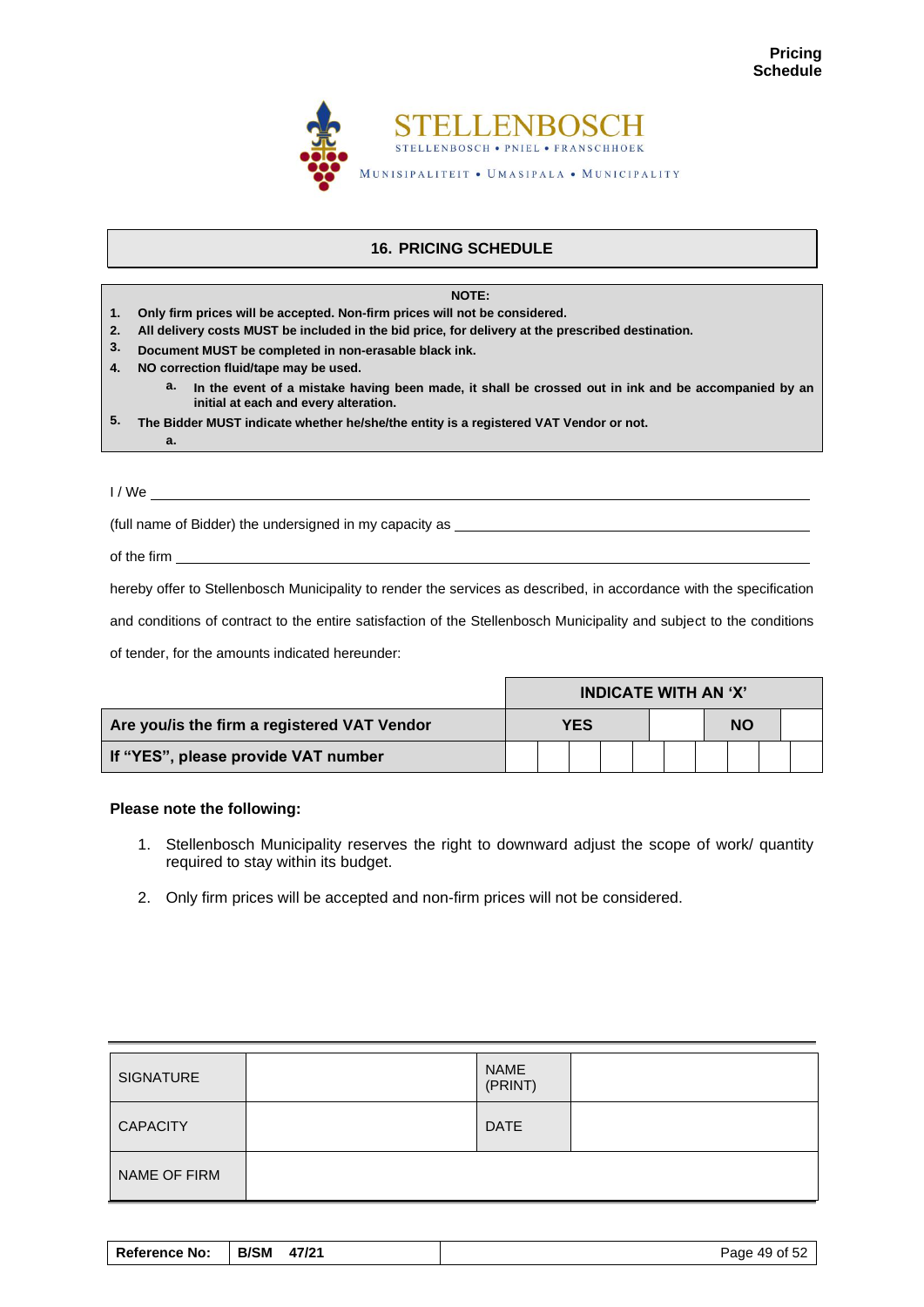## 16. PRICING SCHEDULE

**NOTE:**

1. **Only firm prices will be accepted. Non-firm prices will not be considered.**
2. **All delivery costs MUST be included in the bid price, for delivery at the prescribed destination.**
3. **Document MUST be completed in non-erasable black ink.**
4. **NO correction fluid/tape may be used.**
   a. **In the event of a mistake having been made, it shall be crossed out in ink and be accompanied by an initial at each and every alteration.**
5. **The Bidder MUST indicate whether he/she/the entity is a registered VAT Vendor or not.**
   a.

I / We ______________________________________________

(full name of Bidder) the undersigned in my capacity as ______________________________

of the firm ______________________________________________

hereby offer to Stellenbosch Municipality to render the services as described, in accordance with the specification and conditions of contract to the entire satisfaction of the Stellenbosch Municipality and subject to the conditions of tender, for the amounts indicated hereunder:

| | INDICATE WITH AN 'X' | | | |
|---|---|---|---|---|
| **Are you/is the firm a registered VAT Vendor** | **YES** | | **NO** | |
| **If "YES", please provide VAT number** | | | | |

**Please note the following:**

1. Stellenbosch Municipality reserves the right to downward adjust the scope of work/ quantity required to stay within its budget.
2. Only firm prices will be accepted and non-firm prices will not be considered.

| SIGNATURE | | NAME (PRINT) | |
|---|---|---|---|
| CAPACITY | | DATE | |
| NAME OF FIRM | | | |

| Reference No: | B/SM 47/21 |
|---|---|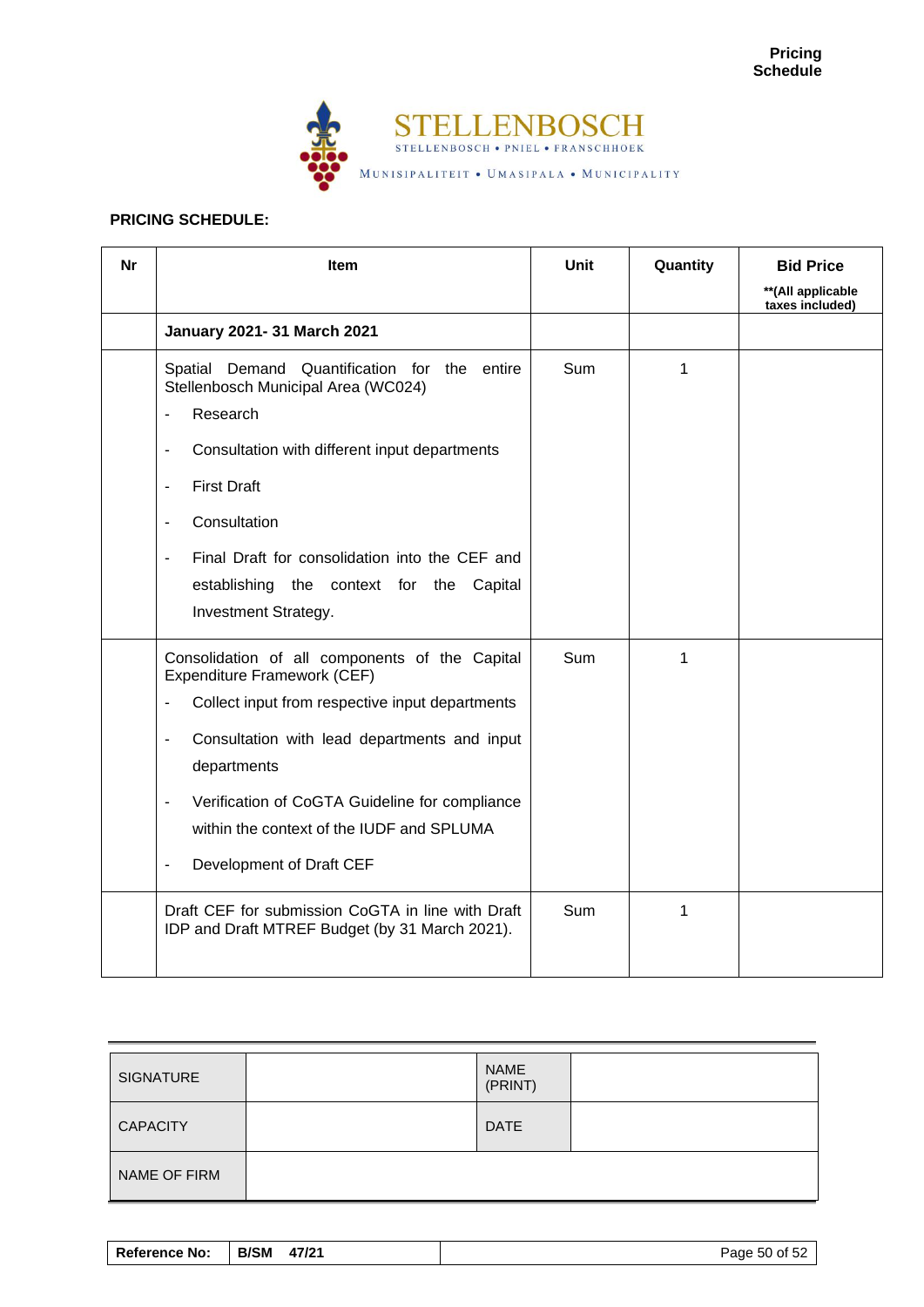Pricing Schedule

STELLENBOSCH
STELLENBOSCH • PNIEL • FRANSCHHOEK
MUNISIPALITEIT • UMASIPALA • MUNICIPALITY

**PRICING SCHEDULE:**

| Nr | Item | Unit | Quantity | Bid Price **(All applicable taxes included) |
|---|---|---|---|---|
| | **January 2021- 31 March 2021** | | | |
| | Spatial Demand Quantification for the entire Stellenbosch Municipal Area (WC024)<br>- Research<br>- Consultation with different input departments<br>- First Draft<br>- Consultation<br>- Final Draft for consolidation into the CEF and establishing the context for the Capital Investment Strategy. | Sum | 1 | |
| | Consolidation of all components of the Capital Expenditure Framework (CEF)<br>- Collect input from respective input departments<br>- Consultation with lead departments and input departments<br>- Verification of CoGTA Guideline for compliance within the context of the IUDF and SPLUMA<br>- Development of Draft CEF | Sum | 1 | |
| | Draft CEF for submission CoGTA in line with Draft IDP and Draft MTREF Budget (by 31 March 2021). | Sum | 1 | |

| SIGNATURE | | NAME (PRINT) | |
|---|---|---|---|
| CAPACITY | | DATE | |
| NAME OF FIRM | | | |

| Reference No: | B/SM 47/21 |
|---|---|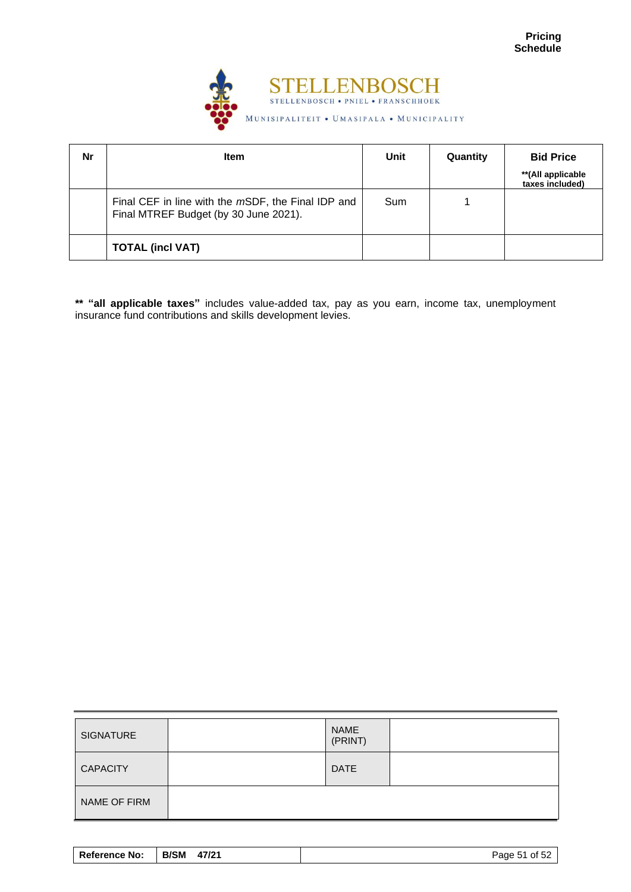**Pricing Schedule**

STELLENBOSCH
STELLENBOSCH • PNIEL • FRANSCHHOEK
MUNISIPALITEIT • UMASIPALA • MUNICIPALITY

| Nr | Item | Unit | Quantity | Bid Price **(All applicable taxes included) |
|---|---|---|---|---|
| | Final CEF in line with the *m*SDF, the Final IDP and Final MTREF Budget (by 30 June 2021). | Sum | 1 | |
| | **TOTAL (incl VAT)** | | | |

**\*\* "all applicable taxes"** includes value-added tax, pay as you earn, income tax, unemployment insurance fund contributions and skills development levies.

| SIGNATURE | | NAME (PRINT) | |
|---|---|---|---|
| CAPACITY | | DATE | |
| NAME OF FIRM | | | |

| Reference No: | B/SM 47/21 |
|---|---|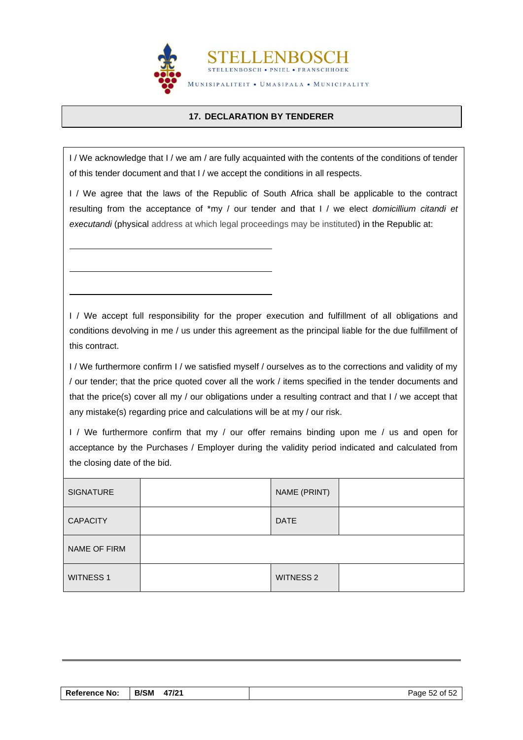STELLENBOSCH

STELLENBOSCH • PNIEL • FRANSCHHOEK

MUNISIPALITEIT • UMASIPALA • MUNICIPALITY

## 17. DECLARATION BY TENDERER

I / We acknowledge that I / we am / are fully acquainted with the contents of the conditions of tender of this tender document and that I / we accept the conditions in all respects.

I / We agree that the laws of the Republic of South Africa shall be applicable to the contract resulting from the acceptance of *my / our tender and that I / we elect *domicillium citandi et executandi* (physical address at which legal proceedings may be instituted) in the Republic at:

\_\_\_\_\_\_\_\_\_\_\_\_\_\_\_\_\_\_\_\_\_\_\_\_\_\_\_\_\_\_\_\_\_\_\_\_\_\_\_\_

\_\_\_\_\_\_\_\_\_\_\_\_\_\_\_\_\_\_\_\_\_\_\_\_\_\_\_\_\_\_\_\_\_\_\_\_\_\_\_\_

\_\_\_\_\_\_\_\_\_\_\_\_\_\_\_\_\_\_\_\_\_\_\_\_\_\_\_\_\_\_\_\_\_\_\_\_\_\_\_\_

I / We accept full responsibility for the proper execution and fulfillment of all obligations and conditions devolving in me / us under this agreement as the principal liable for the due fulfillment of this contract.

I / We furthermore confirm I / we satisfied myself / ourselves as to the corrections and validity of my / our tender; that the price quoted cover all the work / items specified in the tender documents and that the price(s) cover all my / our obligations under a resulting contract and that I / we accept that any mistake(s) regarding price and calculations will be at my / our risk.

I / We furthermore confirm that my / our offer remains binding upon me / us and open for acceptance by the Purchases / Employer during the validity period indicated and calculated from the closing date of the bid.

| | | | |
|---|---|---|---|
| SIGNATURE | | NAME (PRINT) | |
| CAPACITY | | DATE | |
| NAME OF FIRM | | | |
| WITNESS 1 | | WITNESS 2 | |

| | | |
|---|---|---|
| **Reference No:** | **B/SM 47/21** | |